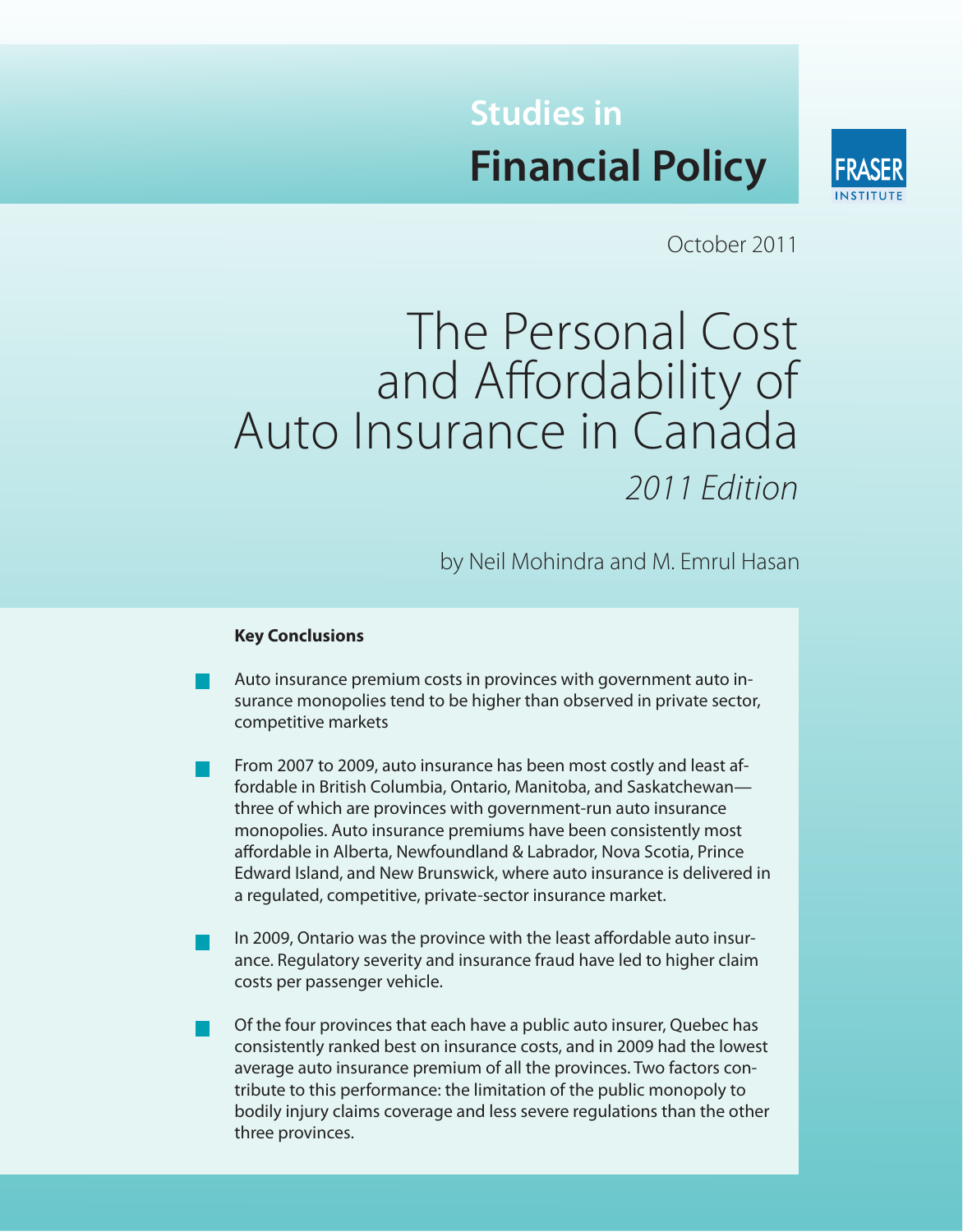Studies in

**Financial Policy**

FRASER INSTITUTE

October 2011

# The Personal Cost and Affordability of Auto Insurance in Canada

*2011 Edition*

by Neil Mohindra and M. Emrul Hasan

**Key Conclusions**

- Auto insurance premium costs in provinces with government auto insurance monopolies tend to be higher than observed in private sector, competitive markets
- From 2007 to 2009, auto insurance has been most costly and least affordable in British Columbia, Ontario, Manitoba, and Saskatchewan—three of which are provinces with government-run auto insurance monopolies. Auto insurance premiums have been consistently most affordable in Alberta, Newfoundland & Labrador, Nova Scotia, Prince Edward Island, and New Brunswick, where auto insurance is delivered in a regulated, competitive, private-sector insurance market.
- In 2009, Ontario was the province with the least affordable auto insurance. Regulatory severity and insurance fraud have led to higher claim costs per passenger vehicle.
- Of the four provinces that each have a public auto insurer, Quebec has consistently ranked best on insurance costs, and in 2009 had the lowest average auto insurance premium of all the provinces. Two factors contribute to this performance: the limitation of the public monopoly to bodily injury claims coverage and less severe regulations than the other three provinces.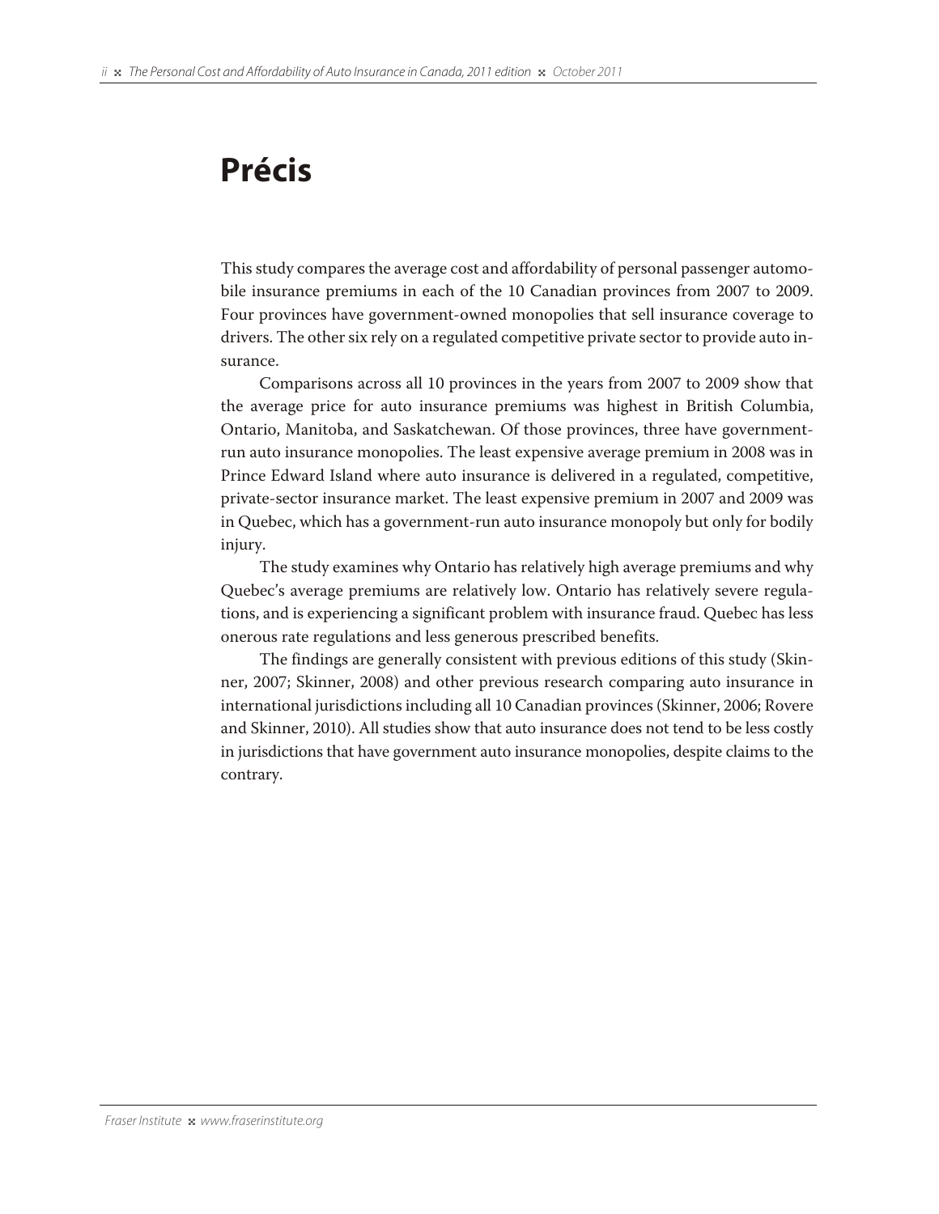# Précis

This study compares the average cost and affordability of personal passenger automobile insurance premiums in each of the 10 Canadian provinces from 2007 to 2009. Four provinces have government-owned monopolies that sell insurance coverage to drivers. The other six rely on a regulated competitive private sector to provide auto insurance.

Comparisons across all 10 provinces in the years from 2007 to 2009 show that the average price for auto insurance premiums was highest in British Columbia, Ontario, Manitoba, and Saskatchewan. Of those provinces, three have government-run auto insurance monopolies. The least expensive average premium in 2008 was in Prince Edward Island where auto insurance is delivered in a regulated, competitive, private-sector insurance market. The least expensive premium in 2007 and 2009 was in Quebec, which has a government-run auto insurance monopoly but only for bodily injury.

The study examines why Ontario has relatively high average premiums and why Quebec's average premiums are relatively low. Ontario has relatively severe regulations, and is experiencing a significant problem with insurance fraud. Quebec has less onerous rate regulations and less generous prescribed benefits.

The findings are generally consistent with previous editions of this study (Skinner, 2007; Skinner, 2008) and other previous research comparing auto insurance in international jurisdictions including all 10 Canadian provinces (Skinner, 2006; Rovere and Skinner, 2010). All studies show that auto insurance does not tend to be less costly in jurisdictions that have government auto insurance monopolies, despite claims to the contrary.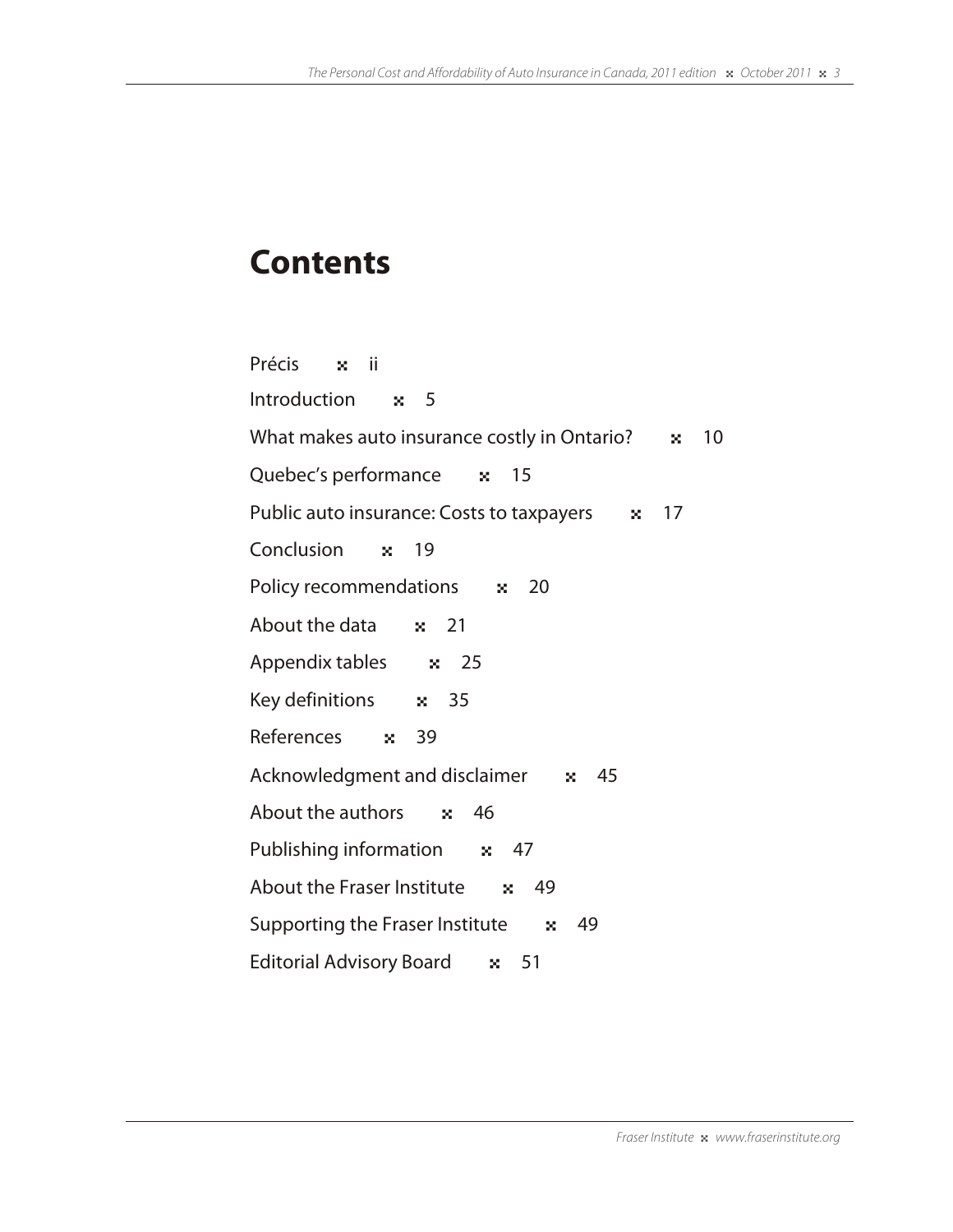# Contents

Précis ⌘ ii

Introduction ⌘ 5

What makes auto insurance costly in Ontario? ⌘ 10

Quebec's performance ⌘ 15

Public auto insurance: Costs to taxpayers ⌘ 17

Conclusion ⌘ 19

Policy recommendations ⌘ 20

About the data ⌘ 21

Appendix tables ⌘ 25

Key definitions ⌘ 35

References ⌘ 39

Acknowledgment and disclaimer ⌘ 45

About the authors ⌘ 46

Publishing information ⌘ 47

About the Fraser Institute ⌘ 49

Supporting the Fraser Institute ⌘ 49

Editorial Advisory Board ⌘ 51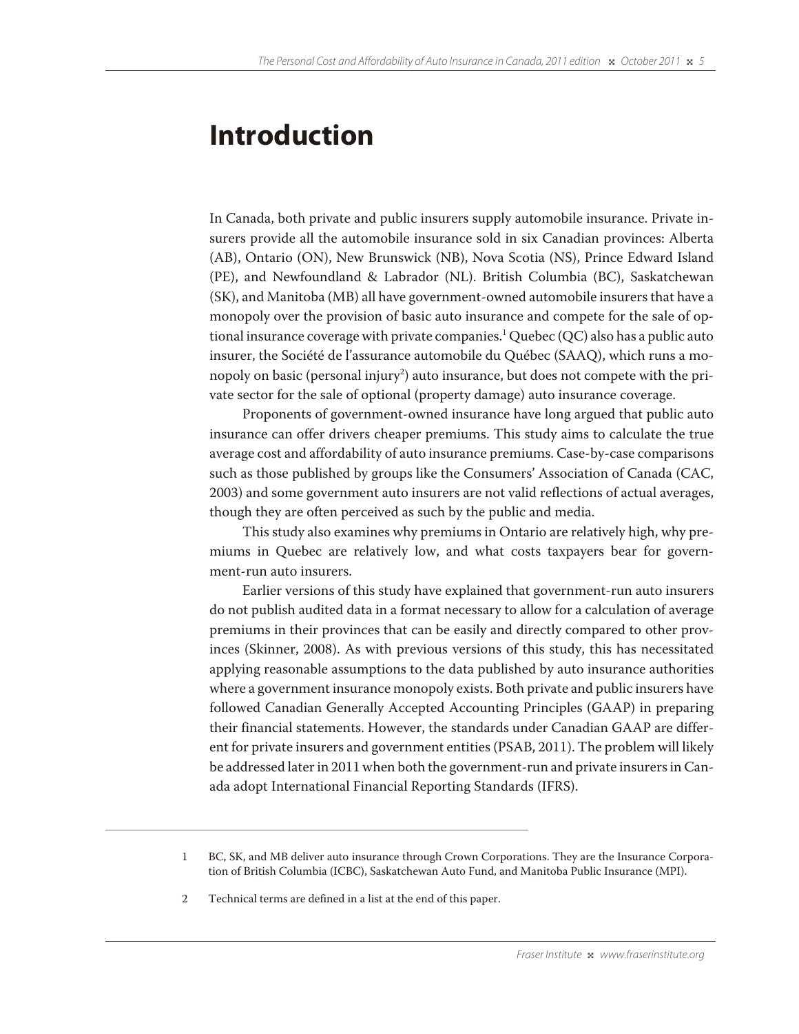# Introduction

In Canada, both private and public insurers supply automobile insurance. Private insurers provide all the automobile insurance sold in six Canadian provinces: Alberta (AB), Ontario (ON), New Brunswick (NB), Nova Scotia (NS), Prince Edward Island (PE), and Newfoundland & Labrador (NL). British Columbia (BC), Saskatchewan (SK), and Manitoba (MB) all have government-owned automobile insurers that have a monopoly over the provision of basic auto insurance and compete for the sale of optional insurance coverage with private companies.[1] Quebec (QC) also has a public auto insurer, the Société de l'assurance automobile du Québec (SAAQ), which runs a monopoly on basic (personal injury[2]) auto insurance, but does not compete with the private sector for the sale of optional (property damage) auto insurance coverage.

Proponents of government-owned insurance have long argued that public auto insurance can offer drivers cheaper premiums. This study aims to calculate the true average cost and affordability of auto insurance premiums. Case-by-case comparisons such as those published by groups like the Consumers' Association of Canada (CAC, 2003) and some government auto insurers are not valid reflections of actual averages, though they are often perceived as such by the public and media.

This study also examines why premiums in Ontario are relatively high, why premiums in Quebec are relatively low, and what costs taxpayers bear for government-run auto insurers.

Earlier versions of this study have explained that government-run auto insurers do not publish audited data in a format necessary to allow for a calculation of average premiums in their provinces that can be easily and directly compared to other provinces (Skinner, 2008). As with previous versions of this study, this has necessitated applying reasonable assumptions to the data published by auto insurance authorities where a government insurance monopoly exists. Both private and public insurers have followed Canadian Generally Accepted Accounting Principles (GAAP) in preparing their financial statements. However, the standards under Canadian GAAP are different for private insurers and government entities (PSAB, 2011). The problem will likely be addressed later in 2011 when both the government-run and private insurers in Canada adopt International Financial Reporting Standards (IFRS).

---

1 BC, SK, and MB deliver auto insurance through Crown Corporations. They are the Insurance Corporation of British Columbia (ICBC), Saskatchewan Auto Fund, and Manitoba Public Insurance (MPI).

2 Technical terms are defined in a list at the end of this paper.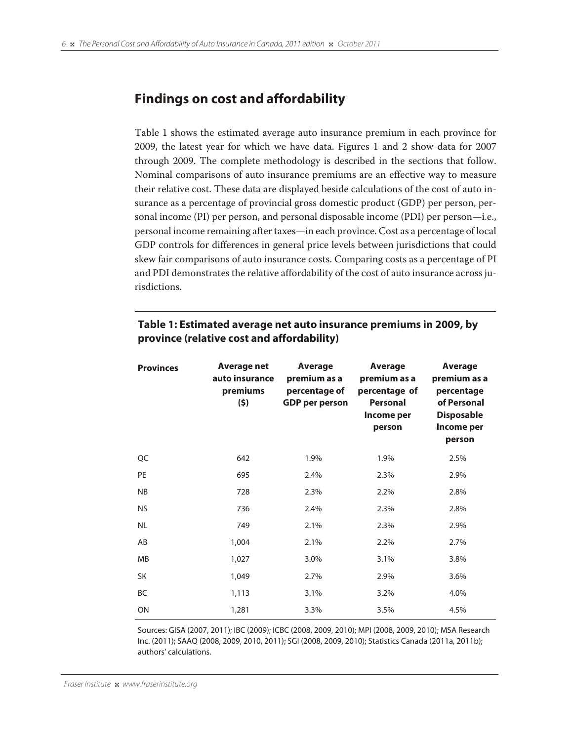## Findings on cost and affordability

Table 1 shows the estimated average auto insurance premium in each province for 2009, the latest year for which we have data. Figures 1 and 2 show data for 2007 through 2009. The complete methodology is described in the sections that follow. Nominal comparisons of auto insurance premiums are an effective way to measure their relative cost. These data are displayed beside calculations of the cost of auto insurance as a percentage of provincial gross domestic product (GDP) per person, personal income (PI) per person, and personal disposable income (PDI) per person—i.e., personal income remaining after taxes—in each province. Cost as a percentage of local GDP controls for differences in general price levels between jurisdictions that could skew fair comparisons of auto insurance costs. Comparing costs as a percentage of PI and PDI demonstrates the relative affordability of the cost of auto insurance across jurisdictions.

**Table 1: Estimated average net auto insurance premiums in 2009, by province (relative cost and affordability)**

| Provinces | Average net auto insurance premiums ($) | Average premium as a percentage of GDP per person | Average premium as a percentage of Personal Income per person | Average premium as a percentage of Personal Disposable Income per person |
|---|---|---|---|---|
| QC | 642 | 1.9% | 1.9% | 2.5% |
| PE | 695 | 2.4% | 2.3% | 2.9% |
| NB | 728 | 2.3% | 2.2% | 2.8% |
| NS | 736 | 2.4% | 2.3% | 2.8% |
| NL | 749 | 2.1% | 2.3% | 2.9% |
| AB | 1,004 | 2.1% | 2.2% | 2.7% |
| MB | 1,027 | 3.0% | 3.1% | 3.8% |
| SK | 1,049 | 2.7% | 2.9% | 3.6% |
| BC | 1,113 | 3.1% | 3.2% | 4.0% |
| ON | 1,281 | 3.3% | 3.5% | 4.5% |

Sources: GISA (2007, 2011); IBC (2009); ICBC (2008, 2009, 2010); MPI (2008, 2009, 2010); MSA Research Inc. (2011); SAAQ (2008, 2009, 2010, 2011); SGI (2008, 2009, 2010); Statistics Canada (2011a, 2011b); authors' calculations.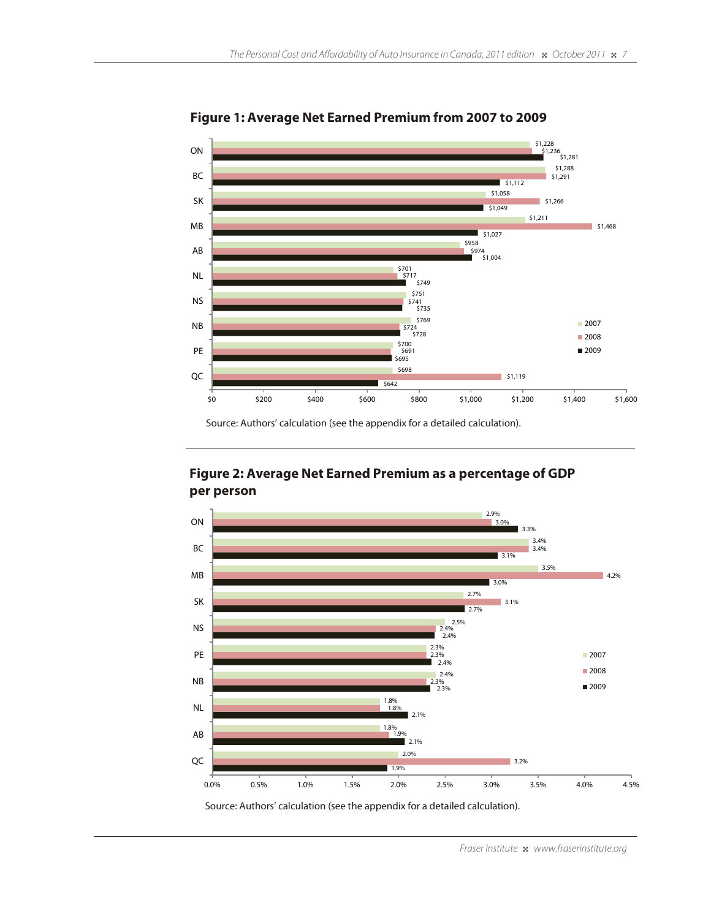## Figure 1: Average Net Earned Premium from 2007 to 2009

| Province | 2007 | 2008 | 2009 |
|---|---|---|---|
| ON | $1,228 | $1,236 | $1,281 |
| BC | $1,288 | $1,291 | $1,112 |
| SK | $1,058 | $1,266 | $1,049 |
| MB | $1,211 | $1,468 | $1,027 |
| AB | $958 | $974 | $1,004 |
| NL | $701 | $717 | $749 |
| NS | $751 | $741 | $735 |
| NB | $769 | $724 | $728 |
| PE | $700 | $691 | $695 |
| QC | $698 | $1,119 | $642 |

Source: Authors' calculation (see the appendix for a detailed calculation).

## Figure 2: Average Net Earned Premium as a percentage of GDP per person

| Province | 2007 | 2008 | 2009 |
|---|---|---|---|
| ON | 2.9% | 3.0% | 3.3% |
| BC | 3.4% | 3.4% | 3.1% |
| MB | 3.5% | 4.2% | 3.0% |
| SK | 2.7% | 3.1% | 2.7% |
| NS | 2.5% | 2.4% | 2.4% |
| PE | 2.3% | 2.3% | 2.4% |
| NB | 2.4% | 2.3% | 2.3% |
| NL | 1.8% | 1.8% | 2.1% |
| AB | 1.8% | 1.9% | 2.1% |
| QC | 2.0% | 3.2% | 1.9% |

Source: Authors' calculation (see the appendix for a detailed calculation).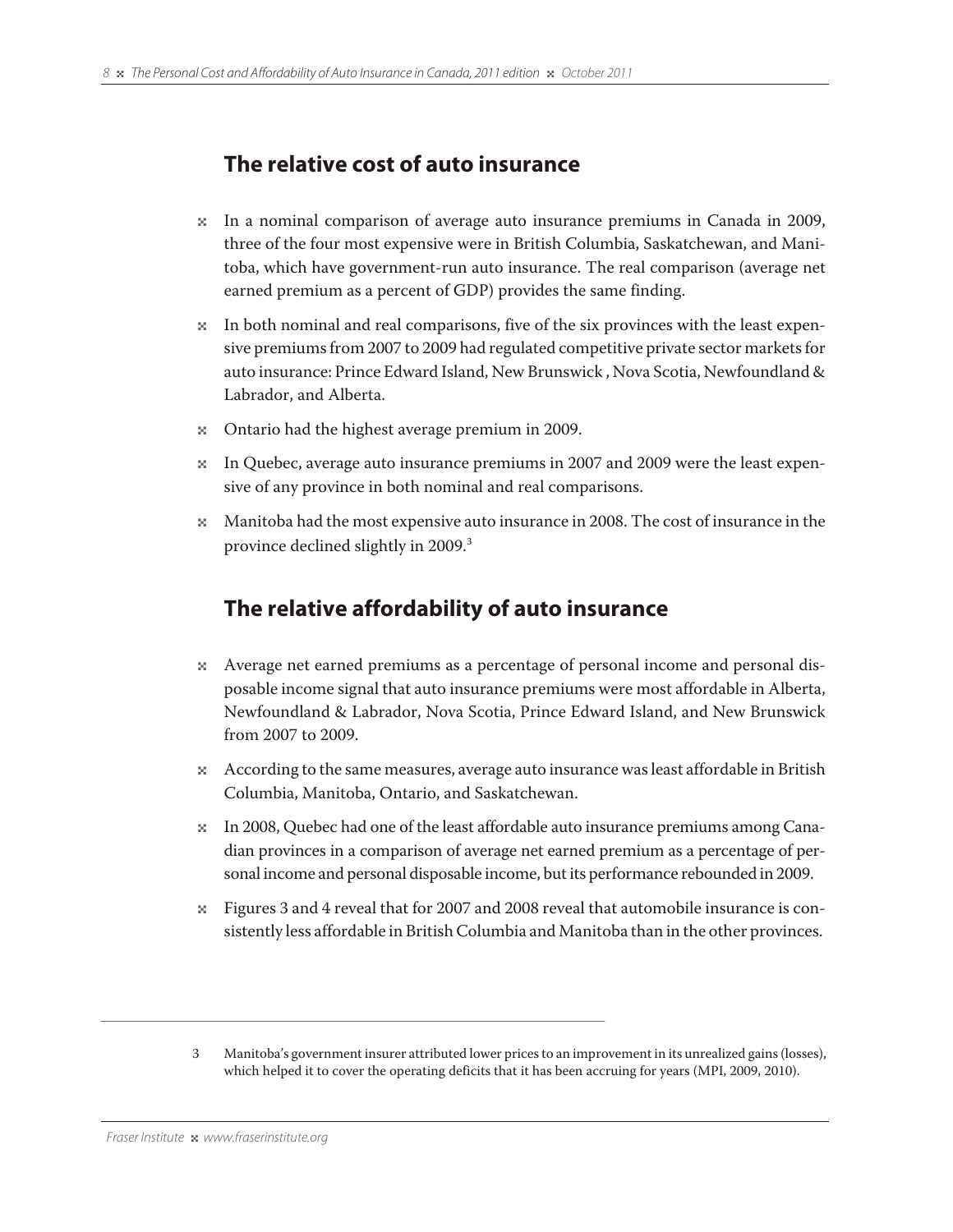## The relative cost of auto insurance

- In a nominal comparison of average auto insurance premiums in Canada in 2009, three of the four most expensive were in British Columbia, Saskatchewan, and Manitoba, which have government-run auto insurance. The real comparison (average net earned premium as a percent of GDP) provides the same finding.
- In both nominal and real comparisons, five of the six provinces with the least expensive premiums from 2007 to 2009 had regulated competitive private sector markets for auto insurance: Prince Edward Island, New Brunswick , Nova Scotia, Newfoundland & Labrador, and Alberta.
- Ontario had the highest average premium in 2009.
- In Quebec, average auto insurance premiums in 2007 and 2009 were the least expensive of any province in both nominal and real comparisons.
- Manitoba had the most expensive auto insurance in 2008. The cost of insurance in the province declined slightly in 2009.[3]

## The relative affordability of auto insurance

- Average net earned premiums as a percentage of personal income and personal disposable income signal that auto insurance premiums were most affordable in Alberta, Newfoundland & Labrador, Nova Scotia, Prince Edward Island, and New Brunswick from 2007 to 2009.
- According to the same measures, average auto insurance was least affordable in British Columbia, Manitoba, Ontario, and Saskatchewan.
- In 2008, Quebec had one of the least affordable auto insurance premiums among Canadian provinces in a comparison of average net earned premium as a percentage of personal income and personal disposable income, but its performance rebounded in 2009.
- Figures 3 and 4 reveal that for 2007 and 2008 reveal that automobile insurance is consistently less affordable in British Columbia and Manitoba than in the other provinces.

---

3 Manitoba's government insurer attributed lower prices to an improvement in its unrealized gains (losses), which helped it to cover the operating deficits that it has been accruing for years (MPI, 2009, 2010).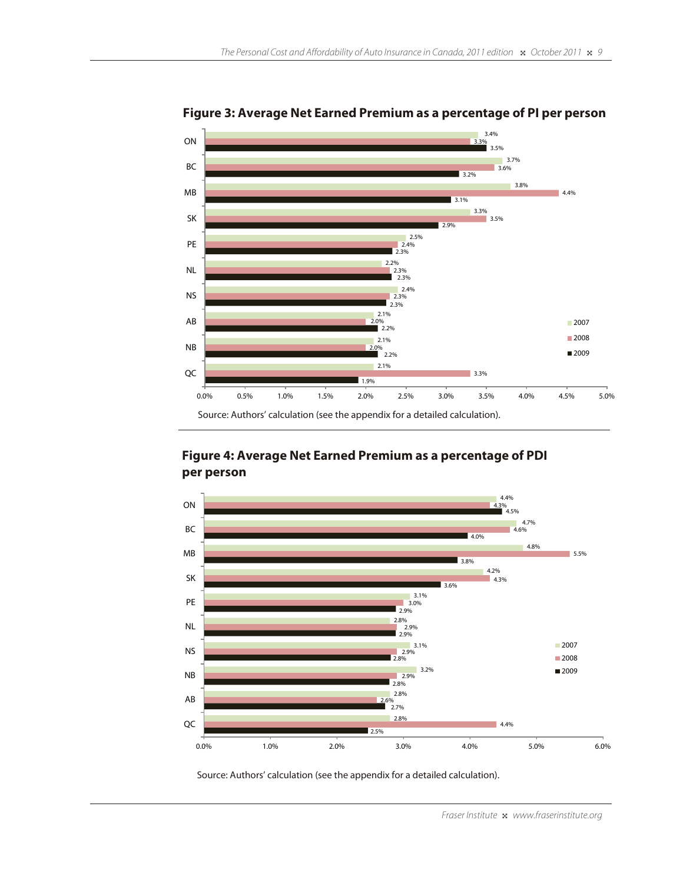## Figure 3: Average Net Earned Premium as a percentage of PI per person

| Province | 2007 | 2008 | 2009 |
|---|---|---|---|
| ON | 3.4% | 3.3% | 3.5% |
| BC | 3.7% | 3.6% | 3.2% |
| MB | 3.8% | 4.4% | 3.1% |
| SK | 3.3% | 3.5% | 2.9% |
| PE | 2.5% | 2.4% | 2.3% |
| NL | 2.2% | 2.3% | 2.3% |
| NS | 2.4% | 2.3% | 2.3% |
| AB | 2.1% | 2.0% | 2.2% |
| NB | 2.1% | 2.0% | 2.2% |
| QC | 2.1% | 3.3% | 1.9% |

Source: Authors' calculation (see the appendix for a detailed calculation).

## Figure 4: Average Net Earned Premium as a percentage of PDI per person

| Province | 2007 | 2008 | 2009 |
|---|---|---|---|
| ON | 4.4% | 4.3% | 4.5% |
| BC | 4.7% | 4.6% | 4.0% |
| MB | 4.8% | 5.5% | 3.8% |
| SK | 4.2% | 4.3% | 3.6% |
| PE | 3.1% | 3.0% | 2.9% |
| NL | 2.8% | 2.9% | 2.9% |
| NS | 3.1% | 2.9% | 2.8% |
| NB | 3.2% | 2.9% | 2.8% |
| AB | 2.8% | 2.6% | 2.7% |
| QC | 2.8% | 4.4% | 2.5% |

Source: Authors' calculation (see the appendix for a detailed calculation).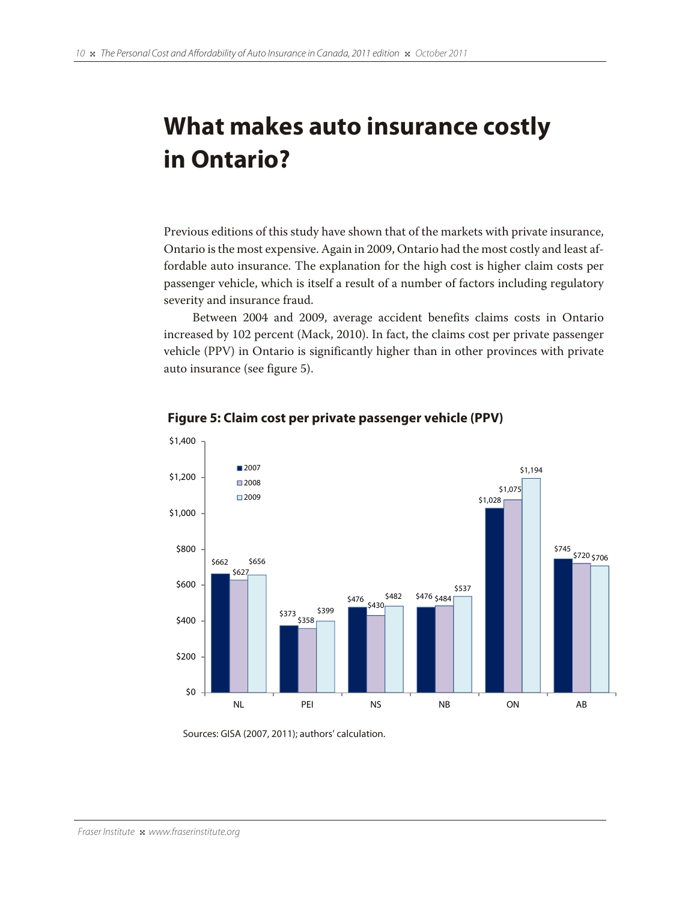# What makes auto insurance costly in Ontario?

Previous editions of this study have shown that of the markets with private insurance, Ontario is the most expensive. Again in 2009, Ontario had the most costly and least affordable auto insurance. The explanation for the high cost is higher claim costs per passenger vehicle, which is itself a result of a number of factors including regulatory severity and insurance fraud.

Between 2004 and 2009, average accident benefits claims costs in Ontario increased by 102 percent (Mack, 2010). In fact, the claims cost per private passenger vehicle (PPV) in Ontario is significantly higher than in other provinces with private auto insurance (see figure 5).

**Figure 5: Claim cost per private passenger vehicle (PPV)**

| | 2007 | 2008 | 2009 |
|---|---|---|---|
| NL | $662 | $627 | $656 |
| PEI | $373 | $358 | $399 |
| NS | $476 | $430 | $482 |
| NB | $476 | $484 | $537 |
| ON | $1,028 | $1,075 | $1,194 |
| AB | $745 | $720 | $706 |

Sources: GISA (2007, 2011); authors' calculation.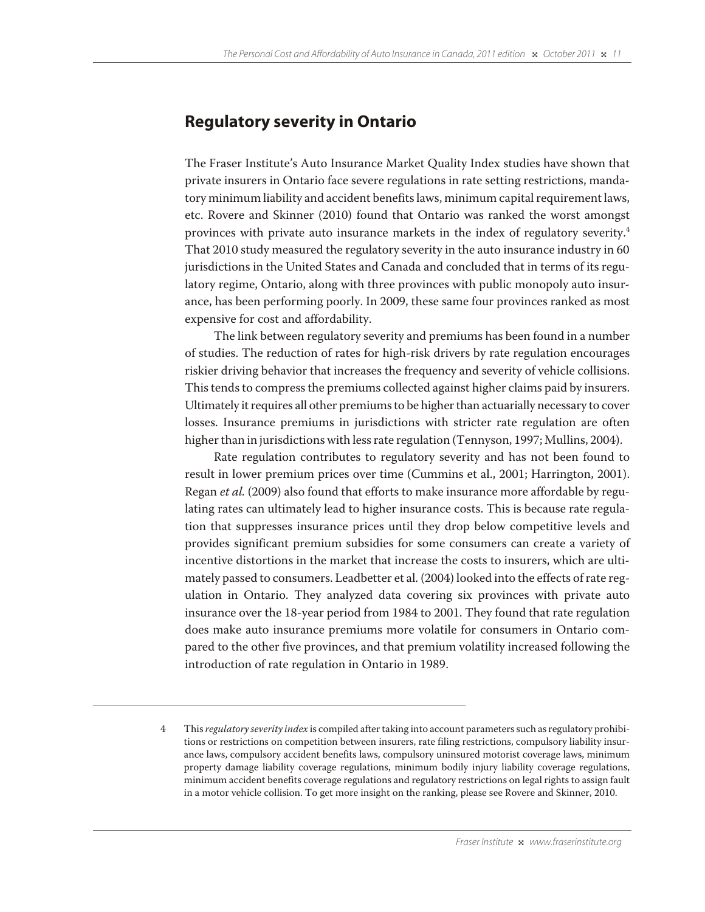## Regulatory severity in Ontario

The Fraser Institute's Auto Insurance Market Quality Index studies have shown that private insurers in Ontario face severe regulations in rate setting restrictions, mandatory minimum liability and accident benefits laws, minimum capital requirement laws, etc. Rovere and Skinner (2010) found that Ontario was ranked the worst amongst provinces with private auto insurance markets in the index of regulatory severity.[4] That 2010 study measured the regulatory severity in the auto insurance industry in 60 jurisdictions in the United States and Canada and concluded that in terms of its regulatory regime, Ontario, along with three provinces with public monopoly auto insurance, has been performing poorly. In 2009, these same four provinces ranked as most expensive for cost and affordability.

The link between regulatory severity and premiums has been found in a number of studies. The reduction of rates for high-risk drivers by rate regulation encourages riskier driving behavior that increases the frequency and severity of vehicle collisions. This tends to compress the premiums collected against higher claims paid by insurers. Ultimately it requires all other premiums to be higher than actuarially necessary to cover losses. Insurance premiums in jurisdictions with stricter rate regulation are often higher than in jurisdictions with less rate regulation (Tennyson, 1997; Mullins, 2004).

Rate regulation contributes to regulatory severity and has not been found to result in lower premium prices over time (Cummins et al., 2001; Harrington, 2001). Regan *et al.* (2009) also found that efforts to make insurance more affordable by regulating rates can ultimately lead to higher insurance costs. This is because rate regulation that suppresses insurance prices until they drop below competitive levels and provides significant premium subsidies for some consumers can create a variety of incentive distortions in the market that increase the costs to insurers, which are ultimately passed to consumers. Leadbetter et al. (2004) looked into the effects of rate regulation in Ontario. They analyzed data covering six provinces with private auto insurance over the 18-year period from 1984 to 2001. They found that rate regulation does make auto insurance premiums more volatile for consumers in Ontario compared to the other five provinces, and that premium volatility increased following the introduction of rate regulation in Ontario in 1989.

---

4 This *regulatory severity index* is compiled after taking into account parameters such as regulatory prohibitions or restrictions on competition between insurers, rate filing restrictions, compulsory liability insurance laws, compulsory accident benefits laws, compulsory uninsured motorist coverage laws, minimum property damage liability coverage regulations, minimum bodily injury liability coverage regulations, minimum accident benefits coverage regulations and regulatory restrictions on legal rights to assign fault in a motor vehicle collision. To get more insight on the ranking, please see Rovere and Skinner, 2010.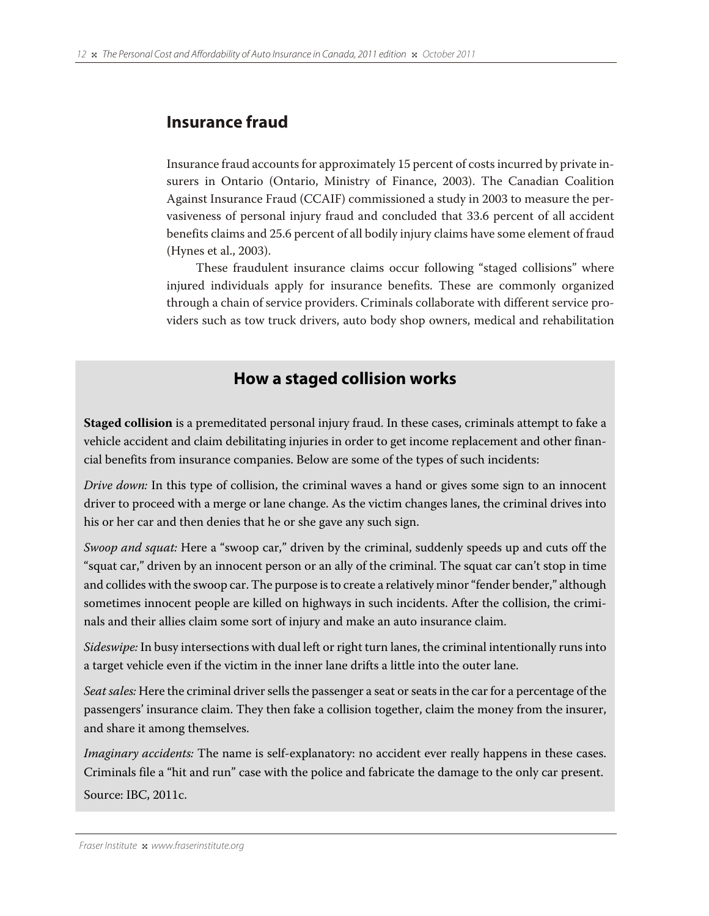## Insurance fraud

Insurance fraud accounts for approximately 15 percent of costs incurred by private insurers in Ontario (Ontario, Ministry of Finance, 2003). The Canadian Coalition Against Insurance Fraud (CCAIF) commissioned a study in 2003 to measure the pervasiveness of personal injury fraud and concluded that 33.6 percent of all accident benefits claims and 25.6 percent of all bodily injury claims have some element of fraud (Hynes et al., 2003).

These fraudulent insurance claims occur following "staged collisions" where injured individuals apply for insurance benefits. These are commonly organized through a chain of service providers. Criminals collaborate with different service providers such as tow truck drivers, auto body shop owners, medical and rehabilitation

### How a staged collision works

**Staged collision** is a premeditated personal injury fraud. In these cases, criminals attempt to fake a vehicle accident and claim debilitating injuries in order to get income replacement and other financial benefits from insurance companies. Below are some of the types of such incidents:

*Drive down:* In this type of collision, the criminal waves a hand or gives some sign to an innocent driver to proceed with a merge or lane change. As the victim changes lanes, the criminal drives into his or her car and then denies that he or she gave any such sign.

*Swoop and squat:* Here a "swoop car," driven by the criminal, suddenly speeds up and cuts off the "squat car," driven by an innocent person or an ally of the criminal. The squat car can't stop in time and collides with the swoop car. The purpose is to create a relatively minor "fender bender," although sometimes innocent people are killed on highways in such incidents. After the collision, the criminals and their allies claim some sort of injury and make an auto insurance claim.

*Sideswipe:* In busy intersections with dual left or right turn lanes, the criminal intentionally runs into a target vehicle even if the victim in the inner lane drifts a little into the outer lane.

*Seat sales:* Here the criminal driver sells the passenger a seat or seats in the car for a percentage of the passengers' insurance claim. They then fake a collision together, claim the money from the insurer, and share it among themselves.

*Imaginary accidents:* The name is self-explanatory: no accident ever really happens in these cases. Criminals file a "hit and run" case with the police and fabricate the damage to the only car present.

Source: IBC, 2011c.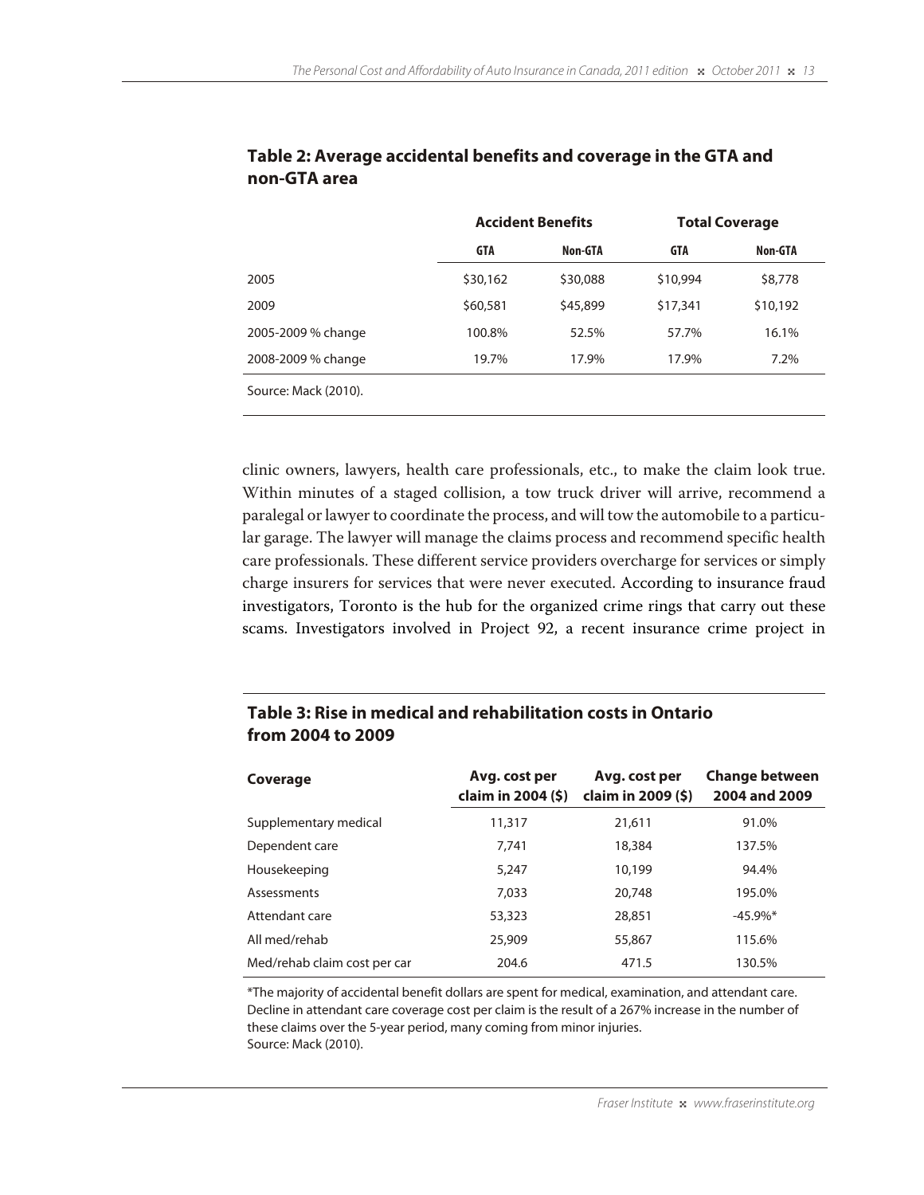**Table 2: Average accidental benefits and coverage in the GTA and non-GTA area**

| | Accident Benefits | | Total Coverage | |
|---|---|---|---|---|
| | GTA | Non-GTA | GTA | Non-GTA |
| 2005 | $30,162 | $30,088 | $10,994 | $8,778 |
| 2009 | $60,581 | $45,899 | $17,341 | $10,192 |
| 2005-2009 % change | 100.8% | 52.5% | 57.7% | 16.1% |
| 2008-2009 % change | 19.7% | 17.9% | 17.9% | 7.2% |

Source: Mack (2010).

clinic owners, lawyers, health care professionals, etc., to make the claim look true. Within minutes of a staged collision, a tow truck driver will arrive, recommend a paralegal or lawyer to coordinate the process, and will tow the automobile to a particular garage. The lawyer will manage the claims process and recommend specific health care professionals. These different service providers overcharge for services or simply charge insurers for services that were never executed. According to insurance fraud investigators, Toronto is the hub for the organized crime rings that carry out these scams. Investigators involved in Project 92, a recent insurance crime project in

**Table 3: Rise in medical and rehabilitation costs in Ontario from 2004 to 2009**

| Coverage | Avg. cost per claim in 2004 ($) | Avg. cost per claim in 2009 ($) | Change between 2004 and 2009 |
|---|---|---|---|
| Supplementary medical | 11,317 | 21,611 | 91.0% |
| Dependent care | 7,741 | 18,384 | 137.5% |
| Housekeeping | 5,247 | 10,199 | 94.4% |
| Assessments | 7,033 | 20,748 | 195.0% |
| Attendant care | 53,323 | 28,851 | -45.9%* |
| All med/rehab | 25,909 | 55,867 | 115.6% |
| Med/rehab claim cost per car | 204.6 | 471.5 | 130.5% |

*The majority of accidental benefit dollars are spent for medical, examination, and attendant care. Decline in attendant care coverage cost per claim is the result of a 267% increase in the number of these claims over the 5-year period, many coming from minor injuries.
Source: Mack (2010).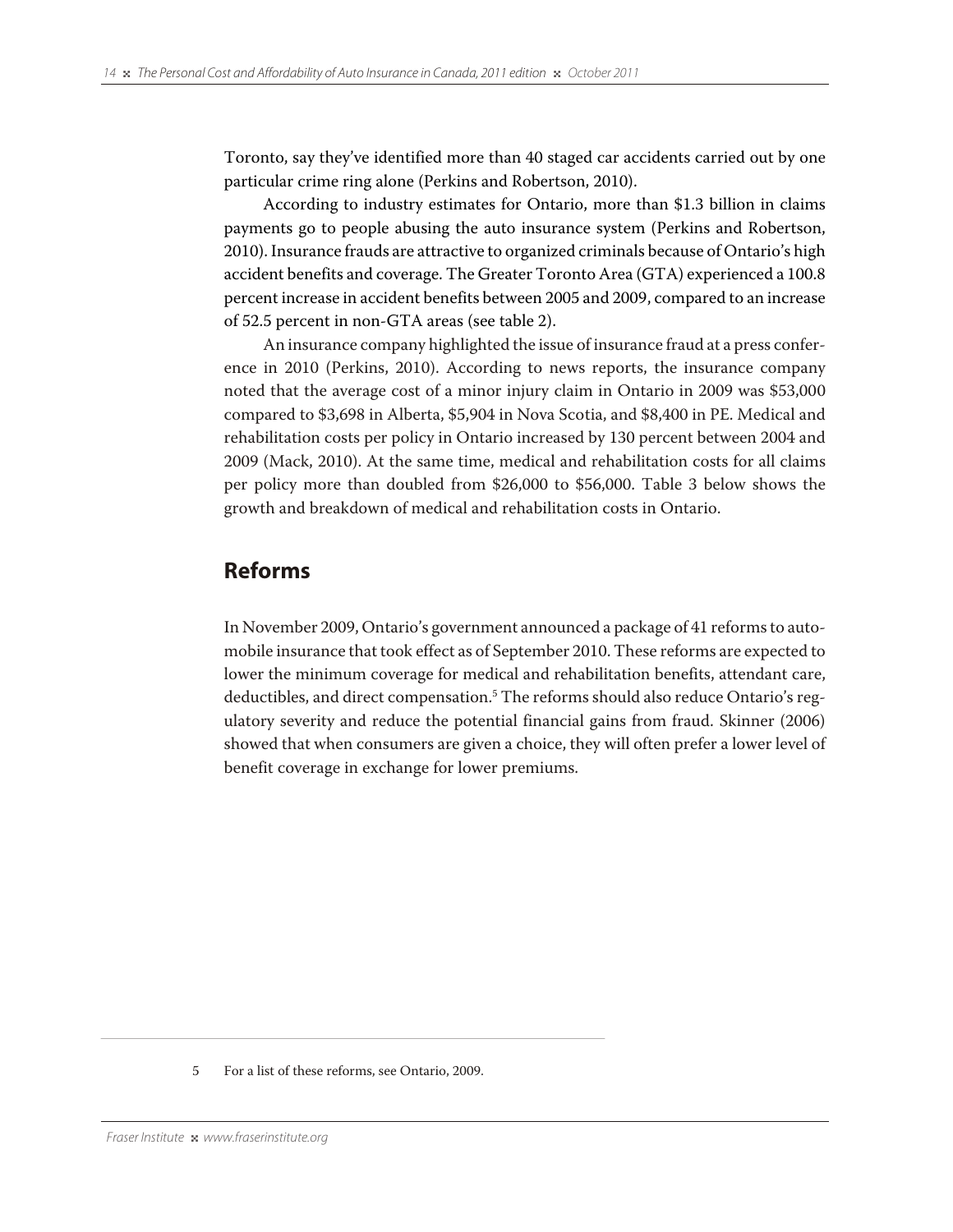Toronto, say they've identified more than 40 staged car accidents carried out by one particular crime ring alone (Perkins and Robertson, 2010).

According to industry estimates for Ontario, more than $1.3 billion in claims payments go to people abusing the auto insurance system (Perkins and Robertson, 2010). Insurance frauds are attractive to organized criminals because of Ontario's high accident benefits and coverage. The Greater Toronto Area (GTA) experienced a 100.8 percent increase in accident benefits between 2005 and 2009, compared to an increase of 52.5 percent in non-GTA areas (see table 2).

An insurance company highlighted the issue of insurance fraud at a press conference in 2010 (Perkins, 2010). According to news reports, the insurance company noted that the average cost of a minor injury claim in Ontario in 2009 was $53,000 compared to $3,698 in Alberta, $5,904 in Nova Scotia, and $8,400 in PE. Medical and rehabilitation costs per policy in Ontario increased by 130 percent between 2004 and 2009 (Mack, 2010). At the same time, medical and rehabilitation costs for all claims per policy more than doubled from $26,000 to $56,000. Table 3 below shows the growth and breakdown of medical and rehabilitation costs in Ontario.

## Reforms

In November 2009, Ontario's government announced a package of 41 reforms to automobile insurance that took effect as of September 2010. These reforms are expected to lower the minimum coverage for medical and rehabilitation benefits, attendant care, deductibles, and direct compensation.[5] The reforms should also reduce Ontario's regulatory severity and reduce the potential financial gains from fraud. Skinner (2006) showed that when consumers are given a choice, they will often prefer a lower level of benefit coverage in exchange for lower premiums.

5 For a list of these reforms, see Ontario, 2009.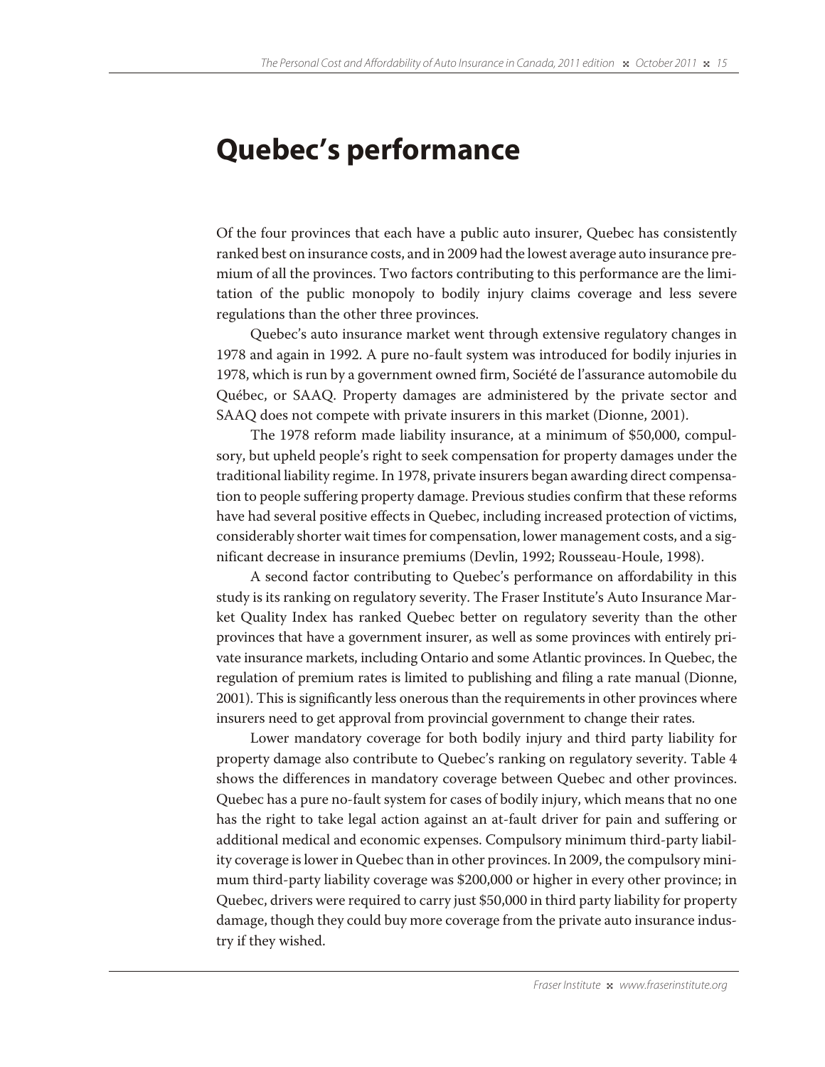# Quebec's performance

Of the four provinces that each have a public auto insurer, Quebec has consistently ranked best on insurance costs, and in 2009 had the lowest average auto insurance premium of all the provinces. Two factors contributing to this performance are the limitation of the public monopoly to bodily injury claims coverage and less severe regulations than the other three provinces.

Quebec's auto insurance market went through extensive regulatory changes in 1978 and again in 1992. A pure no-fault system was introduced for bodily injuries in 1978, which is run by a government owned firm, Société de l'assurance automobile du Québec, or SAAQ. Property damages are administered by the private sector and SAAQ does not compete with private insurers in this market (Dionne, 2001).

The 1978 reform made liability insurance, at a minimum of $50,000, compulsory, but upheld people's right to seek compensation for property damages under the traditional liability regime. In 1978, private insurers began awarding direct compensation to people suffering property damage. Previous studies confirm that these reforms have had several positive effects in Quebec, including increased protection of victims, considerably shorter wait times for compensation, lower management costs, and a significant decrease in insurance premiums (Devlin, 1992; Rousseau-Houle, 1998).

A second factor contributing to Quebec's performance on affordability in this study is its ranking on regulatory severity. The Fraser Institute's Auto Insurance Market Quality Index has ranked Quebec better on regulatory severity than the other provinces that have a government insurer, as well as some provinces with entirely private insurance markets, including Ontario and some Atlantic provinces. In Quebec, the regulation of premium rates is limited to publishing and filing a rate manual (Dionne, 2001). This is significantly less onerous than the requirements in other provinces where insurers need to get approval from provincial government to change their rates.

Lower mandatory coverage for both bodily injury and third party liability for property damage also contribute to Quebec's ranking on regulatory severity. Table 4 shows the differences in mandatory coverage between Quebec and other provinces. Quebec has a pure no-fault system for cases of bodily injury, which means that no one has the right to take legal action against an at-fault driver for pain and suffering or additional medical and economic expenses. Compulsory minimum third-party liability coverage is lower in Quebec than in other provinces. In 2009, the compulsory minimum third-party liability coverage was $200,000 or higher in every other province; in Quebec, drivers were required to carry just $50,000 in third party liability for property damage, though they could buy more coverage from the private auto insurance industry if they wished.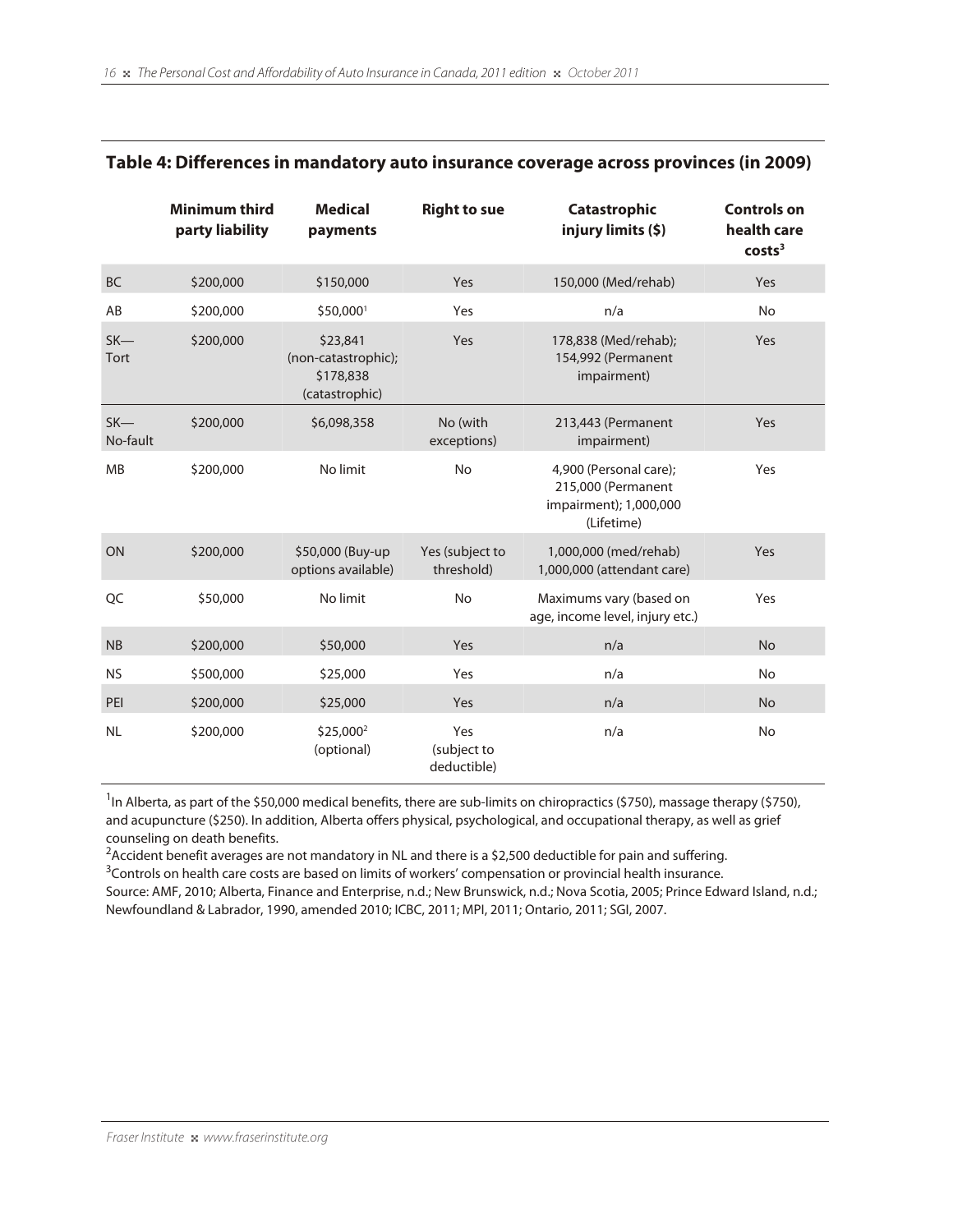## Table 4: Differences in mandatory auto insurance coverage across provinces (in 2009)

| | Minimum third party liability | Medical payments | Right to sue | Catastrophic injury limits ($) | Controls on health care costs[3] |
|---|---|---|---|---|---|
| BC | $200,000 | $150,000 | Yes | 150,000 (Med/rehab) | Yes |
| AB | $200,000 | $50,000[1] | Yes | n/a | No |
| SK—Tort | $200,000 | $23,841 (non-catastrophic); $178,838 (catastrophic) | Yes | 178,838 (Med/rehab); 154,992 (Permanent impairment) | Yes |
| SK—No-fault | $200,000 | $6,098,358 | No (with exceptions) | 213,443 (Permanent impairment) | Yes |
| MB | $200,000 | No limit | No | 4,900 (Personal care); 215,000 (Permanent impairment); 1,000,000 (Lifetime) | Yes |
| ON | $200,000 | $50,000 (Buy-up options available) | Yes (subject to threshold) | 1,000,000 (med/rehab) 1,000,000 (attendant care) | Yes |
| QC | $50,000 | No limit | No | Maximums vary (based on age, income level, injury etc.) | Yes |
| NB | $200,000 | $50,000 | Yes | n/a | No |
| NS | $500,000 | $25,000 | Yes | n/a | No |
| PEI | $200,000 | $25,000 | Yes | n/a | No |
| NL | $200,000 | $25,000[2] (optional) | Yes (subject to deductible) | n/a | No |

[1]In Alberta, as part of the $50,000 medical benefits, there are sub-limits on chiropractics ($750), massage therapy ($750), and acupuncture ($250). In addition, Alberta offers physical, psychological, and occupational therapy, as well as grief counseling on death benefits.

[2]Accident benefit averages are not mandatory in NL and there is a $2,500 deductible for pain and suffering.

[3]Controls on health care costs are based on limits of workers' compensation or provincial health insurance.

Source: AMF, 2010; Alberta, Finance and Enterprise, n.d.; New Brunswick, n.d.; Nova Scotia, 2005; Prince Edward Island, n.d.; Newfoundland & Labrador, 1990, amended 2010; ICBC, 2011; MPI, 2011; Ontario, 2011; SGI, 2007.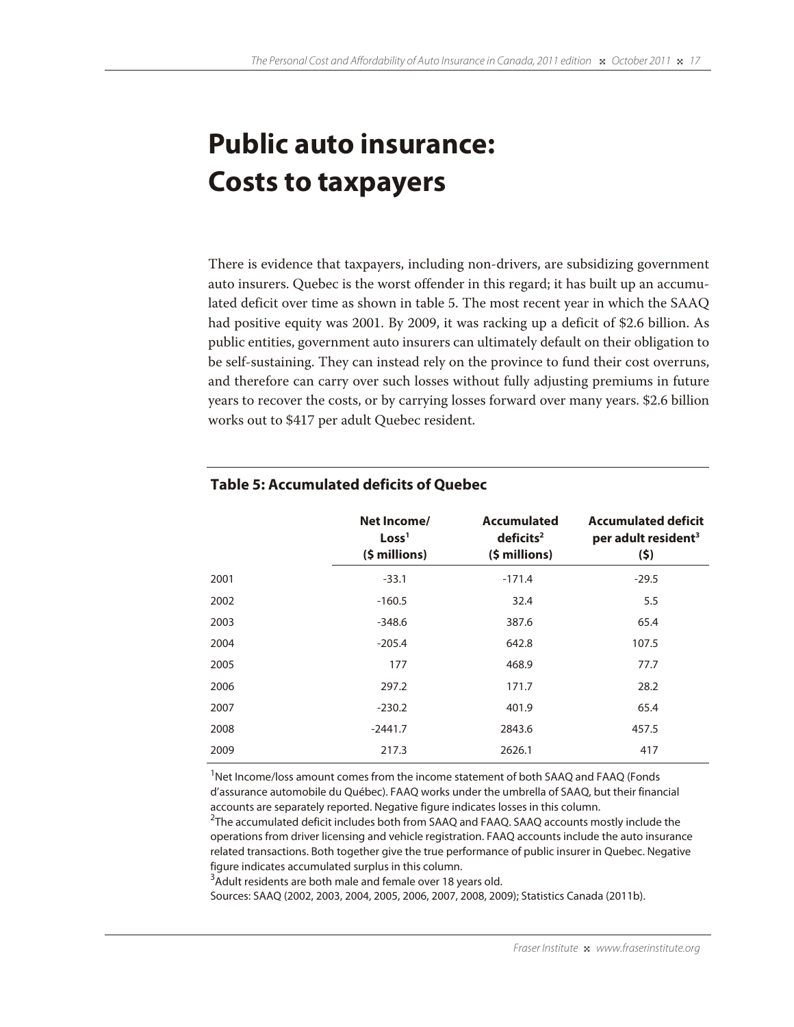# Public auto insurance: Costs to taxpayers

There is evidence that taxpayers, including non-drivers, are subsidizing government auto insurers. Quebec is the worst offender in this regard; it has built up an accumulated deficit over time as shown in table 5. The most recent year in which the SAAQ had positive equity was 2001. By 2009, it was racking up a deficit of $2.6 billion. As public entities, government auto insurers can ultimately default on their obligation to be self-sustaining. They can instead rely on the province to fund their cost overruns, and therefore can carry over such losses without fully adjusting premiums in future years to recover the costs, or by carrying losses forward over many years. $2.6 billion works out to $417 per adult Quebec resident.

**Table 5: Accumulated deficits of Quebec**

| | Net Income/ Loss[1] ($ millions) | Accumulated deficits[2] ($ millions) | Accumulated deficit per adult resident[3] ($) |
|---|---|---|---|
| 2001 | -33.1 | -171.4 | -29.5 |
| 2002 | -160.5 | 32.4 | 5.5 |
| 2003 | -348.6 | 387.6 | 65.4 |
| 2004 | -205.4 | 642.8 | 107.5 |
| 2005 | 177 | 468.9 | 77.7 |
| 2006 | 297.2 | 171.7 | 28.2 |
| 2007 | -230.2 | 401.9 | 65.4 |
| 2008 | -2441.7 | 2843.6 | 457.5 |
| 2009 | 217.3 | 2626.1 | 417 |

[1]Net Income/loss amount comes from the income statement of both SAAQ and FAAQ (Fonds d'assurance automobile du Québec). FAAQ works under the umbrella of SAAQ, but their financial accounts are separately reported. Negative figure indicates losses in this column.
[2]The accumulated deficit includes both from SAAQ and FAAQ. SAAQ accounts mostly include the operations from driver licensing and vehicle registration. FAAQ accounts include the auto insurance related transactions. Both together give the true performance of public insurer in Quebec. Negative figure indicates accumulated surplus in this column.
[3]Adult residents are both male and female over 18 years old.
Sources: SAAQ (2002, 2003, 2004, 2005, 2006, 2007, 2008, 2009); Statistics Canada (2011b).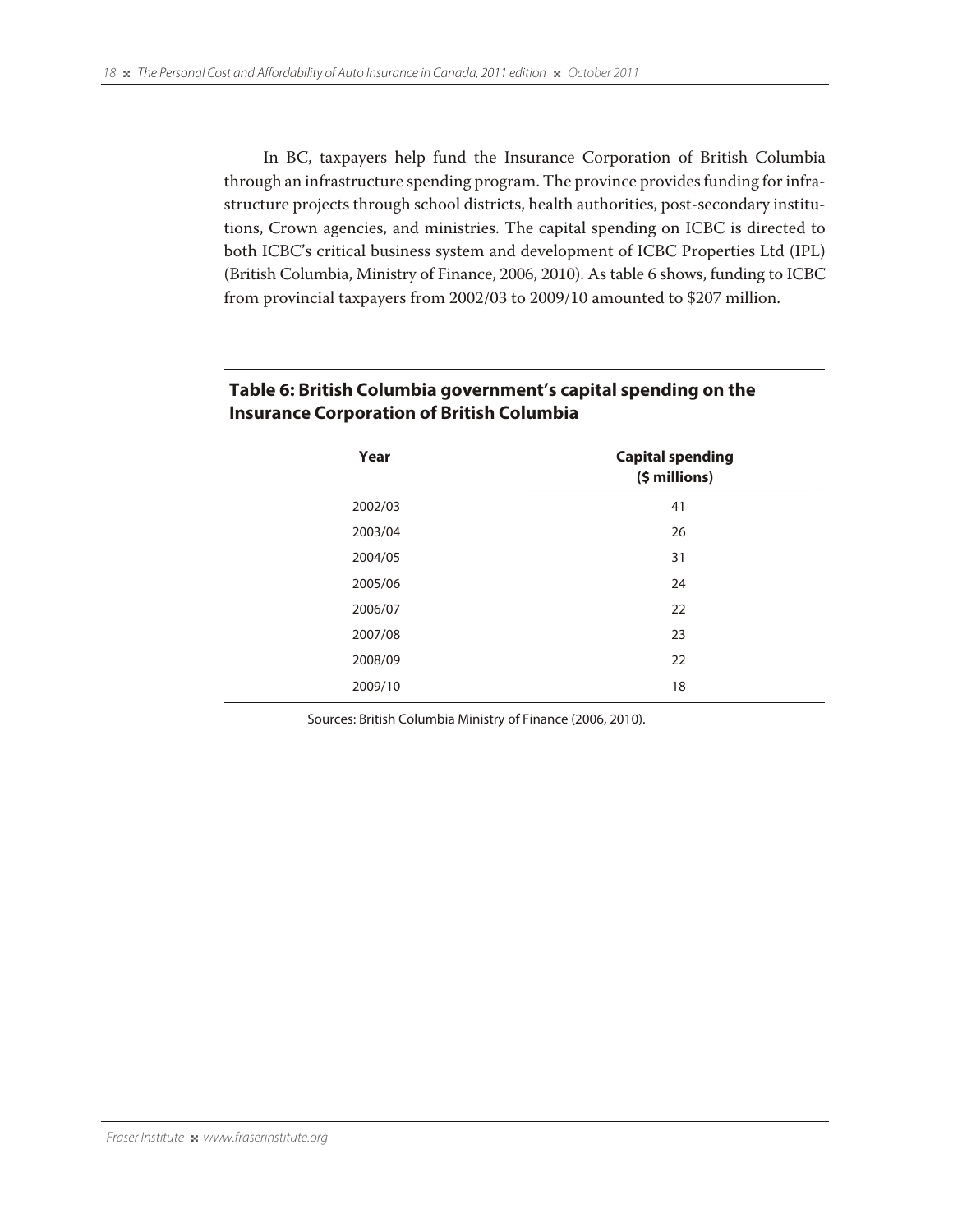In BC, taxpayers help fund the Insurance Corporation of British Columbia through an infrastructure spending program. The province provides funding for infrastructure projects through school districts, health authorities, post-secondary institutions, Crown agencies, and ministries. The capital spending on ICBC is directed to both ICBC's critical business system and development of ICBC Properties Ltd (IPL) (British Columbia, Ministry of Finance, 2006, 2010). As table 6 shows, funding to ICBC from provincial taxpayers from 2002/03 to 2009/10 amounted to $207 million.

**Table 6: British Columbia government's capital spending on the Insurance Corporation of British Columbia**

| Year | Capital spending ($ millions) |
|---|---|
| 2002/03 | 41 |
| 2003/04 | 26 |
| 2004/05 | 31 |
| 2005/06 | 24 |
| 2006/07 | 22 |
| 2007/08 | 23 |
| 2008/09 | 22 |
| 2009/10 | 18 |

Sources: British Columbia Ministry of Finance (2006, 2010).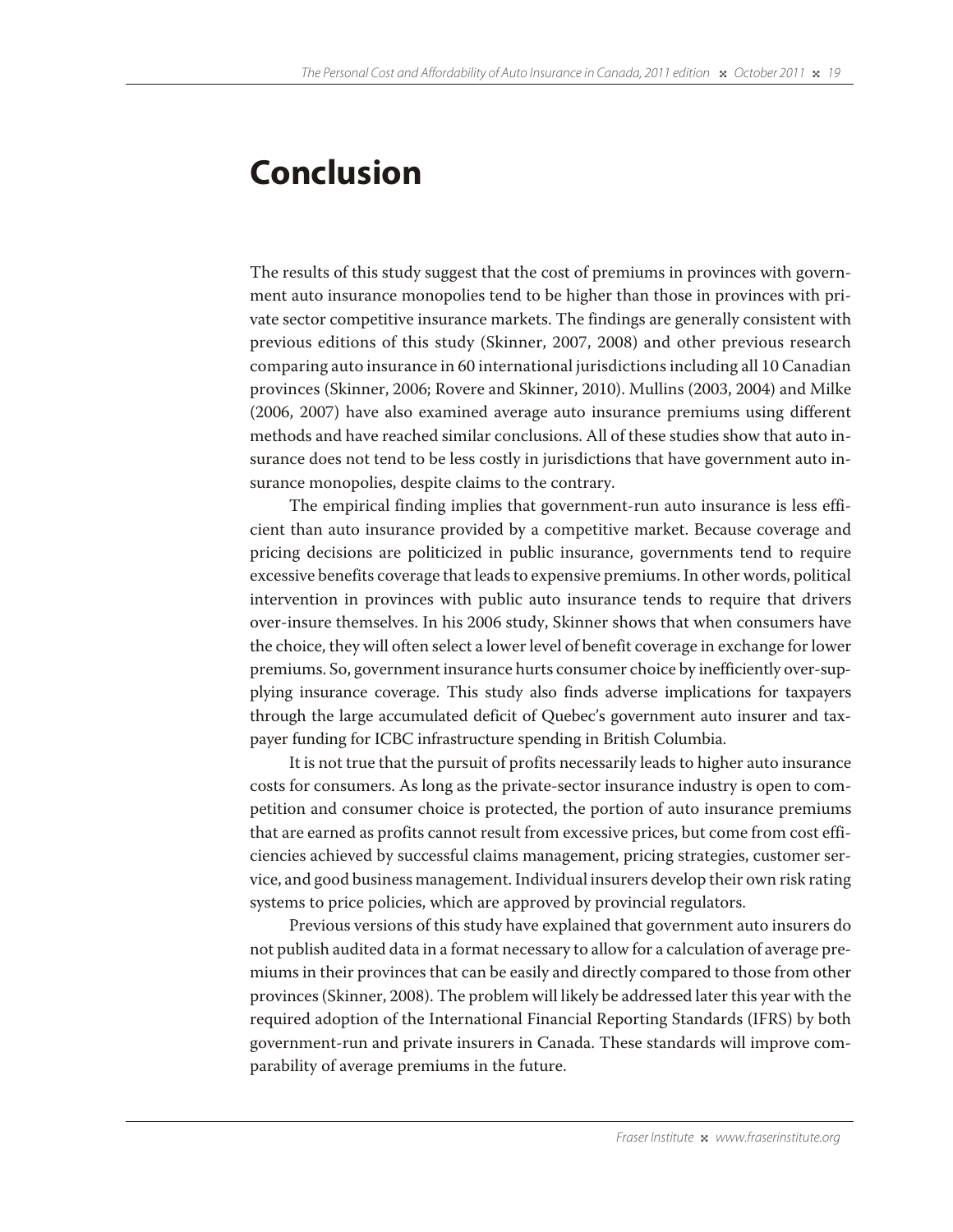# Conclusion

The results of this study suggest that the cost of premiums in provinces with government auto insurance monopolies tend to be higher than those in provinces with private sector competitive insurance markets. The findings are generally consistent with previous editions of this study (Skinner, 2007, 2008) and other previous research comparing auto insurance in 60 international jurisdictions including all 10 Canadian provinces (Skinner, 2006; Rovere and Skinner, 2010). Mullins (2003, 2004) and Milke (2006, 2007) have also examined average auto insurance premiums using different methods and have reached similar conclusions. All of these studies show that auto insurance does not tend to be less costly in jurisdictions that have government auto insurance monopolies, despite claims to the contrary.

The empirical finding implies that government-run auto insurance is less efficient than auto insurance provided by a competitive market. Because coverage and pricing decisions are politicized in public insurance, governments tend to require excessive benefits coverage that leads to expensive premiums. In other words, political intervention in provinces with public auto insurance tends to require that drivers over-insure themselves. In his 2006 study, Skinner shows that when consumers have the choice, they will often select a lower level of benefit coverage in exchange for lower premiums. So, government insurance hurts consumer choice by inefficiently over-supplying insurance coverage. This study also finds adverse implications for taxpayers through the large accumulated deficit of Quebec's government auto insurer and taxpayer funding for ICBC infrastructure spending in British Columbia.

It is not true that the pursuit of profits necessarily leads to higher auto insurance costs for consumers. As long as the private-sector insurance industry is open to competition and consumer choice is protected, the portion of auto insurance premiums that are earned as profits cannot result from excessive prices, but come from cost efficiencies achieved by successful claims management, pricing strategies, customer service, and good business management. Individual insurers develop their own risk rating systems to price policies, which are approved by provincial regulators.

Previous versions of this study have explained that government auto insurers do not publish audited data in a format necessary to allow for a calculation of average premiums in their provinces that can be easily and directly compared to those from other provinces (Skinner, 2008). The problem will likely be addressed later this year with the required adoption of the International Financial Reporting Standards (IFRS) by both government-run and private insurers in Canada. These standards will improve comparability of average premiums in the future.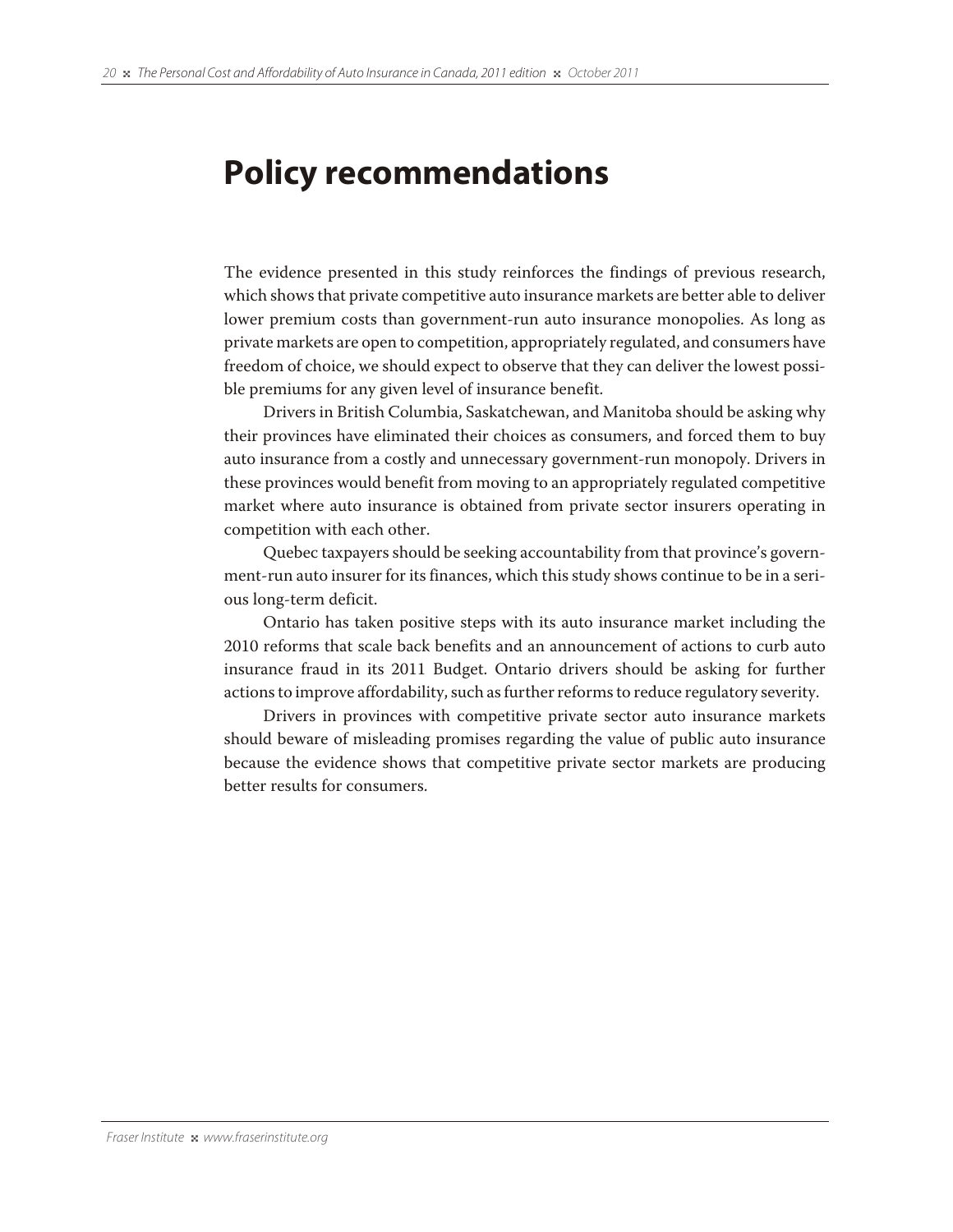# Policy recommendations

The evidence presented in this study reinforces the findings of previous research, which shows that private competitive auto insurance markets are better able to deliver lower premium costs than government-run auto insurance monopolies. As long as private markets are open to competition, appropriately regulated, and consumers have freedom of choice, we should expect to observe that they can deliver the lowest possible premiums for any given level of insurance benefit.

Drivers in British Columbia, Saskatchewan, and Manitoba should be asking why their provinces have eliminated their choices as consumers, and forced them to buy auto insurance from a costly and unnecessary government-run monopoly. Drivers in these provinces would benefit from moving to an appropriately regulated competitive market where auto insurance is obtained from private sector insurers operating in competition with each other.

Quebec taxpayers should be seeking accountability from that province's government-run auto insurer for its finances, which this study shows continue to be in a serious long-term deficit.

Ontario has taken positive steps with its auto insurance market including the 2010 reforms that scale back benefits and an announcement of actions to curb auto insurance fraud in its 2011 Budget. Ontario drivers should be asking for further actions to improve affordability, such as further reforms to reduce regulatory severity.

Drivers in provinces with competitive private sector auto insurance markets should beware of misleading promises regarding the value of public auto insurance because the evidence shows that competitive private sector markets are producing better results for consumers.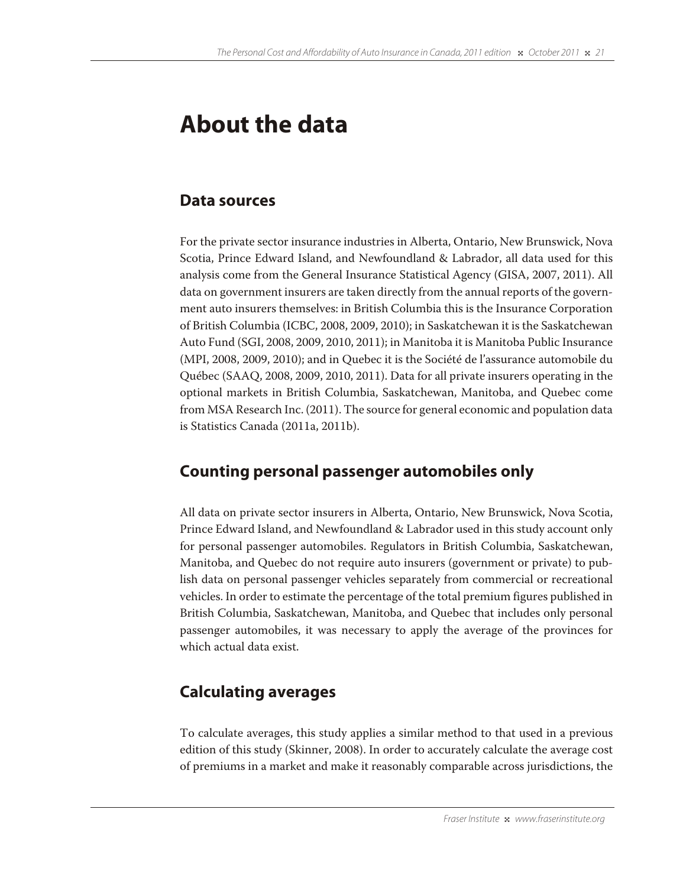# About the data

## Data sources

For the private sector insurance industries in Alberta, Ontario, New Brunswick, Nova Scotia, Prince Edward Island, and Newfoundland & Labrador, all data used for this analysis come from the General Insurance Statistical Agency (GISA, 2007, 2011). All data on government insurers are taken directly from the annual reports of the government auto insurers themselves: in British Columbia this is the Insurance Corporation of British Columbia (ICBC, 2008, 2009, 2010); in Saskatchewan it is the Saskatchewan Auto Fund (SGI, 2008, 2009, 2010, 2011); in Manitoba it is Manitoba Public Insurance (MPI, 2008, 2009, 2010); and in Quebec it is the Société de l'assurance automobile du Québec (SAAQ, 2008, 2009, 2010, 2011). Data for all private insurers operating in the optional markets in British Columbia, Saskatchewan, Manitoba, and Quebec come from MSA Research Inc. (2011). The source for general economic and population data is Statistics Canada (2011a, 2011b).

## Counting personal passenger automobiles only

All data on private sector insurers in Alberta, Ontario, New Brunswick, Nova Scotia, Prince Edward Island, and Newfoundland & Labrador used in this study account only for personal passenger automobiles. Regulators in British Columbia, Saskatchewan, Manitoba, and Quebec do not require auto insurers (government or private) to publish data on personal passenger vehicles separately from commercial or recreational vehicles. In order to estimate the percentage of the total premium figures published in British Columbia, Saskatchewan, Manitoba, and Quebec that includes only personal passenger automobiles, it was necessary to apply the average of the provinces for which actual data exist.

## Calculating averages

To calculate averages, this study applies a similar method to that used in a previous edition of this study (Skinner, 2008). In order to accurately calculate the average cost of premiums in a market and make it reasonably comparable across jurisdictions, the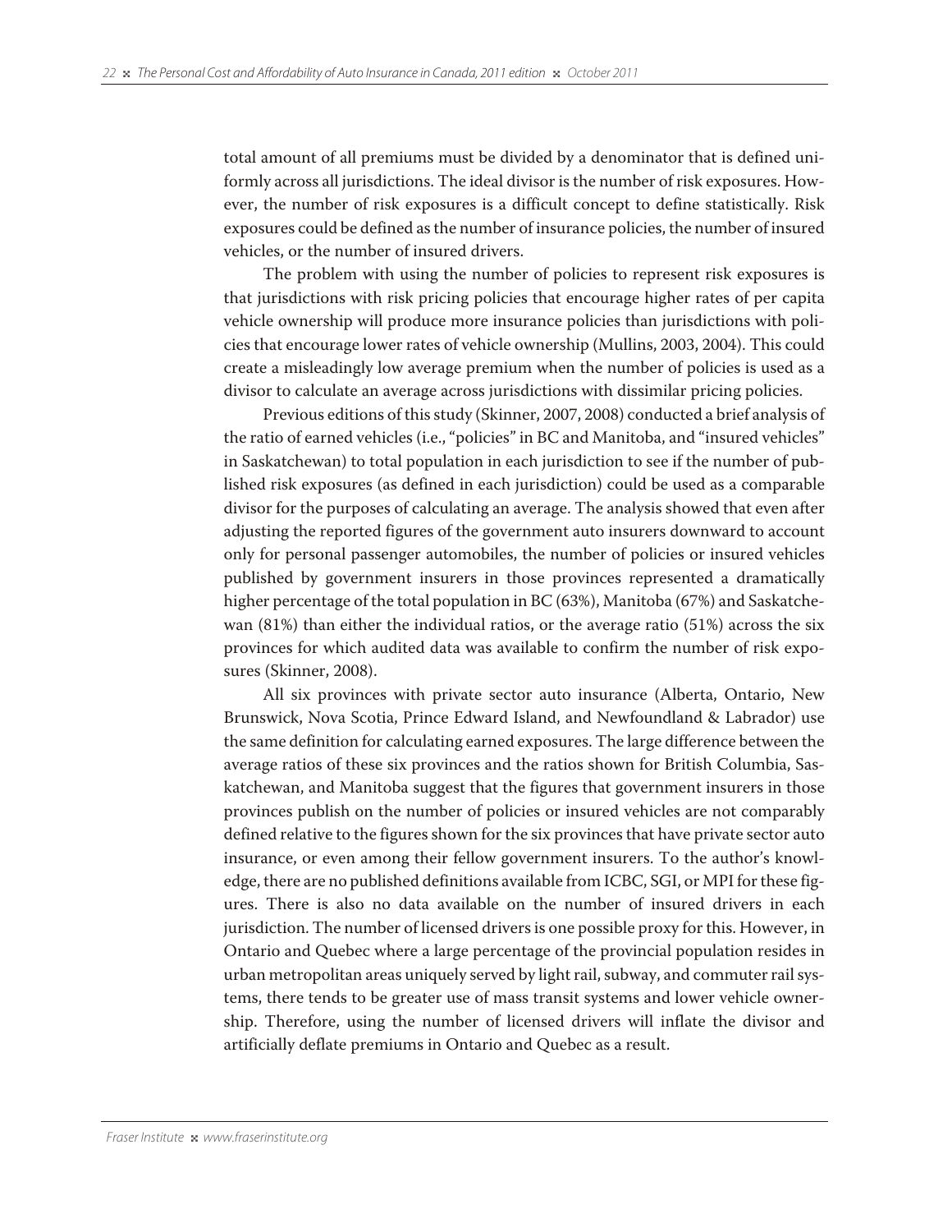total amount of all premiums must be divided by a denominator that is defined uniformly across all jurisdictions. The ideal divisor is the number of risk exposures. However, the number of risk exposures is a difficult concept to define statistically. Risk exposures could be defined as the number of insurance policies, the number of insured vehicles, or the number of insured drivers.

The problem with using the number of policies to represent risk exposures is that jurisdictions with risk pricing policies that encourage higher rates of per capita vehicle ownership will produce more insurance policies than jurisdictions with policies that encourage lower rates of vehicle ownership (Mullins, 2003, 2004). This could create a misleadingly low average premium when the number of policies is used as a divisor to calculate an average across jurisdictions with dissimilar pricing policies.

Previous editions of this study (Skinner, 2007, 2008) conducted a brief analysis of the ratio of earned vehicles (i.e., "policies" in BC and Manitoba, and "insured vehicles" in Saskatchewan) to total population in each jurisdiction to see if the number of published risk exposures (as defined in each jurisdiction) could be used as a comparable divisor for the purposes of calculating an average. The analysis showed that even after adjusting the reported figures of the government auto insurers downward to account only for personal passenger automobiles, the number of policies or insured vehicles published by government insurers in those provinces represented a dramatically higher percentage of the total population in BC (63%), Manitoba (67%) and Saskatchewan (81%) than either the individual ratios, or the average ratio (51%) across the six provinces for which audited data was available to confirm the number of risk exposures (Skinner, 2008).

All six provinces with private sector auto insurance (Alberta, Ontario, New Brunswick, Nova Scotia, Prince Edward Island, and Newfoundland & Labrador) use the same definition for calculating earned exposures. The large difference between the average ratios of these six provinces and the ratios shown for British Columbia, Saskatchewan, and Manitoba suggest that the figures that government insurers in those provinces publish on the number of policies or insured vehicles are not comparably defined relative to the figures shown for the six provinces that have private sector auto insurance, or even among their fellow government insurers. To the author's knowledge, there are no published definitions available from ICBC, SGI, or MPI for these figures. There is also no data available on the number of insured drivers in each jurisdiction. The number of licensed drivers is one possible proxy for this. However, in Ontario and Quebec where a large percentage of the provincial population resides in urban metropolitan areas uniquely served by light rail, subway, and commuter rail systems, there tends to be greater use of mass transit systems and lower vehicle ownership. Therefore, using the number of licensed drivers will inflate the divisor and artificially deflate premiums in Ontario and Quebec as a result.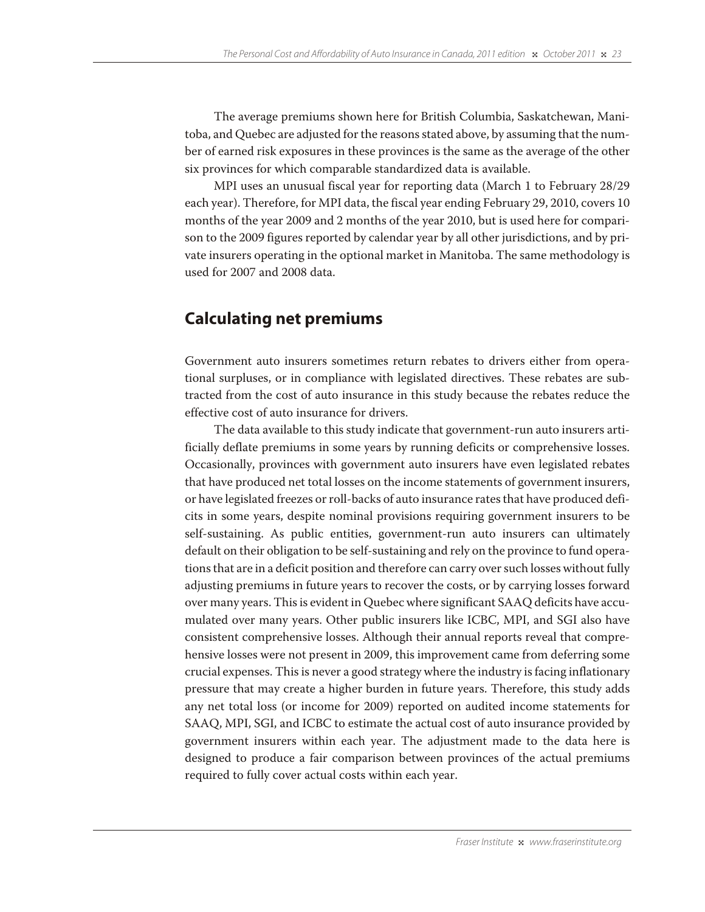The average premiums shown here for British Columbia, Saskatchewan, Manitoba, and Quebec are adjusted for the reasons stated above, by assuming that the number of earned risk exposures in these provinces is the same as the average of the other six provinces for which comparable standardized data is available.

MPI uses an unusual fiscal year for reporting data (March 1 to February 28/29 each year). Therefore, for MPI data, the fiscal year ending February 29, 2010, covers 10 months of the year 2009 and 2 months of the year 2010, but is used here for comparison to the 2009 figures reported by calendar year by all other jurisdictions, and by private insurers operating in the optional market in Manitoba. The same methodology is used for 2007 and 2008 data.

## Calculating net premiums

Government auto insurers sometimes return rebates to drivers either from operational surpluses, or in compliance with legislated directives. These rebates are subtracted from the cost of auto insurance in this study because the rebates reduce the effective cost of auto insurance for drivers.

The data available to this study indicate that government-run auto insurers artificially deflate premiums in some years by running deficits or comprehensive losses. Occasionally, provinces with government auto insurers have even legislated rebates that have produced net total losses on the income statements of government insurers, or have legislated freezes or roll-backs of auto insurance rates that have produced deficits in some years, despite nominal provisions requiring government insurers to be self-sustaining. As public entities, government-run auto insurers can ultimately default on their obligation to be self-sustaining and rely on the province to fund operations that are in a deficit position and therefore can carry over such losses without fully adjusting premiums in future years to recover the costs, or by carrying losses forward over many years. This is evident in Quebec where significant SAAQ deficits have accumulated over many years. Other public insurers like ICBC, MPI, and SGI also have consistent comprehensive losses. Although their annual reports reveal that comprehensive losses were not present in 2009, this improvement came from deferring some crucial expenses. This is never a good strategy where the industry is facing inflationary pressure that may create a higher burden in future years. Therefore, this study adds any net total loss (or income for 2009) reported on audited income statements for SAAQ, MPI, SGI, and ICBC to estimate the actual cost of auto insurance provided by government insurers within each year. The adjustment made to the data here is designed to produce a fair comparison between provinces of the actual premiums required to fully cover actual costs within each year.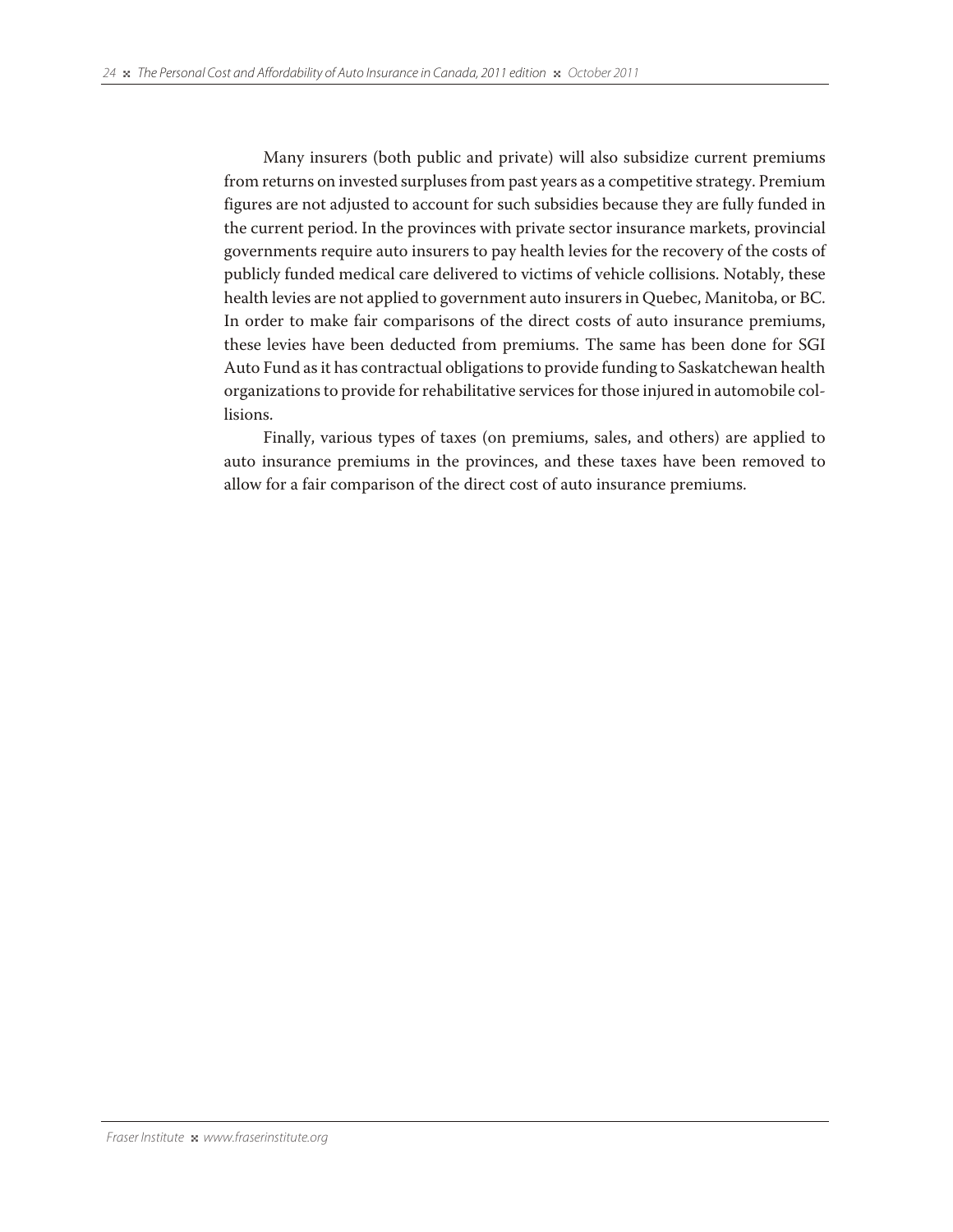Many insurers (both public and private) will also subsidize current premiums from returns on invested surpluses from past years as a competitive strategy. Premium figures are not adjusted to account for such subsidies because they are fully funded in the current period. In the provinces with private sector insurance markets, provincial governments require auto insurers to pay health levies for the recovery of the costs of publicly funded medical care delivered to victims of vehicle collisions. Notably, these health levies are not applied to government auto insurers in Quebec, Manitoba, or BC. In order to make fair comparisons of the direct costs of auto insurance premiums, these levies have been deducted from premiums. The same has been done for SGI Auto Fund as it has contractual obligations to provide funding to Saskatchewan health organizations to provide for rehabilitative services for those injured in automobile collisions.

Finally, various types of taxes (on premiums, sales, and others) are applied to auto insurance premiums in the provinces, and these taxes have been removed to allow for a fair comparison of the direct cost of auto insurance premiums.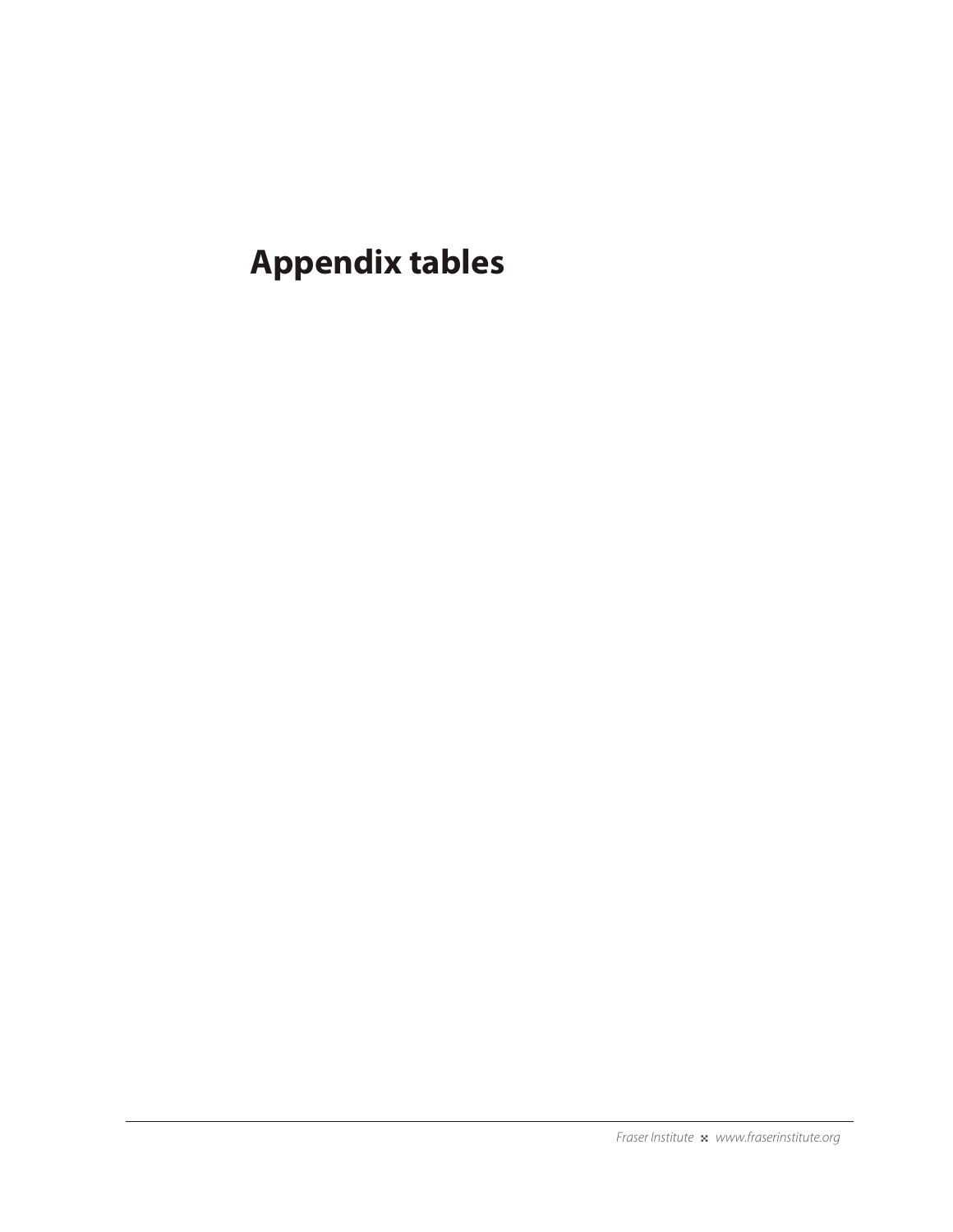# Appendix tables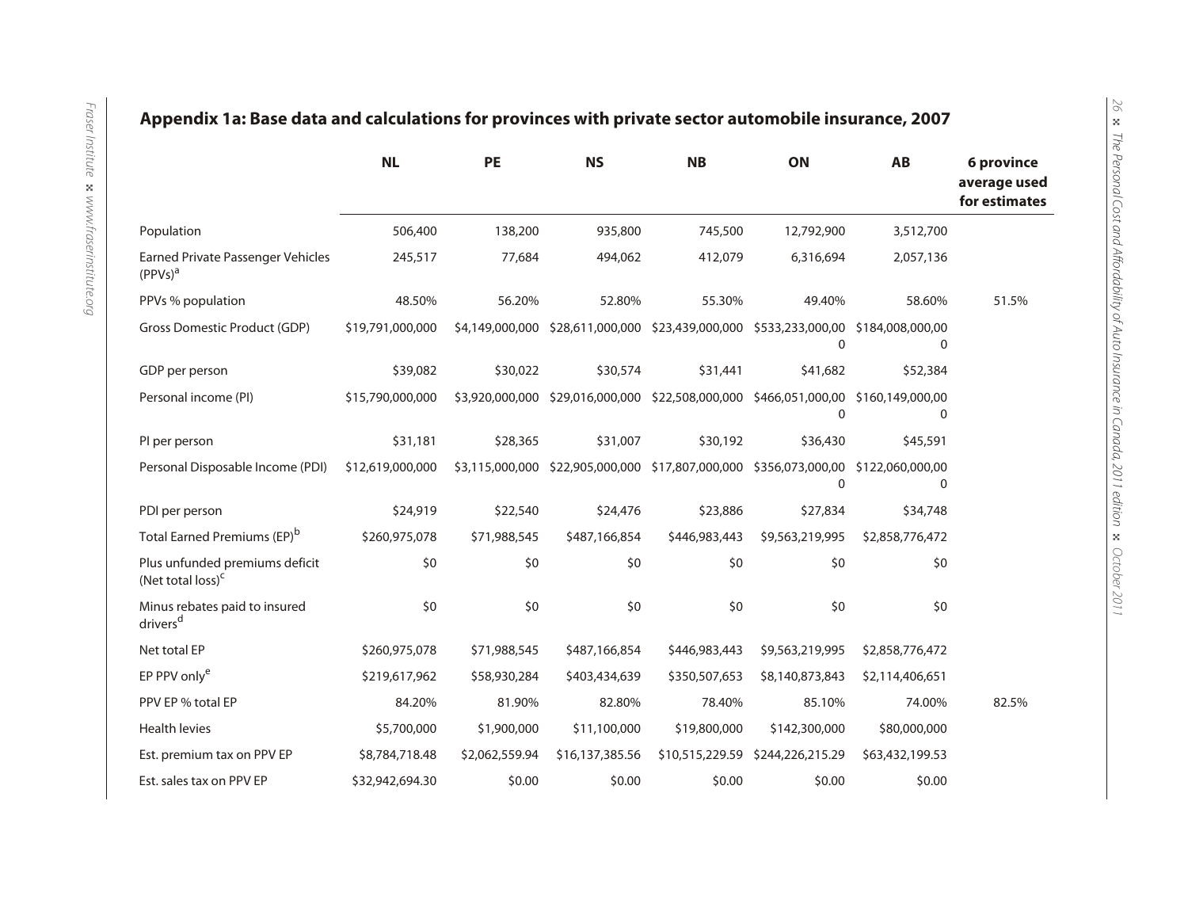## Appendix 1a: Base data and calculations for provinces with private sector automobile insurance, 2007

| | NL | PE | NS | NB | ON | AB | 6 province average used for estimates |
|---|---|---|---|---|---|---|---|
| Population | 506,400 | 138,200 | 935,800 | 745,500 | 12,792,900 | 3,512,700 | |
| Earned Private Passenger Vehicles (PPVs)[a] | 245,517 | 77,684 | 494,062 | 412,079 | 6,316,694 | 2,057,136 | |
| PPVs % population | 48.50% | 56.20% | 52.80% | 55.30% | 49.40% | 58.60% | 51.5% |
| Gross Domestic Product (GDP) | $19,791,000,000 | $4,149,000,000 | $28,611,000,000 | $23,439,000,000 | $533,233,000,000 | $184,008,000,000 | |
| GDP per person | $39,082 | $30,022 | $30,574 | $31,441 | $41,682 | $52,384 | |
| Personal income (PI) | $15,790,000,000 | $3,920,000,000 | $29,016,000,000 | $22,508,000,000 | $466,051,000,000 | $160,149,000,000 | |
| PI per person | $31,181 | $28,365 | $31,007 | $30,192 | $36,430 | $45,591 | |
| Personal Disposable Income (PDI) | $12,619,000,000 | $3,115,000,000 | $22,905,000,000 | $17,807,000,000 | $356,073,000,000 | $122,060,000,000 | |
| PDI per person | $24,919 | $22,540 | $24,476 | $23,886 | $27,834 | $34,748 | |
| Total Earned Premiums (EP)[b] | $260,975,078 | $71,988,545 | $487,166,854 | $446,983,443 | $9,563,219,995 | $2,858,776,472 | |
| Plus unfunded premiums deficit (Net total loss)[c] | $0 | $0 | $0 | $0 | $0 | $0 | |
| Minus rebates paid to insured drivers[d] | $0 | $0 | $0 | $0 | $0 | $0 | |
| Net total EP | $260,975,078 | $71,988,545 | $487,166,854 | $446,983,443 | $9,563,219,995 | $2,858,776,472 | |
| EP PPV only[e] | $219,617,962 | $58,930,284 | $403,434,639 | $350,507,653 | $8,140,873,843 | $2,114,406,651 | |
| PPV EP % total EP | 84.20% | 81.90% | 82.80% | 78.40% | 85.10% | 74.00% | 82.5% |
| Health levies | $5,700,000 | $1,900,000 | $11,100,000 | $19,800,000 | $142,300,000 | $80,000,000 | |
| Est. premium tax on PPV EP | $8,784,718.48 | $2,062,559.94 | $16,137,385.56 | $10,515,229.59 | $244,226,215.29 | $63,432,199.53 | |
| Est. sales tax on PPV EP | $32,942,694.30 | $0.00 | $0.00 | $0.00 | $0.00 | $0.00 | |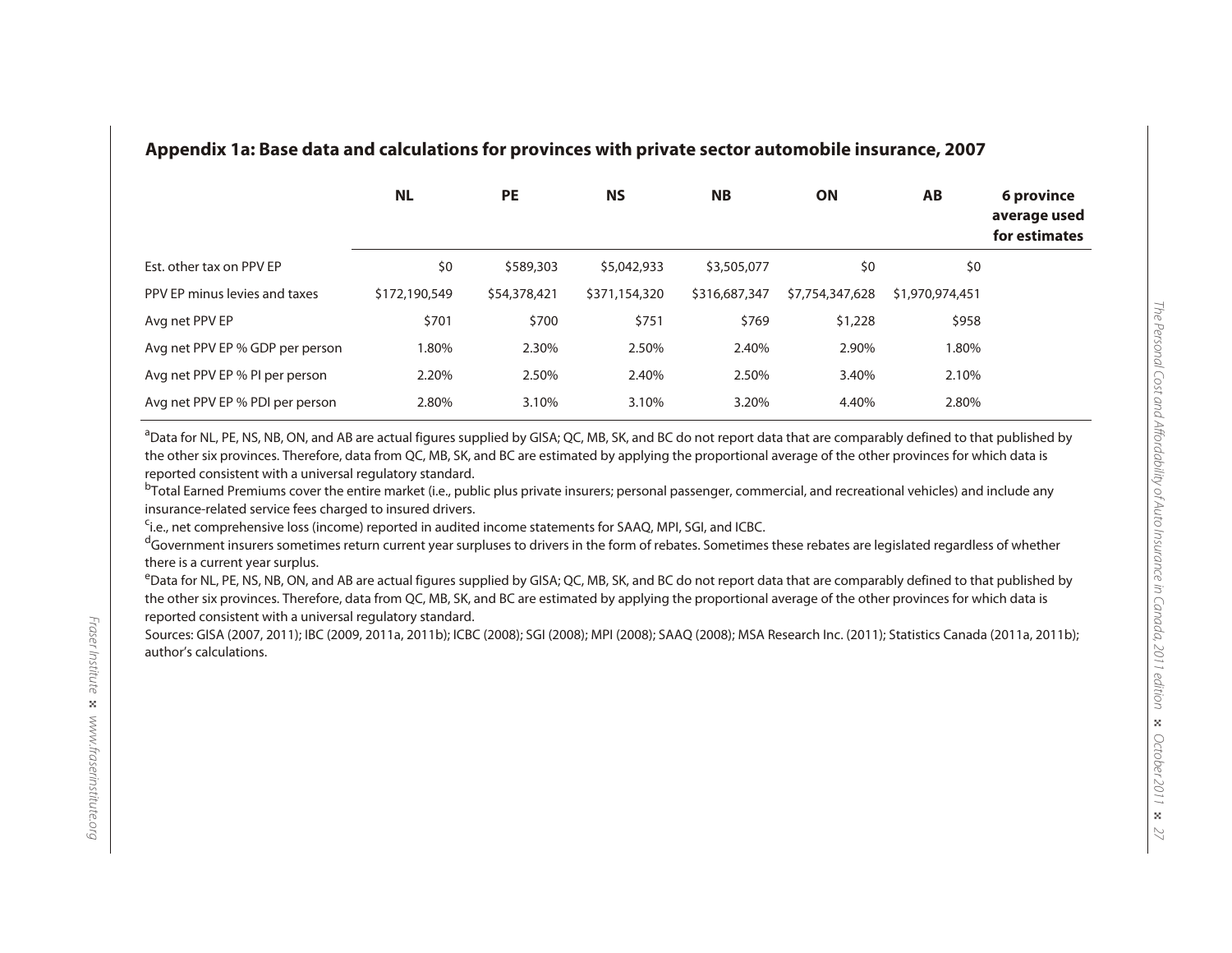## Appendix 1a: Base data and calculations for provinces with private sector automobile insurance, 2007

| | NL | PE | NS | NB | ON | AB | 6 province average used for estimates |
|---|---|---|---|---|---|---|---|
| Est. other tax on PPV EP | $0 | $589,303 | $5,042,933 | $3,505,077 | $0 | $0 | |
| PPV EP minus levies and taxes | $172,190,549 | $54,378,421 | $371,154,320 | $316,687,347 | $7,754,347,628 | $1,970,974,451 | |
| Avg net PPV EP | $701 | $700 | $751 | $769 | $1,228 | $958 | |
| Avg net PPV EP % GDP per person | 1.80% | 2.30% | 2.50% | 2.40% | 2.90% | 1.80% | |
| Avg net PPV EP % PI per person | 2.20% | 2.50% | 2.40% | 2.50% | 3.40% | 2.10% | |
| Avg net PPV EP % PDI per person | 2.80% | 3.10% | 3.10% | 3.20% | 4.40% | 2.80% | |

[a]Data for NL, PE, NS, NB, ON, and AB are actual figures supplied by GISA; QC, MB, SK, and BC do not report data that are comparably defined to that published by the other six provinces. Therefore, data from QC, MB, SK, and BC are estimated by applying the proportional average of the other provinces for which data is reported consistent with a universal regulatory standard.

[b]Total Earned Premiums cover the entire market (i.e., public plus private insurers; personal passenger, commercial, and recreational vehicles) and include any insurance-related service fees charged to insured drivers.

[c]i.e., net comprehensive loss (income) reported in audited income statements for SAAQ, MPI, SGI, and ICBC.

[d]Government insurers sometimes return current year surpluses to drivers in the form of rebates. Sometimes these rebates are legislated regardless of whether there is a current year surplus.

[e]Data for NL, PE, NS, NB, ON, and AB are actual figures supplied by GISA; QC, MB, SK, and BC do not report data that are comparably defined to that published by the other six provinces. Therefore, data from QC, MB, SK, and BC are estimated by applying the proportional average of the other provinces for which data is reported consistent with a universal regulatory standard.

Sources: GISA (2007, 2011); IBC (2009, 2011a, 2011b); ICBC (2008); SGI (2008); MPI (2008); SAAQ (2008); MSA Research Inc. (2011); Statistics Canada (2011a, 2011b); author's calculations.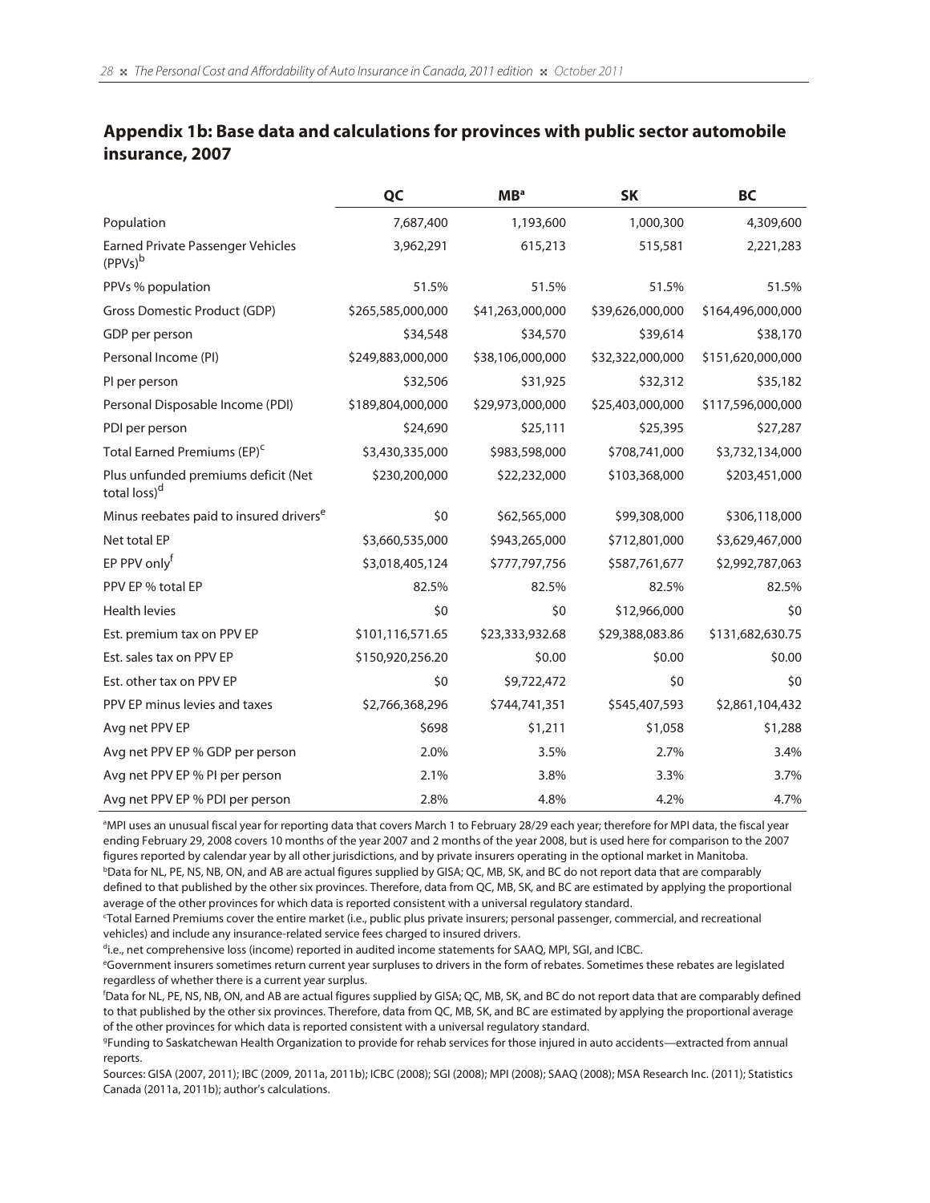## Appendix 1b: Base data and calculations for provinces with public sector automobile insurance, 2007

| | QC | MB[a] | SK | BC |
|---|---|---|---|---|
| Population | 7,687,400 | 1,193,600 | 1,000,300 | 4,309,600 |
| Earned Private Passenger Vehicles (PPVs)[b] | 3,962,291 | 615,213 | 515,581 | 2,221,283 |
| PPVs % population | 51.5% | 51.5% | 51.5% | 51.5% |
| Gross Domestic Product (GDP) | $265,585,000,000 | $41,263,000,000 | $39,626,000,000 | $164,496,000,000 |
| GDP per person | $34,548 | $34,570 | $39,614 | $38,170 |
| Personal Income (PI) | $249,883,000,000 | $38,106,000,000 | $32,322,000,000 | $151,620,000,000 |
| PI per person | $32,506 | $31,925 | $32,312 | $35,182 |
| Personal Disposable Income (PDI) | $189,804,000,000 | $29,973,000,000 | $25,403,000,000 | $117,596,000,000 |
| PDI per person | $24,690 | $25,111 | $25,395 | $27,287 |
| Total Earned Premiums (EP)[c] | $3,430,335,000 | $983,598,000 | $708,741,000 | $3,732,134,000 |
| Plus unfunded premiums deficit (Net total loss)[d] | $230,200,000 | $22,232,000 | $103,368,000 | $203,451,000 |
| Minus reebates paid to insured drivers[e] | $0 | $62,565,000 | $99,308,000 | $306,118,000 |
| Net total EP | $3,660,535,000 | $943,265,000 | $712,801,000 | $3,629,467,000 |
| EP PPV only[f] | $3,018,405,124 | $777,797,756 | $587,761,677 | $2,992,787,063 |
| PPV EP % total EP | 82.5% | 82.5% | 82.5% | 82.5% |
| Health levies | $0 | $0 | $12,966,000 | $0 |
| Est. premium tax on PPV EP | $101,116,571.65 | $23,333,932.68 | $29,388,083.86 | $131,682,630.75 |
| Est. sales tax on PPV EP | $150,920,256.20 | $0.00 | $0.00 | $0.00 |
| Est. other tax on PPV EP | $0 | $9,722,472 | $0 | $0 |
| PPV EP minus levies and taxes | $2,766,368,296 | $744,741,351 | $545,407,593 | $2,861,104,432 |
| Avg net PPV EP | $698 | $1,211 | $1,058 | $1,288 |
| Avg net PPV EP % GDP per person | 2.0% | 3.5% | 2.7% | 3.4% |
| Avg net PPV EP % PI per person | 2.1% | 3.8% | 3.3% | 3.7% |
| Avg net PPV EP % PDI per person | 2.8% | 4.8% | 4.2% | 4.7% |

[a]MPI uses an unusual fiscal year for reporting data that covers March 1 to February 28/29 each year; therefore for MPI data, the fiscal year ending February 29, 2008 covers 10 months of the year 2007 and 2 months of the year 2008, but is used here for comparison to the 2007 figures reported by calendar year by all other jurisdictions, and by private insurers operating in the optional market in Manitoba.

[b]Data for NL, PE, NS, NB, ON, and AB are actual figures supplied by GISA; QC, MB, SK, and BC do not report data that are comparably defined to that published by the other six provinces. Therefore, data from QC, MB, SK, and BC are estimated by applying the proportional average of the other provinces for which data is reported consistent with a universal regulatory standard.

[c]Total Earned Premiums cover the entire market (i.e., public plus private insurers; personal passenger, commercial, and recreational vehicles) and include any insurance-related service fees charged to insured drivers.

[d]i.e., net comprehensive loss (income) reported in audited income statements for SAAQ, MPI, SGI, and ICBC.

[e]Government insurers sometimes return current year surpluses to drivers in the form of rebates. Sometimes these rebates are legislated regardless of whether there is a current year surplus.

[f]Data for NL, PE, NS, NB, ON, and AB are actual figures supplied by GISA; QC, MB, SK, and BC do not report data that are comparably defined to that published by the other six provinces. Therefore, data from QC, MB, SK, and BC are estimated by applying the proportional average of the other provinces for which data is reported consistent with a universal regulatory standard.

[g]Funding to Saskatchewan Health Organization to provide for rehab services for those injured in auto accidents—extracted from annual reports.

Sources: GISA (2007, 2011); IBC (2009, 2011a, 2011b); ICBC (2008); SGI (2008); MPI (2008); SAAQ (2008); MSA Research Inc. (2011); Statistics Canada (2011a, 2011b); author's calculations.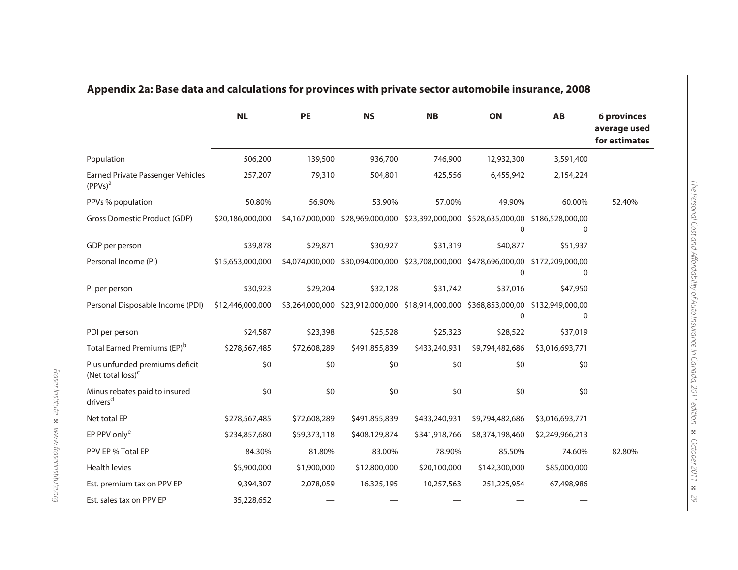## Appendix 2a: Base data and calculations for provinces with private sector automobile insurance, 2008

| | NL | PE | NS | NB | ON | AB | 6 provinces average used for estimates |
|---|---|---|---|---|---|---|---|
| Population | 506,200 | 139,500 | 936,700 | 746,900 | 12,932,300 | 3,591,400 | |
| Earned Private Passenger Vehicles (PPVs)[a] | 257,207 | 79,310 | 504,801 | 425,556 | 6,455,942 | 2,154,224 | |
| PPVs % population | 50.80% | 56.90% | 53.90% | 57.00% | 49.90% | 60.00% | 52.40% |
| Gross Domestic Product (GDP) | $20,186,000,000 | $4,167,000,000 | $28,969,000,000 | $23,392,000,000 | $528,635,000,000 | $186,528,000,000 | |
| GDP per person | $39,878 | $29,871 | $30,927 | $31,319 | $40,877 | $51,937 | |
| Personal Income (PI) | $15,653,000,000 | $4,074,000,000 | $30,094,000,000 | $23,708,000,000 | $478,696,000,000 | $172,209,000,000 | |
| PI per person | $30,923 | $29,204 | $32,128 | $31,742 | $37,016 | $47,950 | |
| Personal Disposable Income (PDI) | $12,446,000,000 | $3,264,000,000 | $23,912,000,000 | $18,914,000,000 | $368,853,000,000 | $132,949,000,000 | |
| PDI per person | $24,587 | $23,398 | $25,528 | $25,323 | $28,522 | $37,019 | |
| Total Earned Premiums (EP)[b] | $278,567,485 | $72,608,289 | $491,855,839 | $433,240,931 | $9,794,482,686 | $3,016,693,771 | |
| Plus unfunded premiums deficit (Net total loss)[c] | $0 | $0 | $0 | $0 | $0 | $0 | |
| Minus rebates paid to insured drivers[d] | $0 | $0 | $0 | $0 | $0 | $0 | |
| Net total EP | $278,567,485 | $72,608,289 | $491,855,839 | $433,240,931 | $9,794,482,686 | $3,016,693,771 | |
| EP PPV only[e] | $234,857,680 | $59,373,118 | $408,129,874 | $341,918,766 | $8,374,198,460 | $2,249,966,213 | |
| PPV EP % Total EP | 84.30% | 81.80% | 83.00% | 78.90% | 85.50% | 74.60% | 82.80% |
| Health levies | $5,900,000 | $1,900,000 | $12,800,000 | $20,100,000 | $142,300,000 | $85,000,000 | |
| Est. premium tax on PPV EP | 9,394,307 | 2,078,059 | 16,325,195 | 10,257,563 | 251,225,954 | 67,498,986 | |
| Est. sales tax on PPV EP | 35,228,652 | — | — | — | — | — | |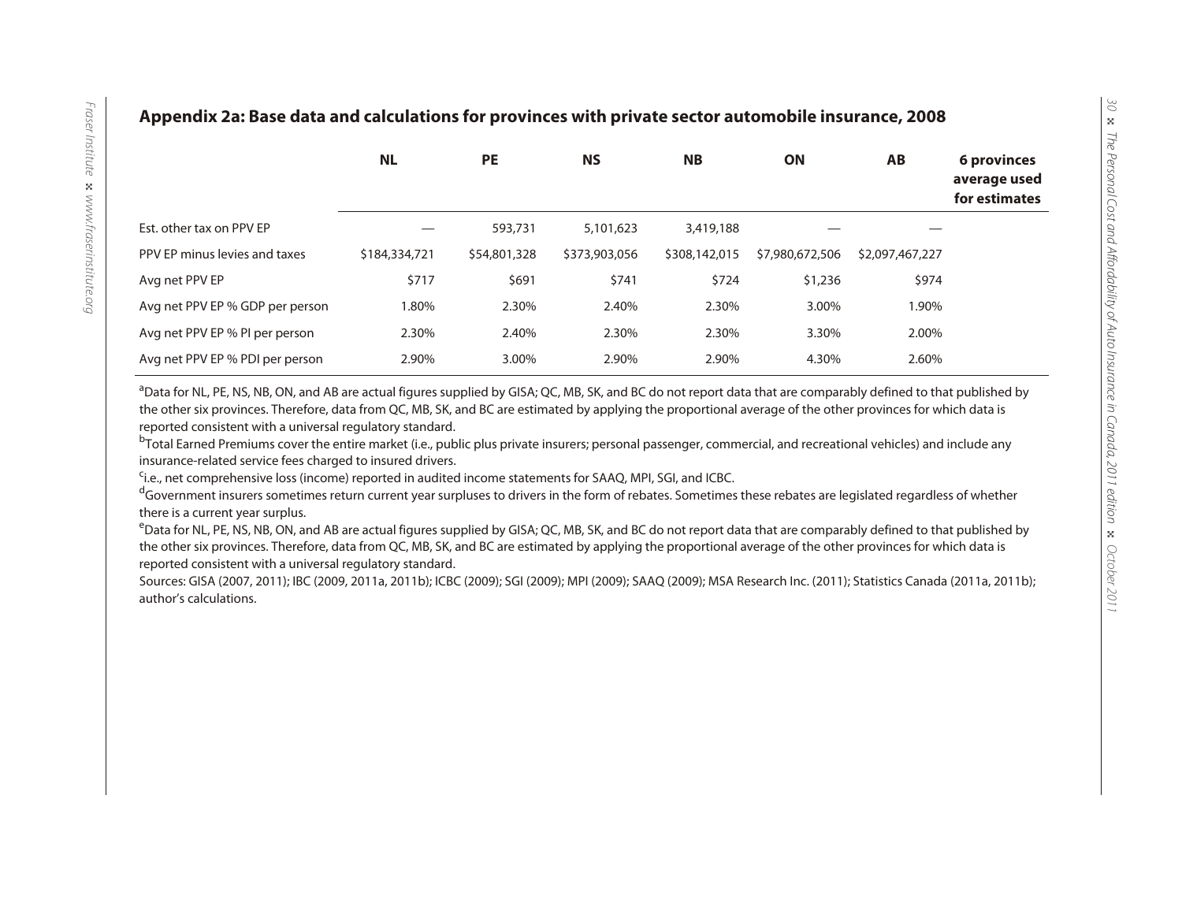## Appendix 2a: Base data and calculations for provinces with private sector automobile insurance, 2008

| | NL | PE | NS | NB | ON | AB | 6 provinces average used for estimates |
|---|---|---|---|---|---|---|---|
| Est. other tax on PPV EP | — | 593,731 | 5,101,623 | 3,419,188 | — | — | |
| PPV EP minus levies and taxes | $184,334,721 | $54,801,328 | $373,903,056 | $308,142,015 | $7,980,672,506 | $2,097,467,227 | |
| Avg net PPV EP | $717 | $691 | $741 | $724 | $1,236 | $974 | |
| Avg net PPV EP % GDP per person | 1.80% | 2.30% | 2.40% | 2.30% | 3.00% | 1.90% | |
| Avg net PPV EP % PI per person | 2.30% | 2.40% | 2.30% | 2.30% | 3.30% | 2.00% | |
| Avg net PPV EP % PDI per person | 2.90% | 3.00% | 2.90% | 2.90% | 4.30% | 2.60% | |

[a]Data for NL, PE, NS, NB, ON, and AB are actual figures supplied by GISA; QC, MB, SK, and BC do not report data that are comparably defined to that published by the other six provinces. Therefore, data from QC, MB, SK, and BC are estimated by applying the proportional average of the other provinces for which data is reported consistent with a universal regulatory standard.

[b]Total Earned Premiums cover the entire market (i.e., public plus private insurers; personal passenger, commercial, and recreational vehicles) and include any insurance-related service fees charged to insured drivers.

[c]i.e., net comprehensive loss (income) reported in audited income statements for SAAQ, MPI, SGI, and ICBC.

[d]Government insurers sometimes return current year surpluses to drivers in the form of rebates. Sometimes these rebates are legislated regardless of whether there is a current year surplus.

[e]Data for NL, PE, NS, NB, ON, and AB are actual figures supplied by GISA; QC, MB, SK, and BC do not report data that are comparably defined to that published by the other six provinces. Therefore, data from QC, MB, SK, and BC are estimated by applying the proportional average of the other provinces for which data is reported consistent with a universal regulatory standard.

Sources: GISA (2007, 2011); IBC (2009, 2011a, 2011b); ICBC (2009); SGI (2009); MPI (2009); SAAQ (2009); MSA Research Inc. (2011); Statistics Canada (2011a, 2011b); author's calculations.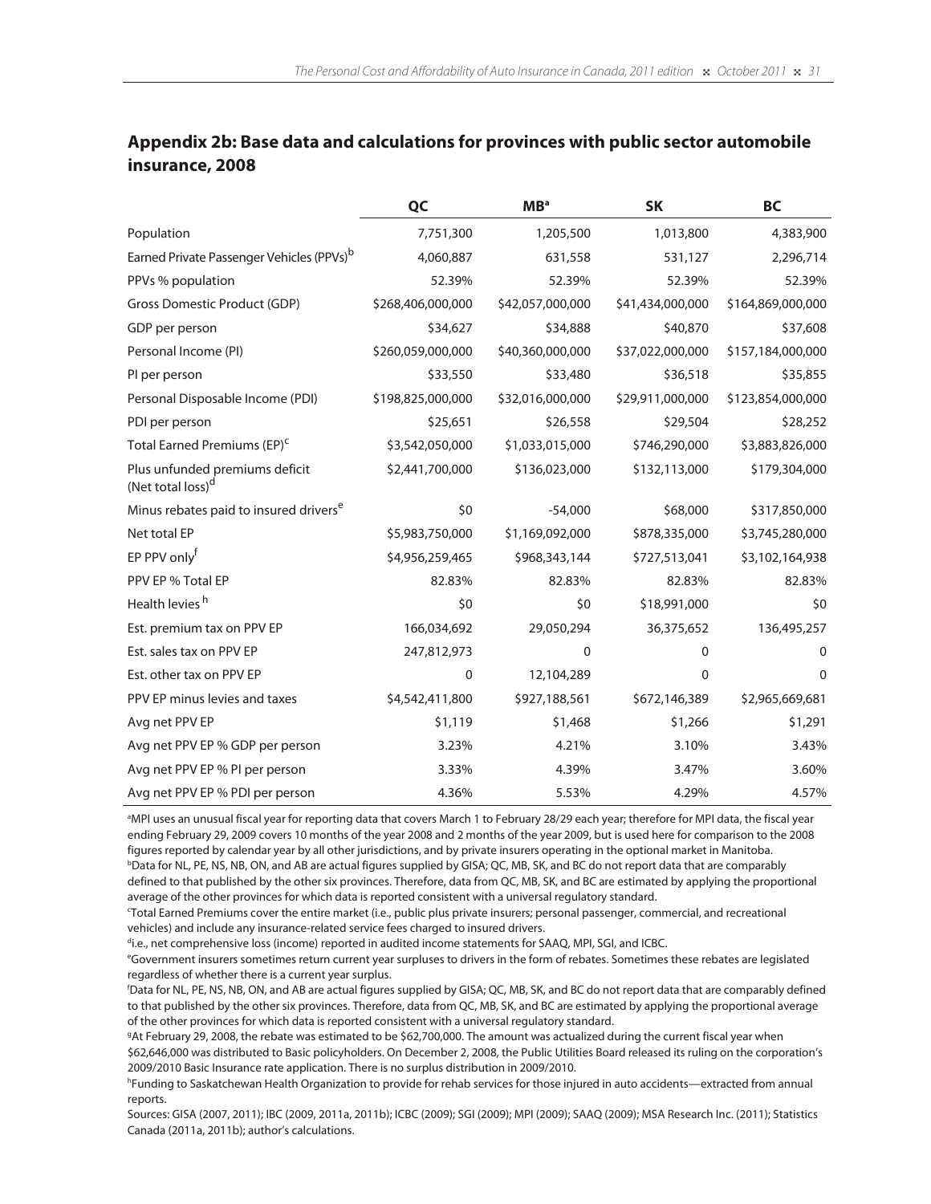## Appendix 2b: Base data and calculations for provinces with public sector automobile insurance, 2008

| | QC | MB[a] | SK | BC |
|---|---|---|---|---|
| Population | 7,751,300 | 1,205,500 | 1,013,800 | 4,383,900 |
| Earned Private Passenger Vehicles (PPVs)[b] | 4,060,887 | 631,558 | 531,127 | 2,296,714 |
| PPVs % population | 52.39% | 52.39% | 52.39% | 52.39% |
| Gross Domestic Product (GDP) | $268,406,000,000 | $42,057,000,000 | $41,434,000,000 | $164,869,000,000 |
| GDP per person | $34,627 | $34,888 | $40,870 | $37,608 |
| Personal Income (PI) | $260,059,000,000 | $40,360,000,000 | $37,022,000,000 | $157,184,000,000 |
| PI per person | $33,550 | $33,480 | $36,518 | $35,855 |
| Personal Disposable Income (PDI) | $198,825,000,000 | $32,016,000,000 | $29,911,000,000 | $123,854,000,000 |
| PDI per person | $25,651 | $26,558 | $29,504 | $28,252 |
| Total Earned Premiums (EP)[c] | $3,542,050,000 | $1,033,015,000 | $746,290,000 | $3,883,826,000 |
| Plus unfunded premiums deficit (Net total loss)[d] | $2,441,700,000 | $136,023,000 | $132,113,000 | $179,304,000 |
| Minus rebates paid to insured drivers[e] | $0 | -54,000 | $68,000 | $317,850,000 |
| Net total EP | $5,983,750,000 | $1,169,092,000 | $878,335,000 | $3,745,280,000 |
| EP PPV only[f] | $4,956,259,465 | $968,343,144 | $727,513,041 | $3,102,164,938 |
| PPV EP % Total EP | 82.83% | 82.83% | 82.83% | 82.83% |
| Health levies[h] | $0 | $0 | $18,991,000 | $0 |
| Est. premium tax on PPV EP | 166,034,692 | 29,050,294 | 36,375,652 | 136,495,257 |
| Est. sales tax on PPV EP | 247,812,973 | 0 | 0 | 0 |
| Est. other tax on PPV EP | 0 | 12,104,289 | 0 | 0 |
| PPV EP minus levies and taxes | $4,542,411,800 | $927,188,561 | $672,146,389 | $2,965,669,681 |
| Avg net PPV EP | $1,119 | $1,468 | $1,266 | $1,291 |
| Avg net PPV EP % GDP per person | 3.23% | 4.21% | 3.10% | 3.43% |
| Avg net PPV EP % PI per person | 3.33% | 4.39% | 3.47% | 3.60% |
| Avg net PPV EP % PDI per person | 4.36% | 5.53% | 4.29% | 4.57% |

[a]MPI uses an unusual fiscal year for reporting data that covers March 1 to February 28/29 each year; therefore for MPI data, the fiscal year ending February 29, 2009 covers 10 months of the year 2008 and 2 months of the year 2009, but is used here for comparison to the 2008 figures reported by calendar year by all other jurisdictions, and by private insurers operating in the optional market in Manitoba.

[b]Data for NL, PE, NS, NB, ON, and AB are actual figures supplied by GISA; QC, MB, SK, and BC do not report data that are comparably defined to that published by the other six provinces. Therefore, data from QC, MB, SK, and BC are estimated by applying the proportional average of the other provinces for which data is reported consistent with a universal regulatory standard.

[c]Total Earned Premiums cover the entire market (i.e., public plus private insurers; personal passenger, commercial, and recreational vehicles) and include any insurance-related service fees charged to insured drivers.

[d]i.e., net comprehensive loss (income) reported in audited income statements for SAAQ, MPI, SGI, and ICBC.

[e]Government insurers sometimes return current year surpluses to drivers in the form of rebates. Sometimes these rebates are legislated regardless of whether there is a current year surplus.

[f]Data for NL, PE, NS, NB, ON, and AB are actual figures supplied by GISA; QC, MB, SK, and BC do not report data that are comparably defined to that published by the other six provinces. Therefore, data from QC, MB, SK, and BC are estimated by applying the proportional average of the other provinces for which data is reported consistent with a universal regulatory standard.

[g]At February 29, 2008, the rebate was estimated to be $62,700,000. The amount was actualized during the current fiscal year when $62,646,000 was distributed to Basic policyholders. On December 2, 2008, the Public Utilities Board released its ruling on the corporation's 2009/2010 Basic Insurance rate application. There is no surplus distribution in 2009/2010.

[h]Funding to Saskatchewan Health Organization to provide for rehab services for those injured in auto accidents—extracted from annual reports.

Sources: GISA (2007, 2011); IBC (2009, 2011a, 2011b); ICBC (2009); SGI (2009); MPI (2009); SAAQ (2009); MSA Research Inc. (2011); Statistics Canada (2011a, 2011b); author's calculations.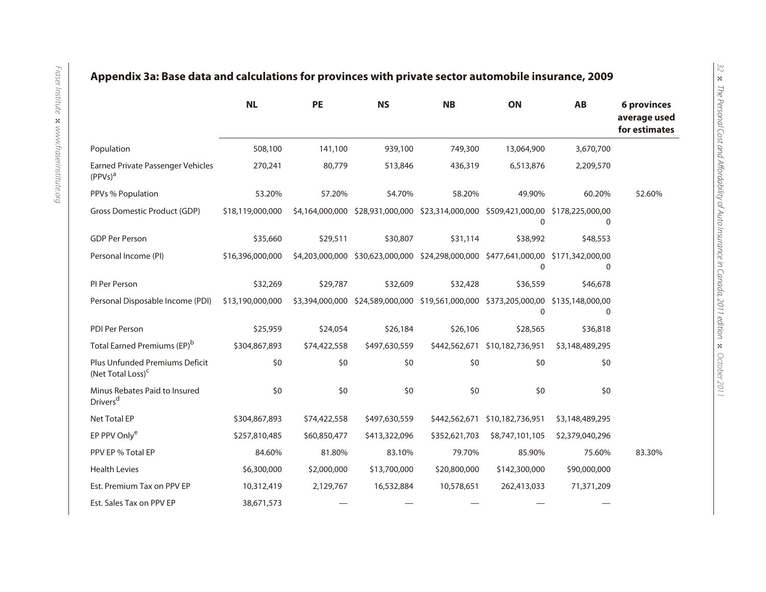## Appendix 3a: Base data and calculations for provinces with private sector automobile insurance, 2009

| | NL | PE | NS | NB | ON | AB | 6 provinces average used for estimates |
|---|---|---|---|---|---|---|---|
| Population | 508,100 | 141,100 | 939,100 | 749,300 | 13,064,900 | 3,670,700 | |
| Earned Private Passenger Vehicles (PPVs)[a] | 270,241 | 80,779 | 513,846 | 436,319 | 6,513,876 | 2,209,570 | |
| PPVs % Population | 53.20% | 57.20% | 54.70% | 58.20% | 49.90% | 60.20% | 52.60% |
| Gross Domestic Product (GDP) | $18,119,000,000 | $4,164,000,000 | $28,931,000,000 | $23,314,000,000 | $509,421,000,000 | $178,225,000,000 | |
| GDP Per Person | $35,660 | $29,511 | $30,807 | $31,114 | $38,992 | $48,553 | |
| Personal Income (PI) | $16,396,000,000 | $4,203,000,000 | $30,623,000,000 | $24,298,000,000 | $477,641,000,000 | $171,342,000,000 | |
| PI Per Person | $32,269 | $29,787 | $32,609 | $32,428 | $36,559 | $46,678 | |
| Personal Disposable Income (PDI) | $13,190,000,000 | $3,394,000,000 | $24,589,000,000 | $19,561,000,000 | $373,205,000,000 | $135,148,000,000 | |
| PDI Per Person | $25,959 | $24,054 | $26,184 | $26,106 | $28,565 | $36,818 | |
| Total Earned Premiums (EP)[b] | $304,867,893 | $74,422,558 | $497,630,559 | $442,562,671 | $10,182,736,951 | $3,148,489,295 | |
| Plus Unfunded Premiums Deficit (Net Total Loss)[c] | $0 | $0 | $0 | $0 | $0 | $0 | |
| Minus Rebates Paid to Insured Drivers[d] | $0 | $0 | $0 | $0 | $0 | $0 | |
| Net Total EP | $304,867,893 | $74,422,558 | $497,630,559 | $442,562,671 | $10,182,736,951 | $3,148,489,295 | |
| EP PPV Only[e] | $257,810,485 | $60,850,477 | $413,322,096 | $352,621,703 | $8,747,101,105 | $2,379,040,296 | |
| PPV EP % Total EP | 84.60% | 81.80% | 83.10% | 79.70% | 85.90% | 75.60% | 83.30% |
| Health Levies | $6,300,000 | $2,000,000 | $13,700,000 | $20,800,000 | $142,300,000 | $90,000,000 | |
| Est. Premium Tax on PPV EP | 10,312,419 | 2,129,767 | 16,532,884 | 10,578,651 | 262,413,033 | 71,371,209 | |
| Est. Sales Tax on PPV EP | 38,671,573 | — | — | — | — | — | |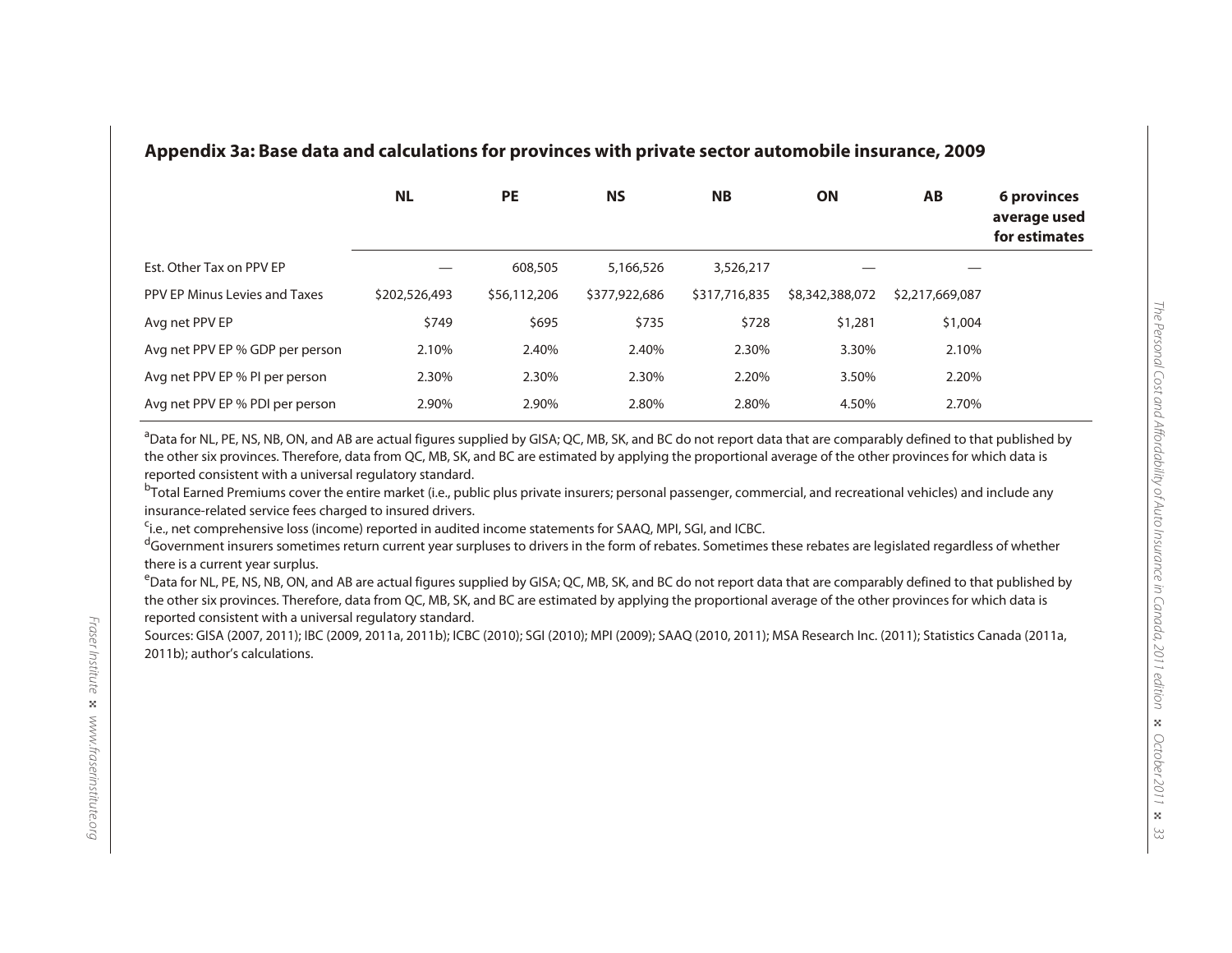## Appendix 3a: Base data and calculations for provinces with private sector automobile insurance, 2009

| | NL | PE | NS | NB | ON | AB | 6 provinces average used for estimates |
|---|---|---|---|---|---|---|---|
| Est. Other Tax on PPV EP | — | 608,505 | 5,166,526 | 3,526,217 | — | — | |
| PPV EP Minus Levies and Taxes | $202,526,493 | $56,112,206 | $377,922,686 | $317,716,835 | $8,342,388,072 | $2,217,669,087 | |
| Avg net PPV EP | $749 | $695 | $735 | $728 | $1,281 | $1,004 | |
| Avg net PPV EP % GDP per person | 2.10% | 2.40% | 2.40% | 2.30% | 3.30% | 2.10% | |
| Avg net PPV EP % PI per person | 2.30% | 2.30% | 2.30% | 2.20% | 3.50% | 2.20% | |
| Avg net PPV EP % PDI per person | 2.90% | 2.90% | 2.80% | 2.80% | 4.50% | 2.70% | |

[a] Data for NL, PE, NS, NB, ON, and AB are actual figures supplied by GISA; QC, MB, SK, and BC do not report data that are comparably defined to that published by the other six provinces. Therefore, data from QC, MB, SK, and BC are estimated by applying the proportional average of the other provinces for which data is reported consistent with a universal regulatory standard.

[b] Total Earned Premiums cover the entire market (i.e., public plus private insurers; personal passenger, commercial, and recreational vehicles) and include any insurance-related service fees charged to insured drivers.

[c] i.e., net comprehensive loss (income) reported in audited income statements for SAAQ, MPI, SGI, and ICBC.

[d] Government insurers sometimes return current year surpluses to drivers in the form of rebates. Sometimes these rebates are legislated regardless of whether there is a current year surplus.

[e] Data for NL, PE, NS, NB, ON, and AB are actual figures supplied by GISA; QC, MB, SK, and BC do not report data that are comparably defined to that published by the other six provinces. Therefore, data from QC, MB, SK, and BC are estimated by applying the proportional average of the other provinces for which data is reported consistent with a universal regulatory standard.

Sources: GISA (2007, 2011); IBC (2009, 2011a, 2011b); ICBC (2010); SGI (2010); MPI (2009); SAAQ (2010, 2011); MSA Research Inc. (2011); Statistics Canada (2011a, 2011b); author's calculations.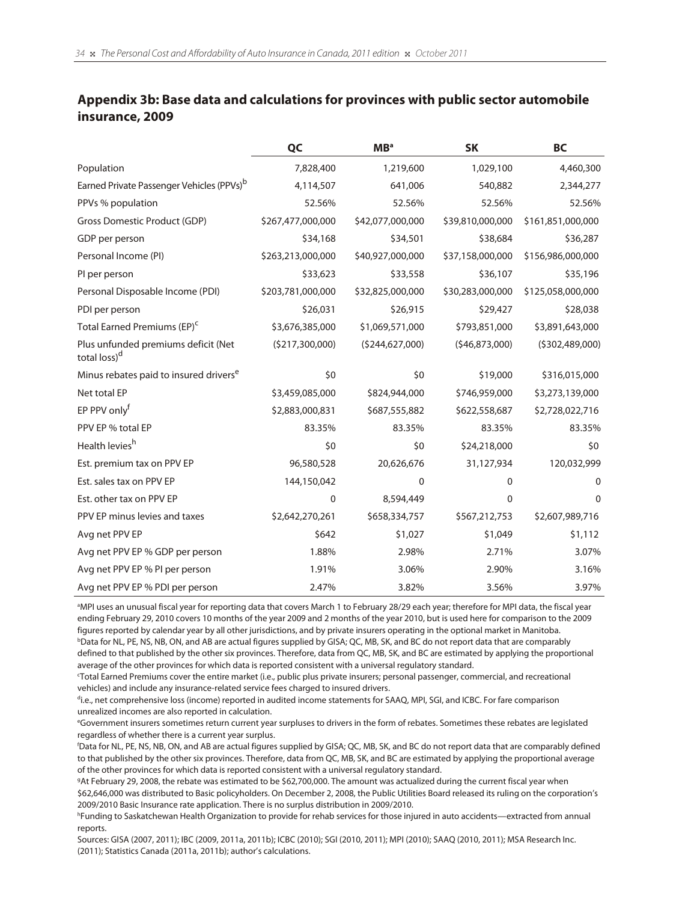## Appendix 3b: Base data and calculations for provinces with public sector automobile insurance, 2009

| | QC | MB[a] | SK | BC |
|---|---|---|---|---|
| Population | 7,828,400 | 1,219,600 | 1,029,100 | 4,460,300 |
| Earned Private Passenger Vehicles (PPVs)[b] | 4,114,507 | 641,006 | 540,882 | 2,344,277 |
| PPVs % population | 52.56% | 52.56% | 52.56% | 52.56% |
| Gross Domestic Product (GDP) | $267,477,000,000 | $42,077,000,000 | $39,810,000,000 | $161,851,000,000 |
| GDP per person | $34,168 | $34,501 | $38,684 | $36,287 |
| Personal Income (PI) | $263,213,000,000 | $40,927,000,000 | $37,158,000,000 | $156,986,000,000 |
| PI per person | $33,623 | $33,558 | $36,107 | $35,196 |
| Personal Disposable Income (PDI) | $203,781,000,000 | $32,825,000,000 | $30,283,000,000 | $125,058,000,000 |
| PDI per person | $26,031 | $26,915 | $29,427 | $28,038 |
| Total Earned Premiums (EP)[c] | $3,676,385,000 | $1,069,571,000 | $793,851,000 | $3,891,643,000 |
| Plus unfunded premiums deficit (Net total loss)[d] | ($217,300,000) | ($244,627,000) | ($46,873,000) | ($302,489,000) |
| Minus rebates paid to insured drivers[e] | $0 | $0 | $19,000 | $316,015,000 |
| Net total EP | $3,459,085,000 | $824,944,000 | $746,959,000 | $3,273,139,000 |
| EP PPV only[f] | $2,883,000,831 | $687,555,882 | $622,558,687 | $2,728,022,716 |
| PPV EP % total EP | 83.35% | 83.35% | 83.35% | 83.35% |
| Health levies[h] | $0 | $0 | $24,218,000 | $0 |
| Est. premium tax on PPV EP | 96,580,528 | 20,626,676 | 31,127,934 | 120,032,999 |
| Est. sales tax on PPV EP | 144,150,042 | 0 | 0 | 0 |
| Est. other tax on PPV EP | 0 | 8,594,449 | 0 | 0 |
| PPV EP minus levies and taxes | $2,642,270,261 | $658,334,757 | $567,212,753 | $2,607,989,716 |
| Avg net PPV EP | $642 | $1,027 | $1,049 | $1,112 |
| Avg net PPV EP % GDP per person | 1.88% | 2.98% | 2.71% | 3.07% |
| Avg net PPV EP % PI per person | 1.91% | 3.06% | 2.90% | 3.16% |
| Avg net PPV EP % PDI per person | 2.47% | 3.82% | 3.56% | 3.97% |

[a]MPI uses an unusual fiscal year for reporting data that covers March 1 to February 28/29 each year; therefore for MPI data, the fiscal year ending February 29, 2010 covers 10 months of the year 2009 and 2 months of the year 2010, but is used here for comparison to the 2009 figures reported by calendar year by all other jurisdictions, and by private insurers operating in the optional market in Manitoba.

[b]Data for NL, PE, NS, NB, ON, and AB are actual figures supplied by GISA; QC, MB, SK, and BC do not report data that are comparably defined to that published by the other six provinces. Therefore, data from QC, MB, SK, and BC are estimated by applying the proportional average of the other provinces for which data is reported consistent with a universal regulatory standard.

[c]Total Earned Premiums cover the entire market (i.e., public plus private insurers; personal passenger, commercial, and recreational vehicles) and include any insurance-related service fees charged to insured drivers.

[d]i.e., net comprehensive loss (income) reported in audited income statements for SAAQ, MPI, SGI, and ICBC. For fare comparison unrealized incomes are also reported in calculation.

[e]Government insurers sometimes return current year surpluses to drivers in the form of rebates. Sometimes these rebates are legislated regardless of whether there is a current year surplus.

[f]Data for NL, PE, NS, NB, ON, and AB are actual figures supplied by GISA; QC, MB, SK, and BC do not report data that are comparably defined to that published by the other six provinces. Therefore, data from QC, MB, SK, and BC are estimated by applying the proportional average of the other provinces for which data is reported consistent with a universal regulatory standard.

[g]At February 29, 2008, the rebate was estimated to be $62,700,000. The amount was actualized during the current fiscal year when $62,646,000 was distributed to Basic policyholders. On December 2, 2008, the Public Utilities Board released its ruling on the corporation's 2009/2010 Basic Insurance rate application. There is no surplus distribution in 2009/2010.

[h]Funding to Saskatchewan Health Organization to provide for rehab services for those injured in auto accidents—extracted from annual reports.

Sources: GISA (2007, 2011); IBC (2009, 2011a, 2011b); ICBC (2010); SGI (2010, 2011); MPI (2010); SAAQ (2010, 2011); MSA Research Inc. (2011); Statistics Canada (2011a, 2011b); author's calculations.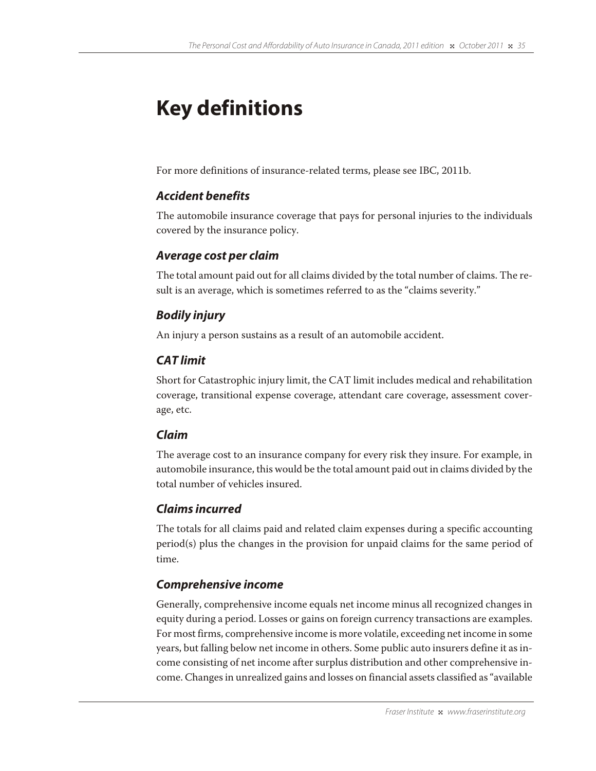# Key definitions

For more definitions of insurance-related terms, please see IBC, 2011b.

### *Accident benefits*

The automobile insurance coverage that pays for personal injuries to the individuals covered by the insurance policy.

### *Average cost per claim*

The total amount paid out for all claims divided by the total number of claims. The result is an average, which is sometimes referred to as the "claims severity."

### *Bodily injury*

An injury a person sustains as a result of an automobile accident.

### *CAT limit*

Short for Catastrophic injury limit, the CAT limit includes medical and rehabilitation coverage, transitional expense coverage, attendant care coverage, assessment coverage, etc.

### *Claim*

The average cost to an insurance company for every risk they insure. For example, in automobile insurance, this would be the total amount paid out in claims divided by the total number of vehicles insured.

### *Claims incurred*

The totals for all claims paid and related claim expenses during a specific accounting period(s) plus the changes in the provision for unpaid claims for the same period of time.

### *Comprehensive income*

Generally, comprehensive income equals net income minus all recognized changes in equity during a period. Losses or gains on foreign currency transactions are examples. For most firms, comprehensive income is more volatile, exceeding net income in some years, but falling below net income in others. Some public auto insurers define it as income consisting of net income after surplus distribution and other comprehensive income. Changes in unrealized gains and losses on financial assets classified as "available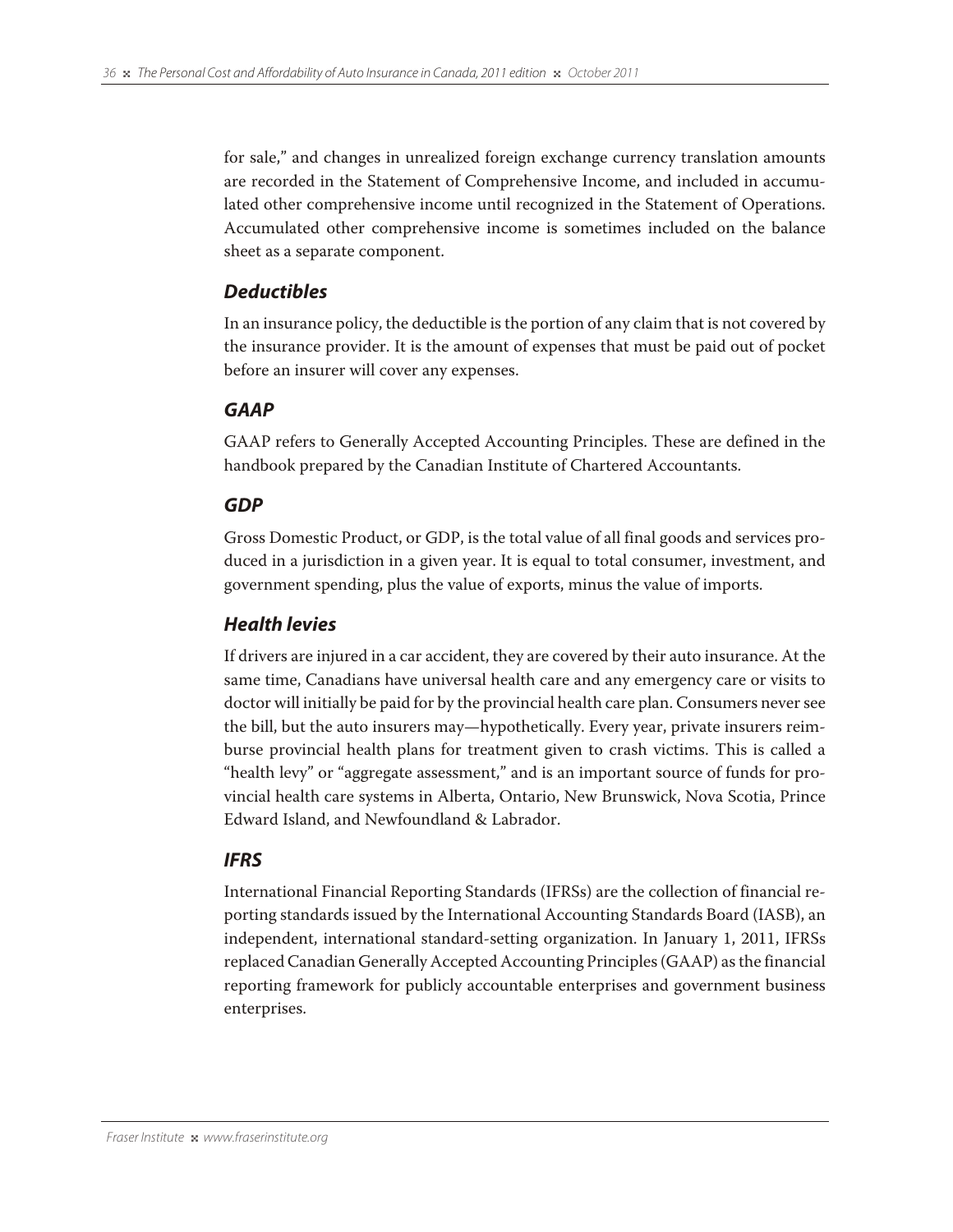for sale," and changes in unrealized foreign exchange currency translation amounts are recorded in the Statement of Comprehensive Income, and included in accumulated other comprehensive income until recognized in the Statement of Operations. Accumulated other comprehensive income is sometimes included on the balance sheet as a separate component.

### *Deductibles*

In an insurance policy, the deductible is the portion of any claim that is not covered by the insurance provider. It is the amount of expenses that must be paid out of pocket before an insurer will cover any expenses.

### *GAAP*

GAAP refers to Generally Accepted Accounting Principles. These are defined in the handbook prepared by the Canadian Institute of Chartered Accountants.

### *GDP*

Gross Domestic Product, or GDP, is the total value of all final goods and services produced in a jurisdiction in a given year. It is equal to total consumer, investment, and government spending, plus the value of exports, minus the value of imports.

### *Health levies*

If drivers are injured in a car accident, they are covered by their auto insurance. At the same time, Canadians have universal health care and any emergency care or visits to doctor will initially be paid for by the provincial health care plan. Consumers never see the bill, but the auto insurers may—hypothetically. Every year, private insurers reimburse provincial health plans for treatment given to crash victims. This is called a "health levy" or "aggregate assessment," and is an important source of funds for provincial health care systems in Alberta, Ontario, New Brunswick, Nova Scotia, Prince Edward Island, and Newfoundland & Labrador.

### *IFRS*

International Financial Reporting Standards (IFRSs) are the collection of financial reporting standards issued by the International Accounting Standards Board (IASB), an independent, international standard-setting organization. In January 1, 2011, IFRSs replaced Canadian Generally Accepted Accounting Principles (GAAP) as the financial reporting framework for publicly accountable enterprises and government business enterprises.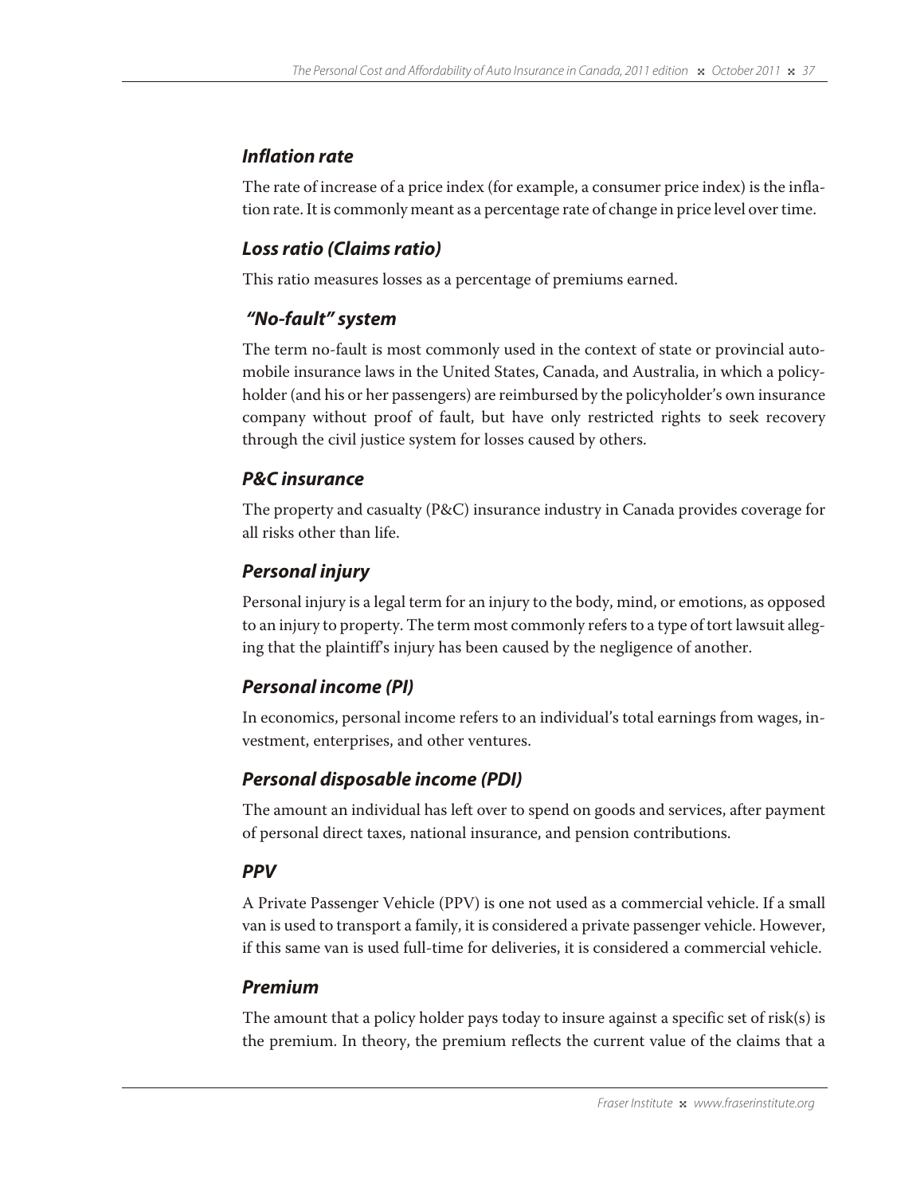### *Inflation rate*

The rate of increase of a price index (for example, a consumer price index) is the inflation rate. It is commonly meant as a percentage rate of change in price level over time.

### *Loss ratio (Claims ratio)*

This ratio measures losses as a percentage of premiums earned.

### *"No-fault" system*

The term no-fault is most commonly used in the context of state or provincial automobile insurance laws in the United States, Canada, and Australia, in which a policyholder (and his or her passengers) are reimbursed by the policyholder's own insurance company without proof of fault, but have only restricted rights to seek recovery through the civil justice system for losses caused by others.

### *P&C insurance*

The property and casualty (P&C) insurance industry in Canada provides coverage for all risks other than life.

### *Personal injury*

Personal injury is a legal term for an injury to the body, mind, or emotions, as opposed to an injury to property. The term most commonly refers to a type of tort lawsuit alleging that the plaintiff's injury has been caused by the negligence of another.

### *Personal income (PI)*

In economics, personal income refers to an individual's total earnings from wages, investment, enterprises, and other ventures.

### *Personal disposable income (PDI)*

The amount an individual has left over to spend on goods and services, after payment of personal direct taxes, national insurance, and pension contributions.

### *PPV*

A Private Passenger Vehicle (PPV) is one not used as a commercial vehicle. If a small van is used to transport a family, it is considered a private passenger vehicle. However, if this same van is used full-time for deliveries, it is considered a commercial vehicle.

### *Premium*

The amount that a policy holder pays today to insure against a specific set of risk(s) is the premium. In theory, the premium reflects the current value of the claims that a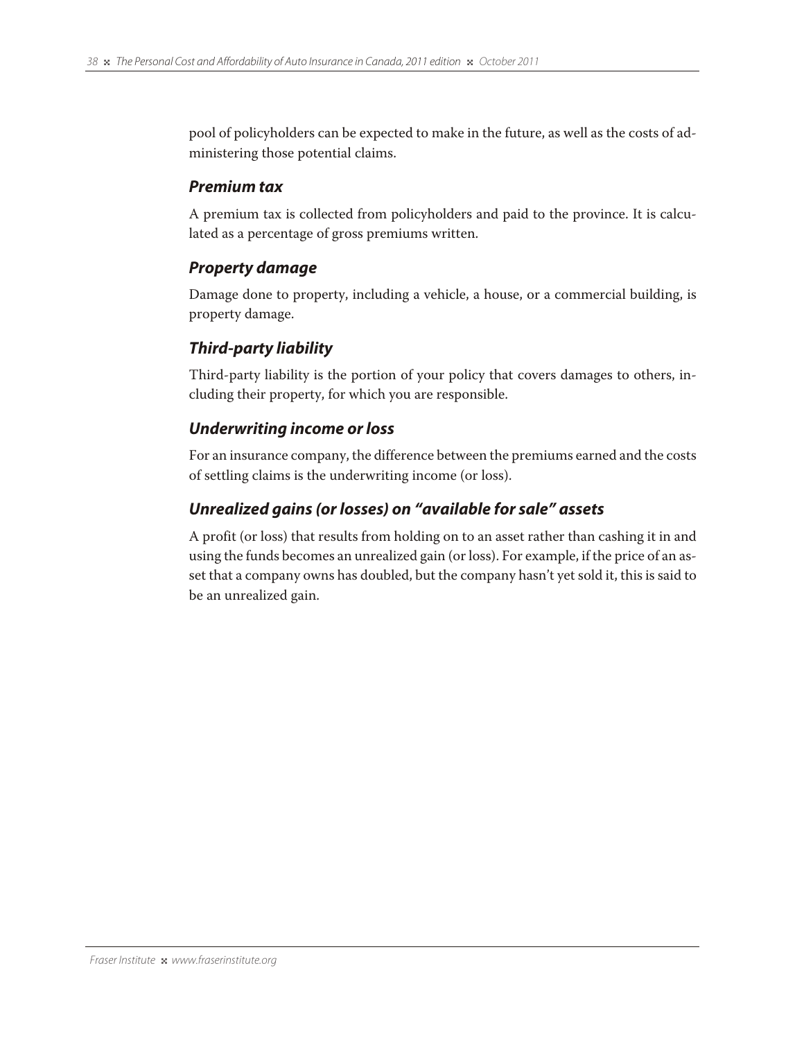pool of policyholders can be expected to make in the future, as well as the costs of administering those potential claims.

### *Premium tax*

A premium tax is collected from policyholders and paid to the province. It is calculated as a percentage of gross premiums written.

### *Property damage*

Damage done to property, including a vehicle, a house, or a commercial building, is property damage.

### *Third-party liability*

Third-party liability is the portion of your policy that covers damages to others, including their property, for which you are responsible.

### *Underwriting income or loss*

For an insurance company, the difference between the premiums earned and the costs of settling claims is the underwriting income (or loss).

### *Unrealized gains (or losses) on "available for sale" assets*

A profit (or loss) that results from holding on to an asset rather than cashing it in and using the funds becomes an unrealized gain (or loss). For example, if the price of an asset that a company owns has doubled, but the company hasn't yet sold it, this is said to be an unrealized gain.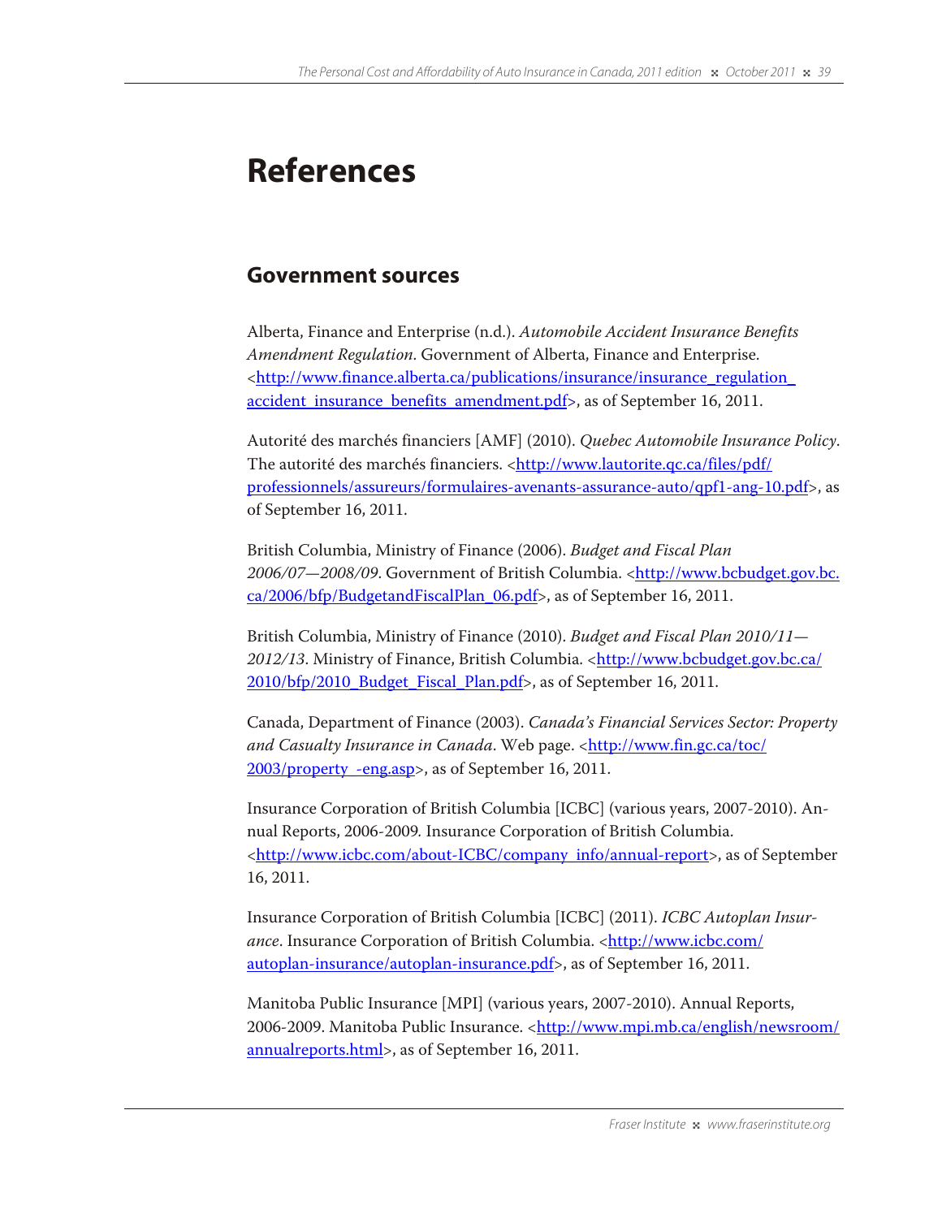# References

## Government sources

Alberta, Finance and Enterprise (n.d.). *Automobile Accident Insurance Benefits Amendment Regulation*. Government of Alberta, Finance and Enterprise. <http://www.finance.alberta.ca/publications/insurance/insurance_regulation_accident_insurance_benefits_amendment.pdf>, as of September 16, 2011.

Autorité des marchés financiers [AMF] (2010). *Quebec Automobile Insurance Policy*. The autorité des marchés financiers. <http://www.lautorite.qc.ca/files/pdf/professionnels/assureurs/formulaires-avenants-assurance-auto/qpf1-ang-10.pdf>, as of September 16, 2011.

British Columbia, Ministry of Finance (2006). *Budget and Fiscal Plan 2006/07—2008/09*. Government of British Columbia. <http://www.bcbudget.gov.bc.ca/2006/bfp/BudgetandFiscalPlan_06.pdf>, as of September 16, 2011.

British Columbia, Ministry of Finance (2010). *Budget and Fiscal Plan 2010/11—2012/13*. Ministry of Finance, British Columbia. <http://www.bcbudget.gov.bc.ca/2010/bfp/2010_Budget_Fiscal_Plan.pdf>, as of September 16, 2011.

Canada, Department of Finance (2003). *Canada's Financial Services Sector: Property and Casualty Insurance in Canada*. Web page. <http://www.fin.gc.ca/toc/2003/property_-eng.asp>, as of September 16, 2011.

Insurance Corporation of British Columbia [ICBC] (various years, 2007-2010). Annual Reports, 2006-2009. Insurance Corporation of British Columbia. <http://www.icbc.com/about-ICBC/company_info/annual-report>, as of September 16, 2011.

Insurance Corporation of British Columbia [ICBC] (2011). *ICBC Autoplan Insurance*. Insurance Corporation of British Columbia. <http://www.icbc.com/autoplan-insurance/autoplan-insurance.pdf>, as of September 16, 2011.

Manitoba Public Insurance [MPI] (various years, 2007-2010). Annual Reports, 2006-2009. Manitoba Public Insurance. <http://www.mpi.mb.ca/english/newsroom/annualreports.html>, as of September 16, 2011.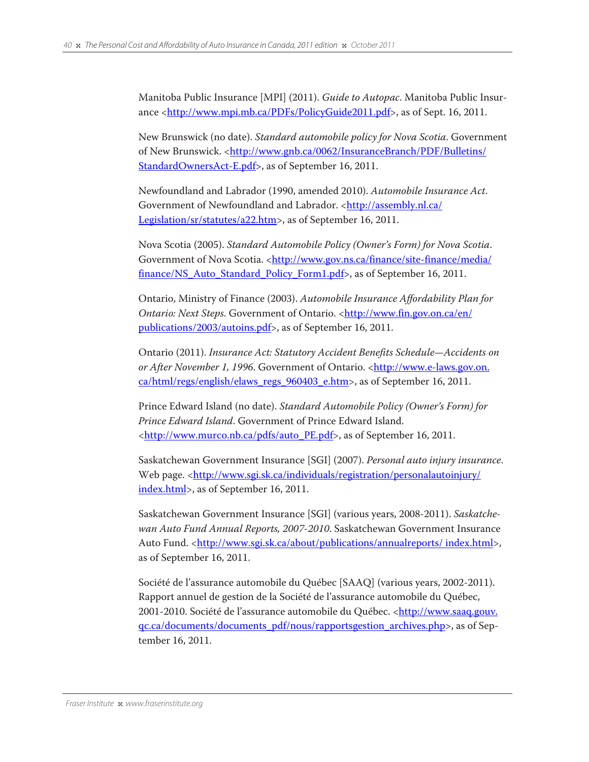Manitoba Public Insurance [MPI] (2011). *Guide to Autopac*. Manitoba Public Insurance <http://www.mpi.mb.ca/PDFs/PolicyGuide2011.pdf>, as of Sept. 16, 2011.

New Brunswick (no date). *Standard automobile policy for Nova Scotia*. Government of New Brunswick. <http://www.gnb.ca/0062/InsuranceBranch/PDF/Bulletins/StandardOwnersAct-E.pdf>, as of September 16, 2011.

Newfoundland and Labrador (1990, amended 2010). *Automobile Insurance Act*. Government of Newfoundland and Labrador. <http://assembly.nl.ca/Legislation/sr/statutes/a22.htm>, as of September 16, 2011.

Nova Scotia (2005). *Standard Automobile Policy (Owner's Form) for Nova Scotia*. Government of Nova Scotia. <http://www.gov.ns.ca/finance/site-finance/media/finance/NS_Auto_Standard_Policy_Form1.pdf>, as of September 16, 2011.

Ontario, Ministry of Finance (2003). *Automobile Insurance Affordability Plan for Ontario: Next Steps*. Government of Ontario. <http://www.fin.gov.on.ca/en/publications/2003/autoins.pdf>, as of September 16, 2011.

Ontario (2011). *Insurance Act: Statutory Accident Benefits Schedule—Accidents on or After November 1, 1996*. Government of Ontario. <http://www.e-laws.gov.on.ca/html/regs/english/elaws_regs_960403_e.htm>, as of September 16, 2011.

Prince Edward Island (no date). *Standard Automobile Policy (Owner's Form) for Prince Edward Island*. Government of Prince Edward Island. <http://www.murco.nb.ca/pdfs/auto_PE.pdf>, as of September 16, 2011.

Saskatchewan Government Insurance [SGI] (2007). *Personal auto injury insurance*. Web page. <http://www.sgi.sk.ca/individuals/registration/personalautoinjury/index.html>, as of September 16, 2011.

Saskatchewan Government Insurance [SGI] (various years, 2008-2011). *Saskatchewan Auto Fund Annual Reports, 2007-2010*. Saskatchewan Government Insurance Auto Fund. <http://www.sgi.sk.ca/about/publications/annualreports/ index.html>, as of September 16, 2011.

Société de l'assurance automobile du Québec [SAAQ] (various years, 2002-2011). Rapport annuel de gestion de la Société de l'assurance automobile du Québec, 2001-2010. Société de l'assurance automobile du Québec. <http://www.saaq.gouv.qc.ca/documents/documents_pdf/nous/rapportsgestion_archives.php>, as of September 16, 2011.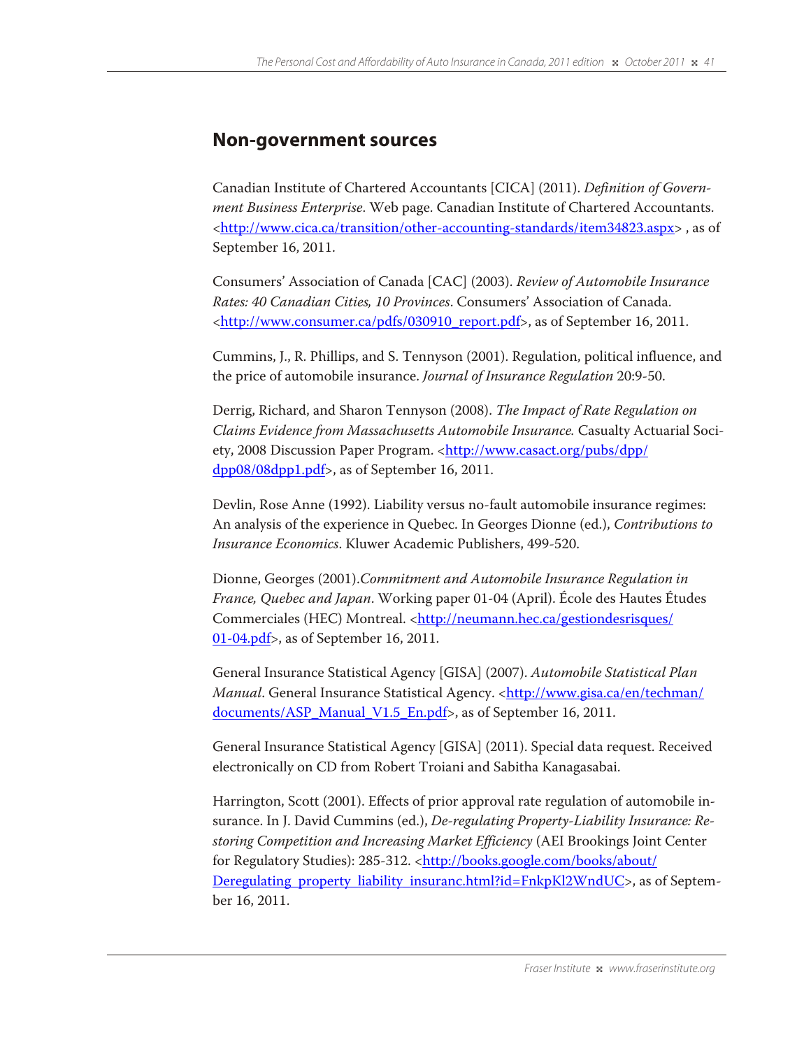## Non-government sources

Canadian Institute of Chartered Accountants [CICA] (2011). *Definition of Government Business Enterprise.* Web page. Canadian Institute of Chartered Accountants. <http://www.cica.ca/transition/other-accounting-standards/item34823.aspx> , as of September 16, 2011.

Consumers' Association of Canada [CAC] (2003). *Review of Automobile Insurance Rates: 40 Canadian Cities, 10 Provinces*. Consumers' Association of Canada. <http://www.consumer.ca/pdfs/030910_report.pdf>, as of September 16, 2011.

Cummins, J., R. Phillips, and S. Tennyson (2001). Regulation, political influence, and the price of automobile insurance. *Journal of Insurance Regulation* 20:9-50.

Derrig, Richard, and Sharon Tennyson (2008). *The Impact of Rate Regulation on Claims Evidence from Massachusetts Automobile Insurance.* Casualty Actuarial Society, 2008 Discussion Paper Program. <http://www.casact.org/pubs/dpp/dpp08/08dpp1.pdf>, as of September 16, 2011.

Devlin, Rose Anne (1992). Liability versus no-fault automobile insurance regimes: An analysis of the experience in Quebec. In Georges Dionne (ed.), *Contributions to Insurance Economics*. Kluwer Academic Publishers, 499-520.

Dionne, Georges (2001).*Commitment and Automobile Insurance Regulation in France, Quebec and Japan*. Working paper 01-04 (April). École des Hautes Études Commerciales (HEC) Montreal. <http://neumann.hec.ca/gestiondesrisques/01-04.pdf>, as of September 16, 2011.

General Insurance Statistical Agency [GISA] (2007). *Automobile Statistical Plan Manual*. General Insurance Statistical Agency. <http://www.gisa.ca/en/techman/documents/ASP_Manual_V1.5_En.pdf>, as of September 16, 2011.

General Insurance Statistical Agency [GISA] (2011). Special data request. Received electronically on CD from Robert Troiani and Sabitha Kanagasabai.

Harrington, Scott (2001). Effects of prior approval rate regulation of automobile insurance. In J. David Cummins (ed.), *De-regulating Property-Liability Insurance: Restoring Competition and Increasing Market Efficiency* (AEI Brookings Joint Center for Regulatory Studies): 285-312. <http://books.google.com/books/about/Deregulating_property_liability_insuranc.html?id=FnkpKl2WndUC>, as of September 16, 2011.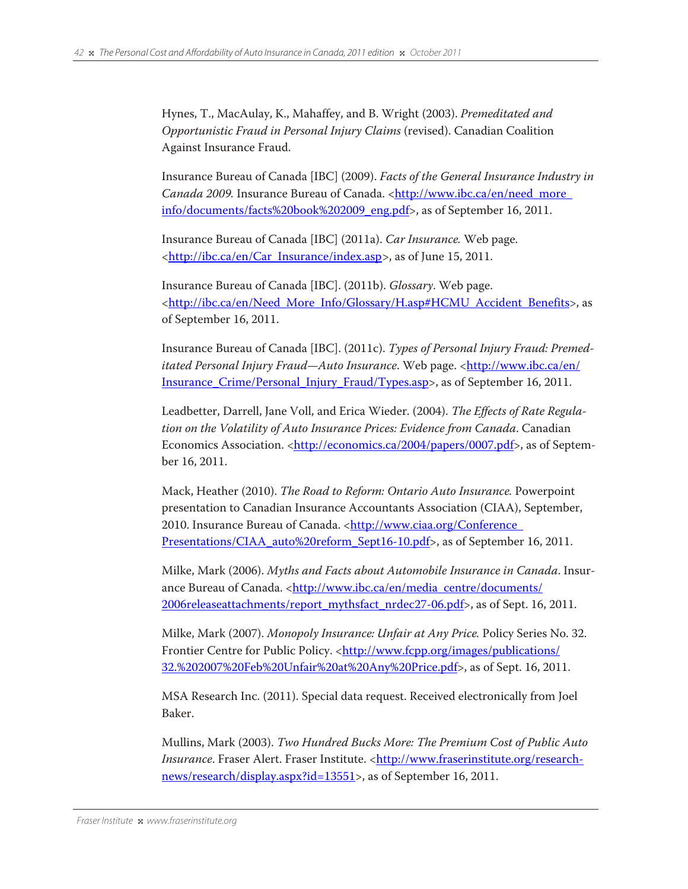Hynes, T., MacAulay, K., Mahaffey, and B. Wright (2003). *Premeditated and Opportunistic Fraud in Personal Injury Claims* (revised). Canadian Coalition Against Insurance Fraud.

Insurance Bureau of Canada [IBC] (2009). *Facts of the General Insurance Industry in Canada 2009.* Insurance Bureau of Canada. <http://www.ibc.ca/en/need_more_info/documents/facts%20book%202009_eng.pdf>, as of September 16, 2011.

Insurance Bureau of Canada [IBC] (2011a). *Car Insurance.* Web page. <http://ibc.ca/en/Car_Insurance/index.asp>, as of June 15, 2011.

Insurance Bureau of Canada [IBC]. (2011b). *Glossary*. Web page. <http://ibc.ca/en/Need_More_Info/Glossary/H.asp#HCMU_Accident_Benefits>, as of September 16, 2011.

Insurance Bureau of Canada [IBC]. (2011c). *Types of Personal Injury Fraud: Premeditated Personal Injury Fraud—Auto Insurance*. Web page. <http://www.ibc.ca/en/Insurance_Crime/Personal_Injury_Fraud/Types.asp>, as of September 16, 2011.

Leadbetter, Darrell, Jane Voll, and Erica Wieder. (2004). *The Effects of Rate Regulation on the Volatility of Auto Insurance Prices: Evidence from Canada*. Canadian Economics Association. <http://economics.ca/2004/papers/0007.pdf>, as of September 16, 2011.

Mack, Heather (2010). *The Road to Reform: Ontario Auto Insurance.* Powerpoint presentation to Canadian Insurance Accountants Association (CIAA), September, 2010. Insurance Bureau of Canada. <http://www.ciaa.org/Conference_Presentations/CIAA_auto%20reform_Sept16-10.pdf>, as of September 16, 2011.

Milke, Mark (2006). *Myths and Facts about Automobile Insurance in Canada*. Insurance Bureau of Canada. <http://www.ibc.ca/en/media_centre/documents/2006releaseattachments/report_mythsfact_nrdec27-06.pdf>, as of Sept. 16, 2011.

Milke, Mark (2007). *Monopoly Insurance: Unfair at Any Price.* Policy Series No. 32. Frontier Centre for Public Policy. <http://www.fcpp.org/images/publications/32.%202007%20Feb%20Unfair%20at%20Any%20Price.pdf>, as of Sept. 16, 2011.

MSA Research Inc. (2011). Special data request. Received electronically from Joel Baker.

Mullins, Mark (2003). *Two Hundred Bucks More: The Premium Cost of Public Auto Insurance*. Fraser Alert. Fraser Institute. <http://www.fraserinstitute.org/research-news/research/display.aspx?id=13551>, as of September 16, 2011.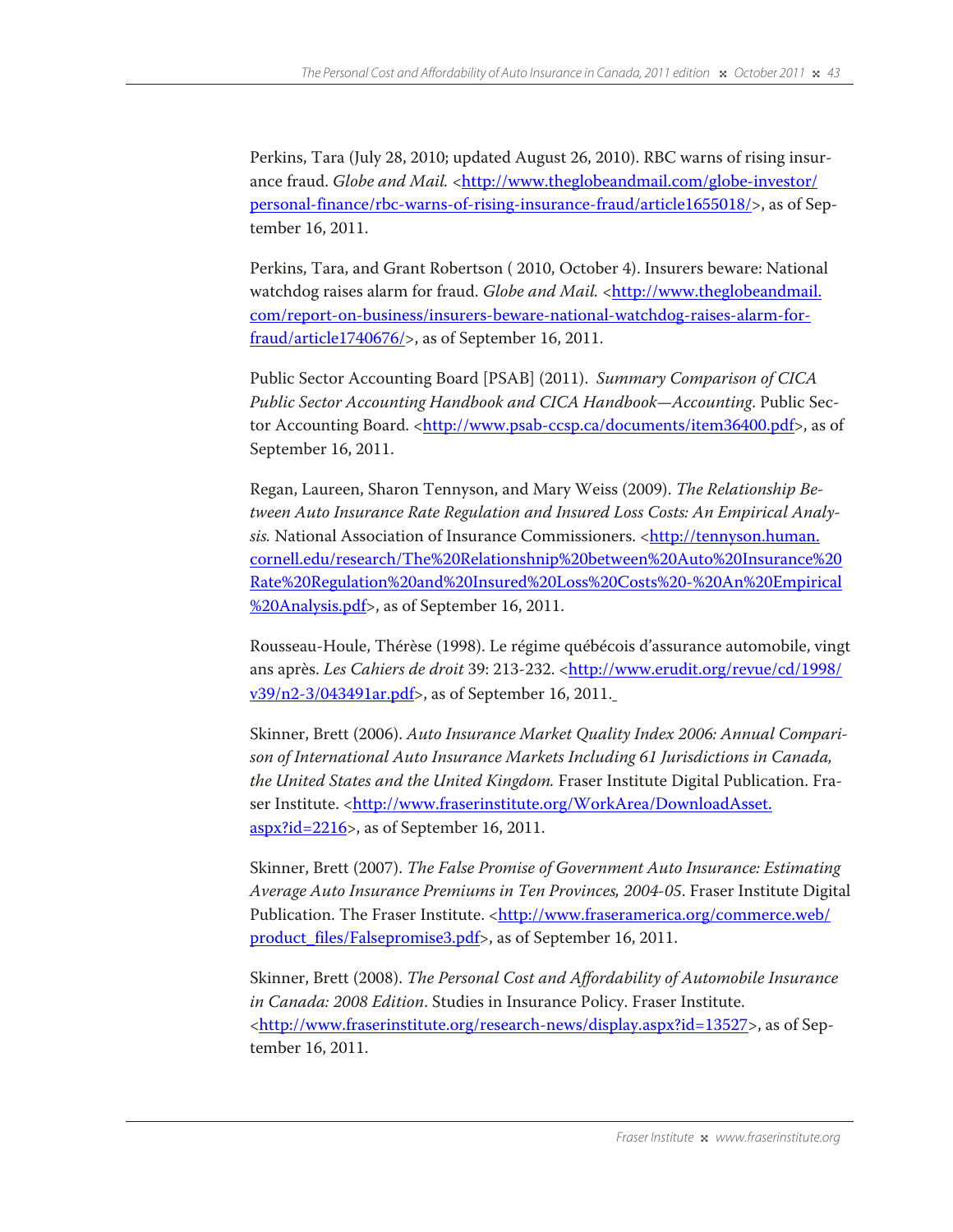Perkins, Tara (July 28, 2010; updated August 26, 2010). RBC warns of rising insurance fraud. *Globe and Mail.* <http://www.theglobeandmail.com/globe-investor/personal-finance/rbc-warns-of-rising-insurance-fraud/article1655018/>, as of September 16, 2011.

Perkins, Tara, and Grant Robertson ( 2010, October 4). Insurers beware: National watchdog raises alarm for fraud. *Globe and Mail.* <http://www.theglobeandmail.com/report-on-business/insurers-beware-national-watchdog-raises-alarm-for-fraud/article1740676/>, as of September 16, 2011.

Public Sector Accounting Board [PSAB] (2011). *Summary Comparison of CICA Public Sector Accounting Handbook and CICA Handbook—Accounting.* Public Sector Accounting Board. <http://www.psab-ccsp.ca/documents/item36400.pdf>, as of September 16, 2011.

Regan, Laureen, Sharon Tennyson, and Mary Weiss (2009). *The Relationship Between Auto Insurance Rate Regulation and Insured Loss Costs: An Empirical Analysis.* National Association of Insurance Commissioners. <http://tennyson.human.cornell.edu/research/The%20Relationshnip%20between%20Auto%20Insurance%20Rate%20Regulation%20and%20Insured%20Loss%20Costs%20-%20An%20Empirical%20Analysis.pdf>, as of September 16, 2011.

Rousseau-Houle, Thérèse (1998). Le régime québécois d'assurance automobile, vingt ans après. *Les Cahiers de droit* 39: 213-232. <http://www.erudit.org/revue/cd/1998/v39/n2-3/043491ar.pdf>, as of September 16, 2011.

Skinner, Brett (2006). *Auto Insurance Market Quality Index 2006: Annual Comparison of International Auto Insurance Markets Including 61 Jurisdictions in Canada, the United States and the United Kingdom.* Fraser Institute Digital Publication. Fraser Institute. <http://www.fraserinstitute.org/WorkArea/DownloadAsset.aspx?id=2216>, as of September 16, 2011.

Skinner, Brett (2007). *The False Promise of Government Auto Insurance: Estimating Average Auto Insurance Premiums in Ten Provinces, 2004-05*. Fraser Institute Digital Publication. The Fraser Institute. <http://www.fraseramerica.org/commerce.web/product_files/Falsepromise3.pdf>, as of September 16, 2011.

Skinner, Brett (2008). *The Personal Cost and Affordability of Automobile Insurance in Canada: 2008 Edition*. Studies in Insurance Policy. Fraser Institute. <http://www.fraserinstitute.org/research-news/display.aspx?id=13527>, as of September 16, 2011.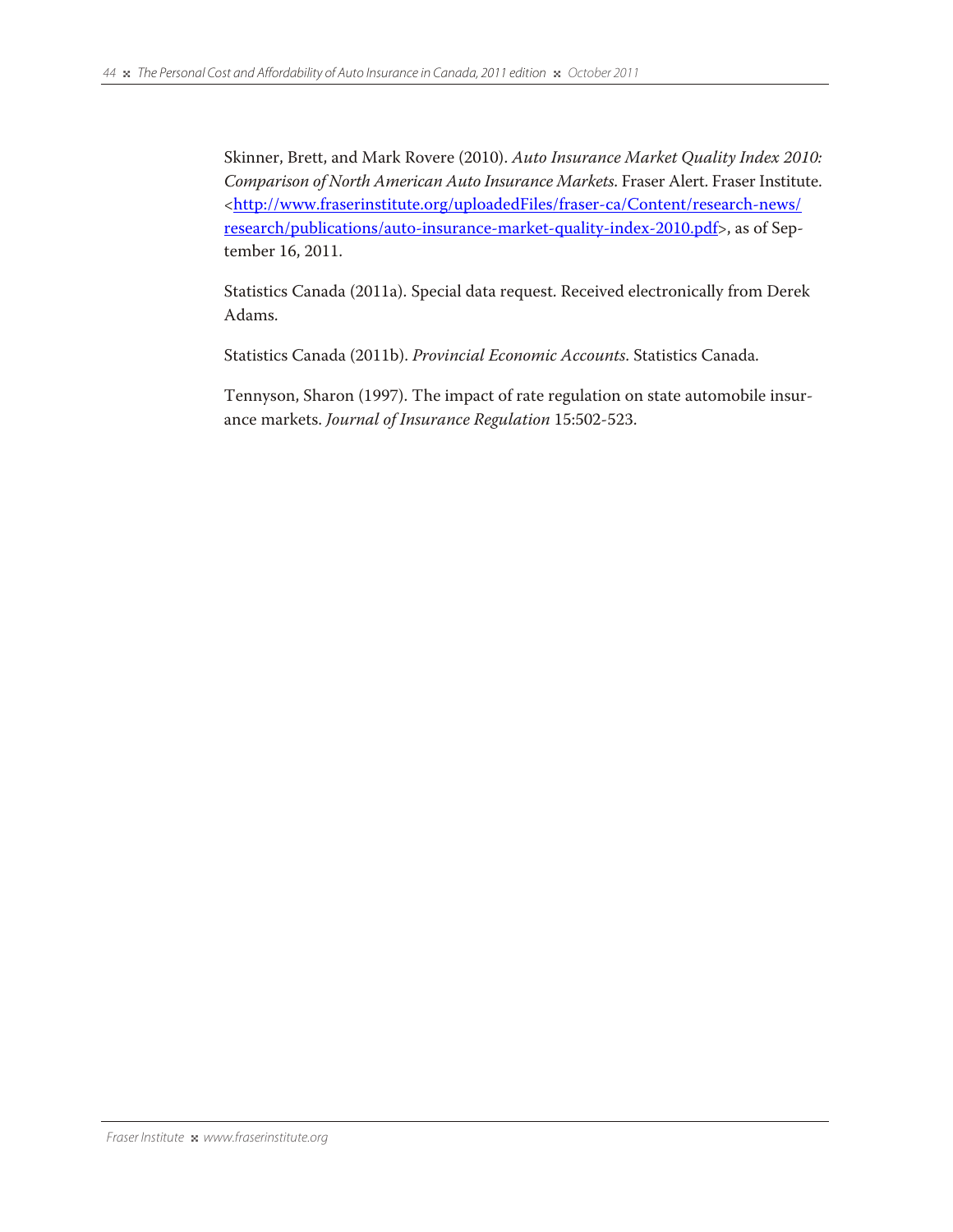Skinner, Brett, and Mark Rovere (2010). *Auto Insurance Market Quality Index 2010: Comparison of North American Auto Insurance Markets.* Fraser Alert. Fraser Institute. <http://www.fraserinstitute.org/uploadedFiles/fraser-ca/Content/research-news/research/publications/auto-insurance-market-quality-index-2010.pdf>, as of September 16, 2011.

Statistics Canada (2011a). Special data request. Received electronically from Derek Adams.

Statistics Canada (2011b). *Provincial Economic Accounts.* Statistics Canada.

Tennyson, Sharon (1997). The impact of rate regulation on state automobile insurance markets. *Journal of Insurance Regulation* 15:502-523.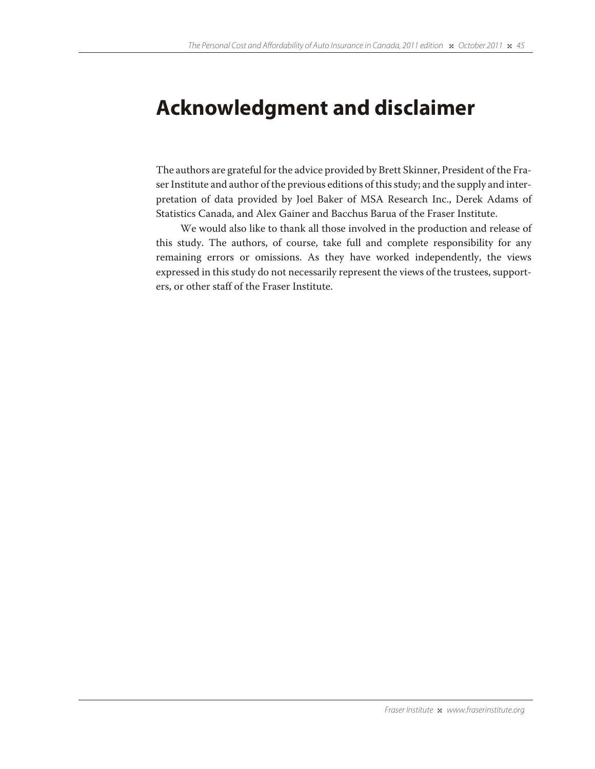# Acknowledgment and disclaimer

The authors are grateful for the advice provided by Brett Skinner, President of the Fraser Institute and author of the previous editions of this study; and the supply and interpretation of data provided by Joel Baker of MSA Research Inc., Derek Adams of Statistics Canada, and Alex Gainer and Bacchus Barua of the Fraser Institute.

We would also like to thank all those involved in the production and release of this study. The authors, of course, take full and complete responsibility for any remaining errors or omissions. As they have worked independently, the views expressed in this study do not necessarily represent the views of the trustees, supporters, or other staff of the Fraser Institute.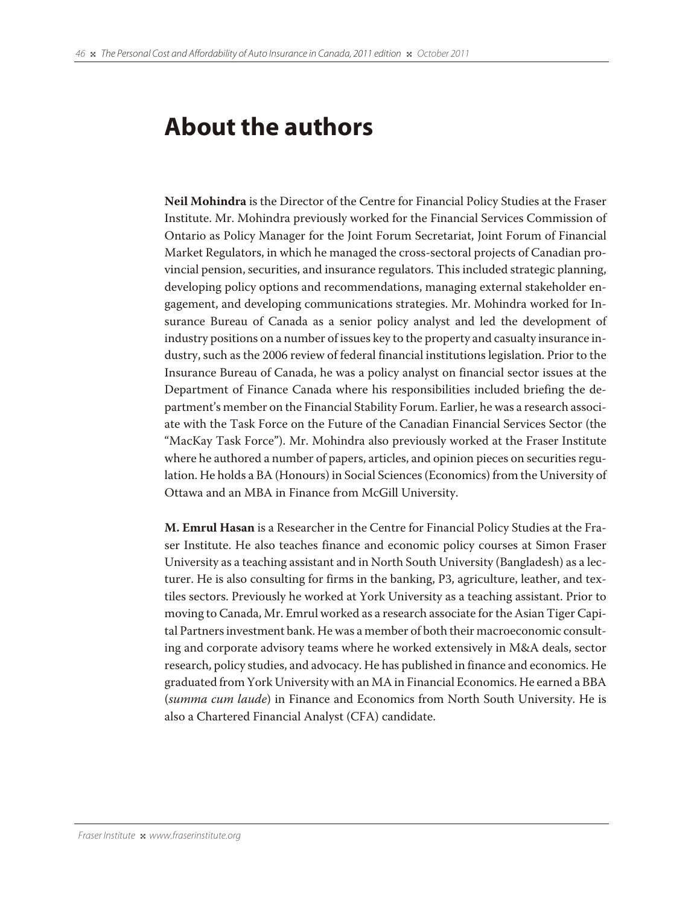# About the authors

**Neil Mohindra** is the Director of the Centre for Financial Policy Studies at the Fraser Institute. Mr. Mohindra previously worked for the Financial Services Commission of Ontario as Policy Manager for the Joint Forum Secretariat, Joint Forum of Financial Market Regulators, in which he managed the cross-sectoral projects of Canadian provincial pension, securities, and insurance regulators. This included strategic planning, developing policy options and recommendations, managing external stakeholder engagement, and developing communications strategies. Mr. Mohindra worked for Insurance Bureau of Canada as a senior policy analyst and led the development of industry positions on a number of issues key to the property and casualty insurance industry, such as the 2006 review of federal financial institutions legislation. Prior to the Insurance Bureau of Canada, he was a policy analyst on financial sector issues at the Department of Finance Canada where his responsibilities included briefing the department's member on the Financial Stability Forum. Earlier, he was a research associate with the Task Force on the Future of the Canadian Financial Services Sector (the "MacKay Task Force"). Mr. Mohindra also previously worked at the Fraser Institute where he authored a number of papers, articles, and opinion pieces on securities regulation. He holds a BA (Honours) in Social Sciences (Economics) from the University of Ottawa and an MBA in Finance from McGill University.

**M. Emrul Hasan** is a Researcher in the Centre for Financial Policy Studies at the Fraser Institute. He also teaches finance and economic policy courses at Simon Fraser University as a teaching assistant and in North South University (Bangladesh) as a lecturer. He is also consulting for firms in the banking, P3, agriculture, leather, and textiles sectors. Previously he worked at York University as a teaching assistant. Prior to moving to Canada, Mr. Emrul worked as a research associate for the Asian Tiger Capital Partners investment bank. He was a member of both their macroeconomic consulting and corporate advisory teams where he worked extensively in M&A deals, sector research, policy studies, and advocacy. He has published in finance and economics. He graduated from York University with an MA in Financial Economics. He earned a BBA (*summa cum laude*) in Finance and Economics from North South University. He is also a Chartered Financial Analyst (CFA) candidate.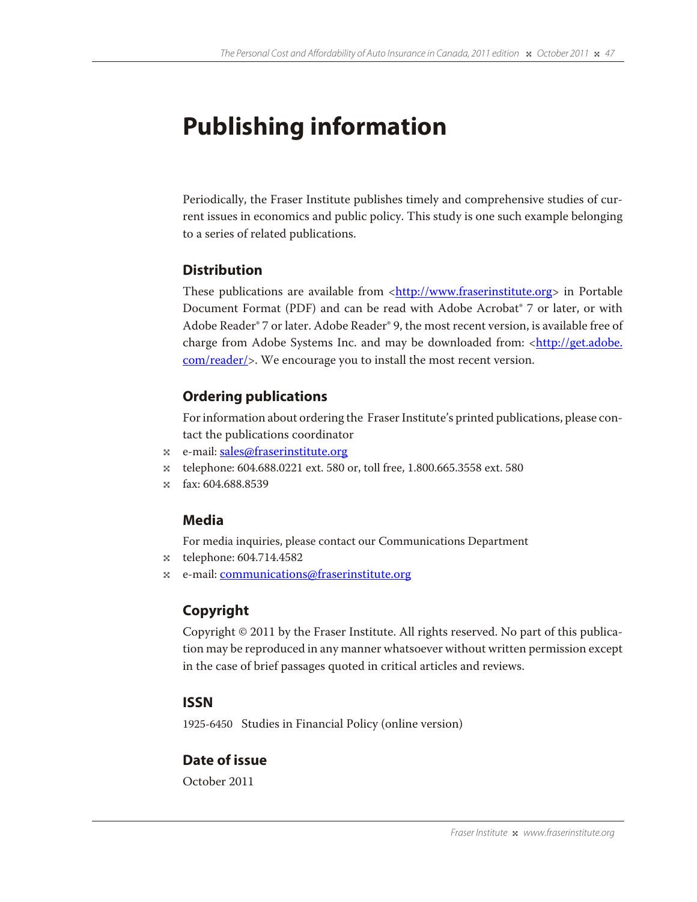# Publishing information

Periodically, the Fraser Institute publishes timely and comprehensive studies of current issues in economics and public policy. This study is one such example belonging to a series of related publications.

## Distribution

These publications are available from <http://www.fraserinstitute.org> in Portable Document Format (PDF) and can be read with Adobe Acrobat® 7 or later, or with Adobe Reader® 7 or later. Adobe Reader® 9, the most recent version, is available free of charge from Adobe Systems Inc. and may be downloaded from: <http://get.adobe.com/reader/>. We encourage you to install the most recent version.

## Ordering publications

For information about ordering the Fraser Institute's printed publications, please contact the publications coordinator

- e-mail: sales@fraserinstitute.org
- telephone: 604.688.0221 ext. 580 or, toll free, 1.800.665.3558 ext. 580
- fax: 604.688.8539

## Media

For media inquiries, please contact our Communications Department

- telephone: 604.714.4582
- e-mail: communications@fraserinstitute.org

## Copyright

Copyright © 2011 by the Fraser Institute. All rights reserved. No part of this publication may be reproduced in any manner whatsoever without written permission except in the case of brief passages quoted in critical articles and reviews.

## ISSN

1925-6450 Studies in Financial Policy (online version)

## Date of issue

October 2011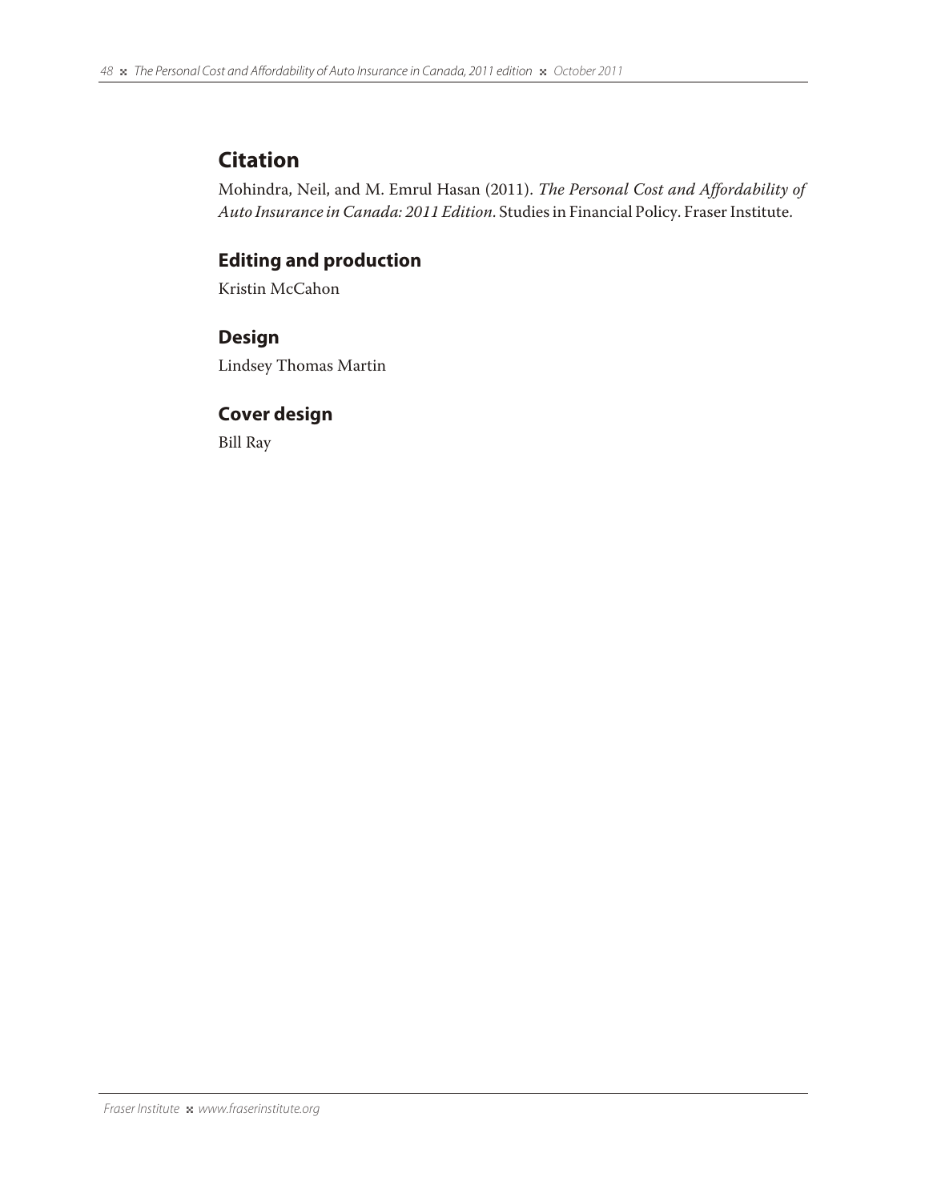## Citation

Mohindra, Neil, and M. Emrul Hasan (2011). *The Personal Cost and Affordability of Auto Insurance in Canada: 2011 Edition*. Studies in Financial Policy. Fraser Institute.

### Editing and production

Kristin McCahon

### Design

Lindsey Thomas Martin

### Cover design

Bill Ray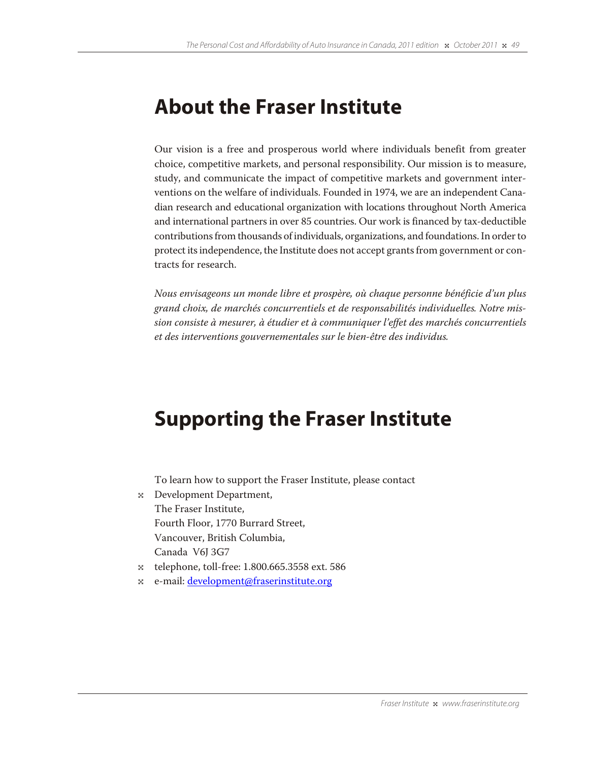# About the Fraser Institute

Our vision is a free and prosperous world where individuals benefit from greater choice, competitive markets, and personal responsibility. Our mission is to measure, study, and communicate the impact of competitive markets and government interventions on the welfare of individuals. Founded in 1974, we are an independent Canadian research and educational organization with locations throughout North America and international partners in over 85 countries. Our work is financed by tax-deductible contributions from thousands of individuals, organizations, and foundations. In order to protect its independence, the Institute does not accept grants from government or contracts for research.

*Nous envisageons un monde libre et prospère, où chaque personne bénéficie d'un plus grand choix, de marchés concurrentiels et de responsabilités individuelles. Notre mission consiste à mesurer, à étudier et à communiquer l'effet des marchés concurrentiels et des interventions gouvernementales sur le bien-être des individus.*

# Supporting the Fraser Institute

To learn how to support the Fraser Institute, please contact

- Development Department,
  The Fraser Institute,
  Fourth Floor, 1770 Burrard Street,
  Vancouver, British Columbia,
  Canada V6J 3G7
- telephone, toll-free: 1.800.665.3558 ext. 586
- e-mail: development@fraserinstitute.org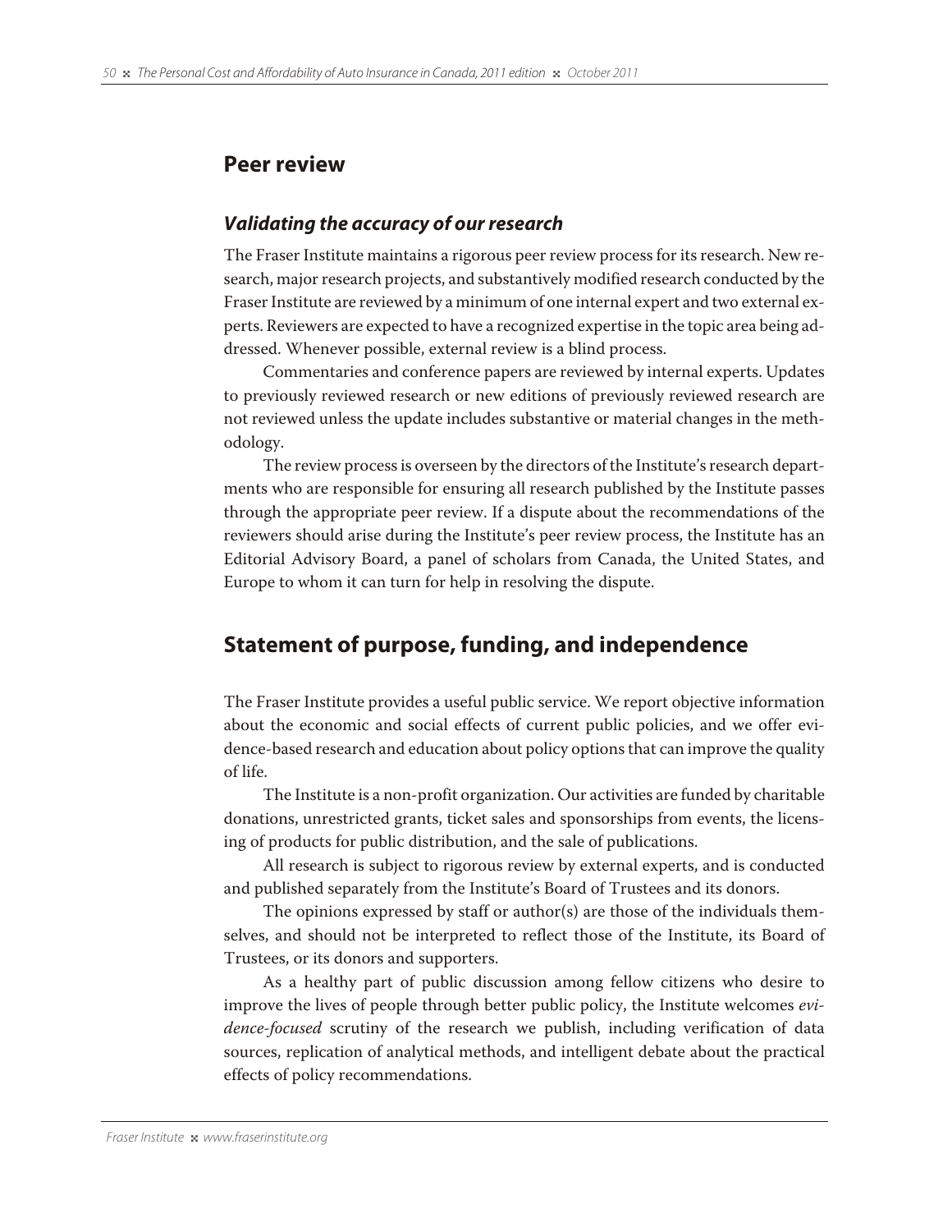## Peer review

### *Validating the accuracy of our research*

The Fraser Institute maintains a rigorous peer review process for its research. New research, major research projects, and substantively modified research conducted by the Fraser Institute are reviewed by a minimum of one internal expert and two external experts. Reviewers are expected to have a recognized expertise in the topic area being addressed. Whenever possible, external review is a blind process.

Commentaries and conference papers are reviewed by internal experts. Updates to previously reviewed research or new editions of previously reviewed research are not reviewed unless the update includes substantive or material changes in the methodology.

The review process is overseen by the directors of the Institute's research departments who are responsible for ensuring all research published by the Institute passes through the appropriate peer review. If a dispute about the recommendations of the reviewers should arise during the Institute's peer review process, the Institute has an Editorial Advisory Board, a panel of scholars from Canada, the United States, and Europe to whom it can turn for help in resolving the dispute.

## Statement of purpose, funding, and independence

The Fraser Institute provides a useful public service. We report objective information about the economic and social effects of current public policies, and we offer evidence-based research and education about policy options that can improve the quality of life.

The Institute is a non-profit organization. Our activities are funded by charitable donations, unrestricted grants, ticket sales and sponsorships from events, the licensing of products for public distribution, and the sale of publications.

All research is subject to rigorous review by external experts, and is conducted and published separately from the Institute's Board of Trustees and its donors.

The opinions expressed by staff or author(s) are those of the individuals themselves, and should not be interpreted to reflect those of the Institute, its Board of Trustees, or its donors and supporters.

As a healthy part of public discussion among fellow citizens who desire to improve the lives of people through better public policy, the Institute welcomes *evidence-focused* scrutiny of the research we publish, including verification of data sources, replication of analytical methods, and intelligent debate about the practical effects of policy recommendations.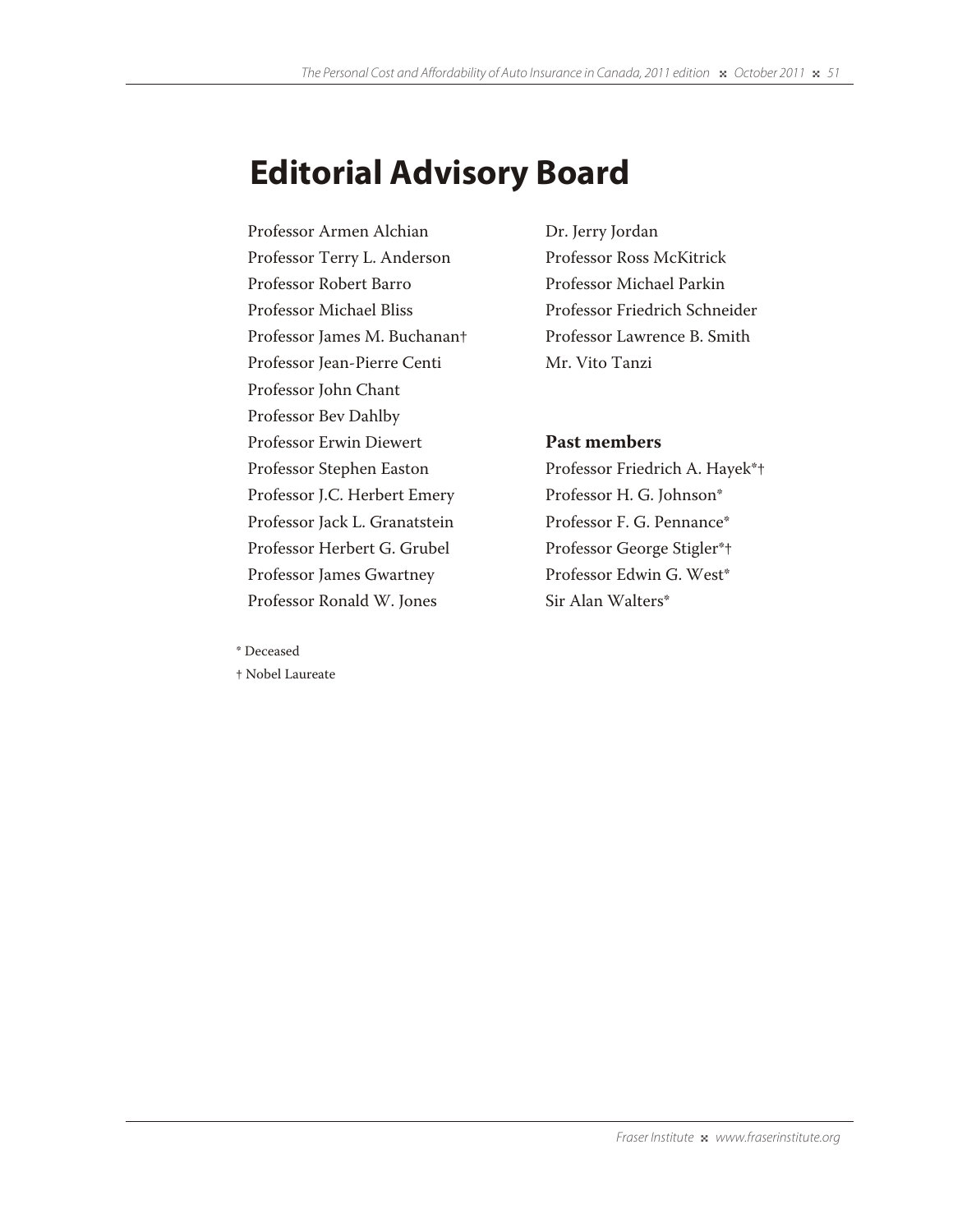# Editorial Advisory Board

Professor Armen Alchian
Professor Terry L. Anderson
Professor Robert Barro
Professor Michael Bliss
Professor James M. Buchanan†
Professor Jean-Pierre Centi
Professor John Chant
Professor Bev Dahlby
Professor Erwin Diewert
Professor Stephen Easton
Professor J.C. Herbert Emery
Professor Jack L. Granatstein
Professor Herbert G. Grubel
Professor James Gwartney
Professor Ronald W. Jones
Dr. Jerry Jordan
Professor Ross McKitrick
Professor Michael Parkin
Professor Friedrich Schneider
Professor Lawrence B. Smith
Mr. Vito Tanzi

**Past members**

Professor Friedrich A. Hayek*†
Professor H. G. Johnson*
Professor F. G. Pennance*
Professor George Stigler*†
Professor Edwin G. West*
Sir Alan Walters*

\* Deceased
† Nobel Laureate